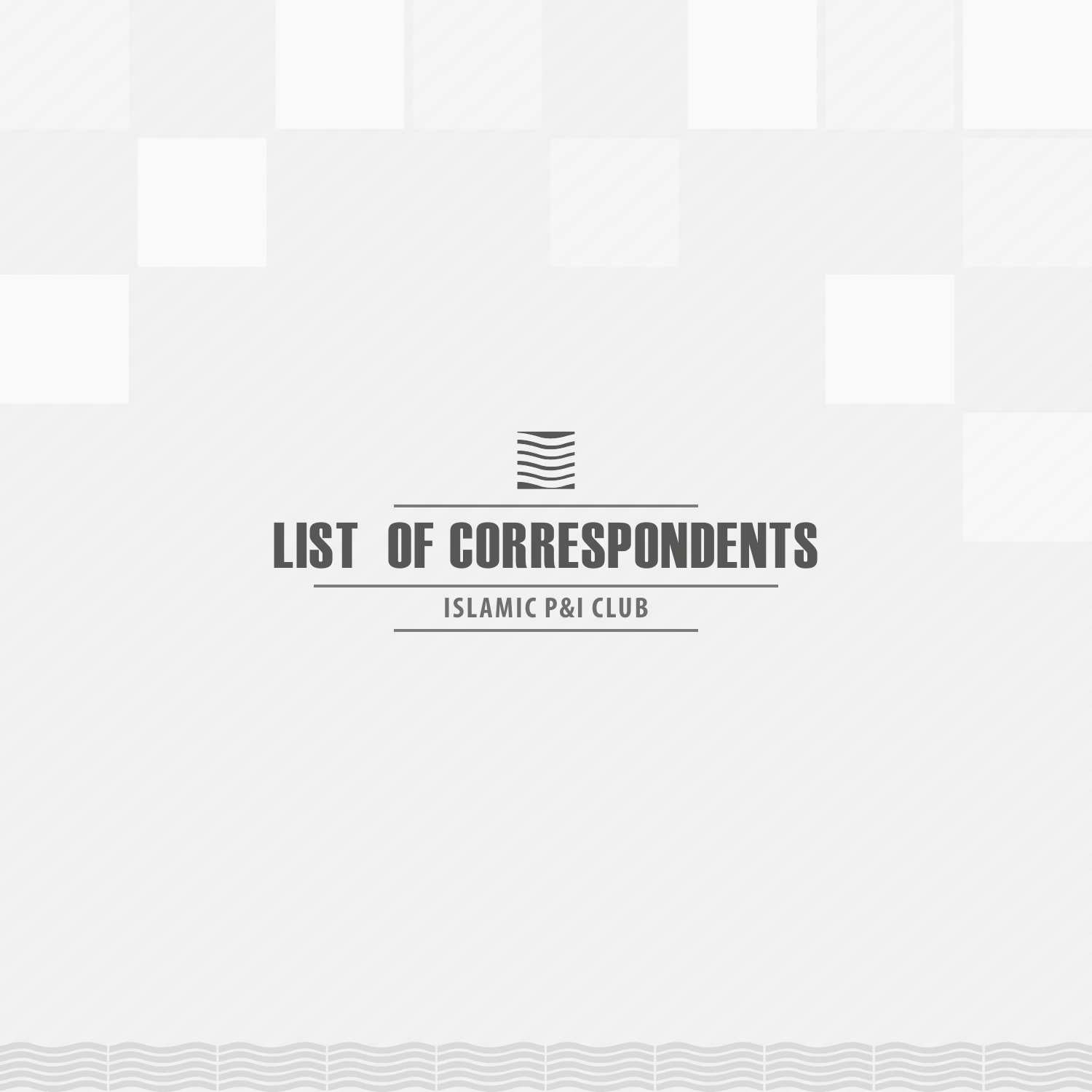# LIST OF CORRESPONDENTS

ISLAMIC P&I CLUB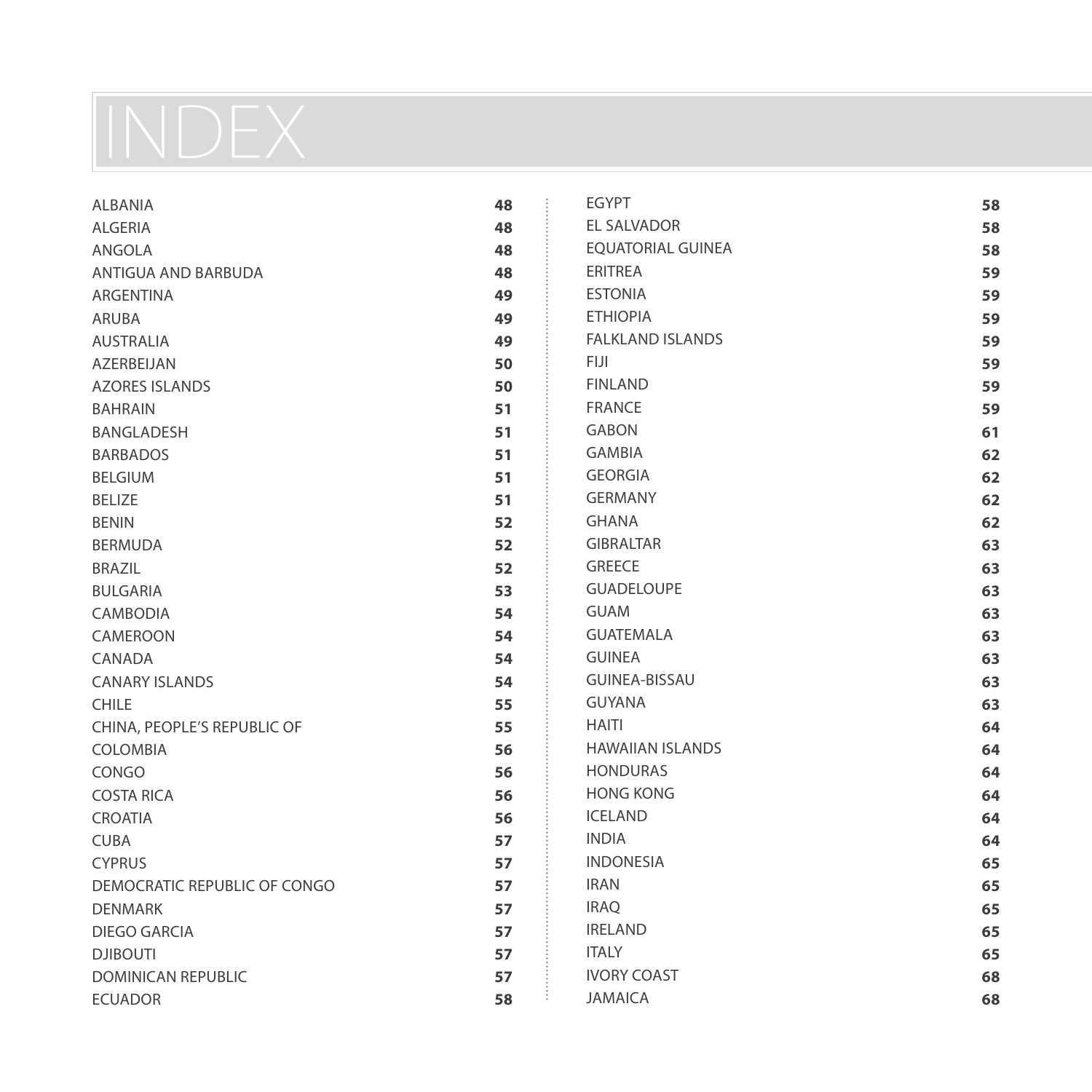# INDEX

| | |
|---|---|
| ALBANIA | **48** |
| ALGERIA | **48** |
| ANGOLA | **48** |
| ANTIGUA AND BARBUDA | **48** |
| ARGENTINA | **49** |
| ARUBA | **49** |
| AUSTRALIA | **49** |
| AZERBEIJAN | **50** |
| AZORES ISLANDS | **50** |
| BAHRAIN | **51** |
| BANGLADESH | **51** |
| BARBADOS | **51** |
| BELGIUM | **51** |
| BELIZE | **51** |
| BENIN | **52** |
| BERMUDA | **52** |
| BRAZIL | **52** |
| BULGARIA | **53** |
| CAMBODIA | **54** |
| CAMEROON | **54** |
| CANADA | **54** |
| CANARY ISLANDS | **54** |
| CHILE | **55** |
| CHINA, PEOPLE'S REPUBLIC OF | **55** |
| COLOMBIA | **56** |
| CONGO | **56** |
| COSTA RICA | **56** |
| CROATIA | **56** |
| CUBA | **57** |
| CYPRUS | **57** |
| DEMOCRATIC REPUBLIC OF CONGO | **57** |
| DENMARK | **57** |
| DIEGO GARCIA | **57** |
| DJIBOUTI | **57** |
| DOMINICAN REPUBLIC | **57** |
| ECUADOR | **58** |
| EGYPT | **58** |
| EL SALVADOR | **58** |
| EQUATORIAL GUINEA | **58** |
| ERITREA | **59** |
| ESTONIA | **59** |
| ETHIOPIA | **59** |
| FALKLAND ISLANDS | **59** |
| FIJI | **59** |
| FINLAND | **59** |
| FRANCE | **59** |
| GABON | **61** |
| GAMBIA | **62** |
| GEORGIA | **62** |
| GERMANY | **62** |
| GHANA | **62** |
| GIBRALTAR | **63** |
| GREECE | **63** |
| GUADELOUPE | **63** |
| GUAM | **63** |
| GUATEMALA | **63** |
| GUINEA | **63** |
| GUINEA-BISSAU | **63** |
| GUYANA | **63** |
| HAITI | **64** |
| HAWAIIAN ISLANDS | **64** |
| HONDURAS | **64** |
| HONG KONG | **64** |
| ICELAND | **64** |
| INDIA | **64** |
| INDONESIA | **65** |
| IRAN | **65** |
| IRAQ | **65** |
| IRELAND | **65** |
| ITALY | **65** |
| IVORY COAST | **68** |
| JAMAICA | **68** |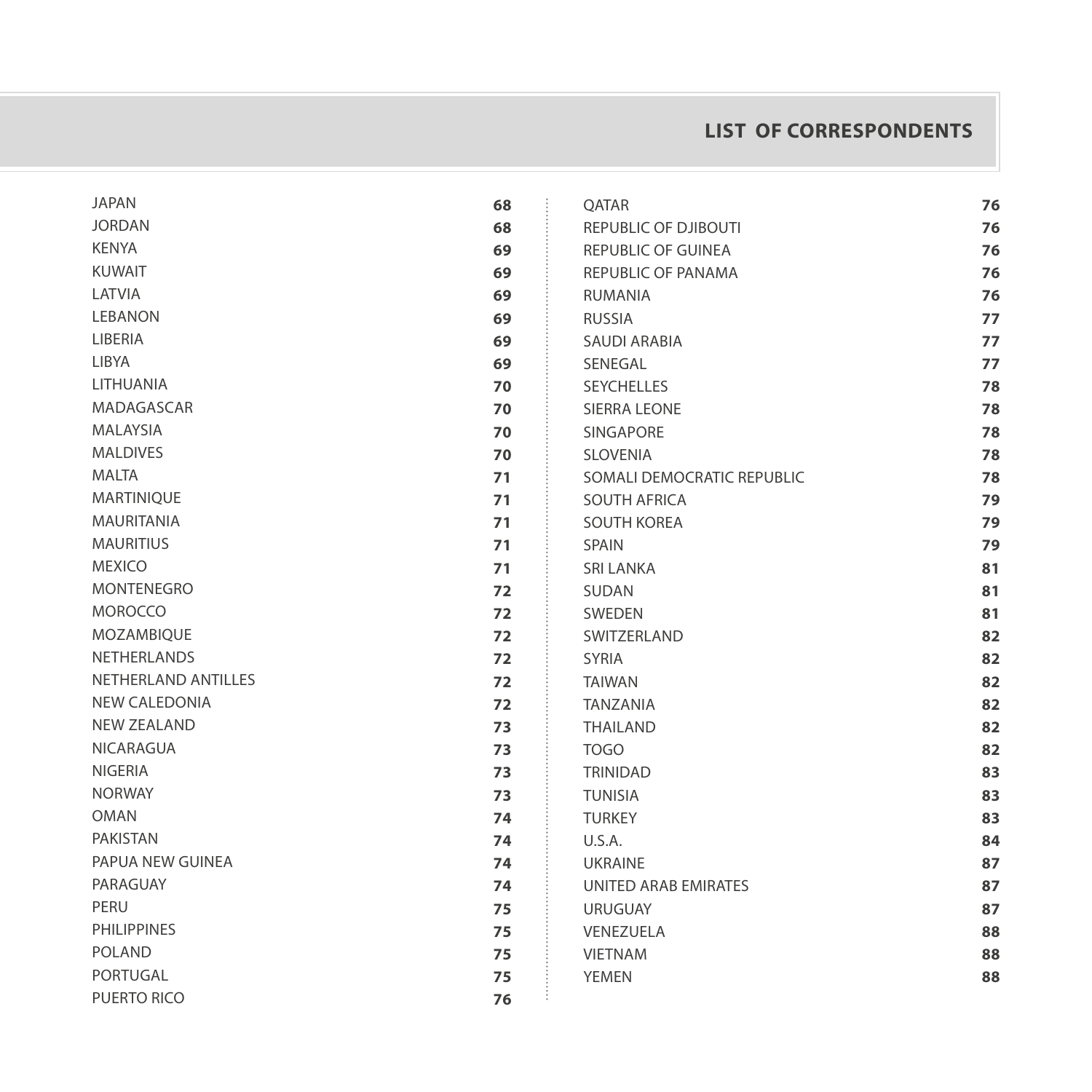## LIST OF CORRESPONDENTS

| Country | Page |
|---|---|
| JAPAN | 68 |
| JORDAN | 68 |
| KENYA | 69 |
| KUWAIT | 69 |
| LATVIA | 69 |
| LEBANON | 69 |
| LIBERIA | 69 |
| LIBYA | 69 |
| LITHUANIA | 70 |
| MADAGASCAR | 70 |
| MALAYSIA | 70 |
| MALDIVES | 70 |
| MALTA | 71 |
| MARTINIQUE | 71 |
| MAURITANIA | 71 |
| MAURITIUS | 71 |
| MEXICO | 71 |
| MONTENEGRO | 72 |
| MOROCCO | 72 |
| MOZAMBIQUE | 72 |
| NETHERLANDS | 72 |
| NETHERLAND ANTILLES | 72 |
| NEW CALEDONIA | 72 |
| NEW ZEALAND | 73 |
| NICARAGUA | 73 |
| NIGERIA | 73 |
| NORWAY | 73 |
| OMAN | 74 |
| PAKISTAN | 74 |
| PAPUA NEW GUINEA | 74 |
| PARAGUAY | 74 |
| PERU | 75 |
| PHILIPPINES | 75 |
| POLAND | 75 |
| PORTUGAL | 75 |
| PUERTO RICO | 76 |
| QATAR | 76 |
| REPUBLIC OF DJIBOUTI | 76 |
| REPUBLIC OF GUINEA | 76 |
| REPUBLIC OF PANAMA | 76 |
| RUMANIA | 76 |
| RUSSIA | 77 |
| SAUDI ARABIA | 77 |
| SENEGAL | 77 |
| SEYCHELLES | 78 |
| SIERRA LEONE | 78 |
| SINGAPORE | 78 |
| SLOVENIA | 78 |
| SOMALI DEMOCRATIC REPUBLIC | 78 |
| SOUTH AFRICA | 79 |
| SOUTH KOREA | 79 |
| SPAIN | 79 |
| SRI LANKA | 81 |
| SUDAN | 81 |
| SWEDEN | 81 |
| SWITZERLAND | 82 |
| SYRIA | 82 |
| TAIWAN | 82 |
| TANZANIA | 82 |
| THAILAND | 82 |
| TOGO | 82 |
| TRINIDAD | 83 |
| TUNISIA | 83 |
| TURKEY | 83 |
| U.S.A. | 84 |
| UKRAINE | 87 |
| UNITED ARAB EMIRATES | 87 |
| URUGUAY | 87 |
| VENEZUELA | 88 |
| VIETNAM | 88 |
| YEMEN | 88 |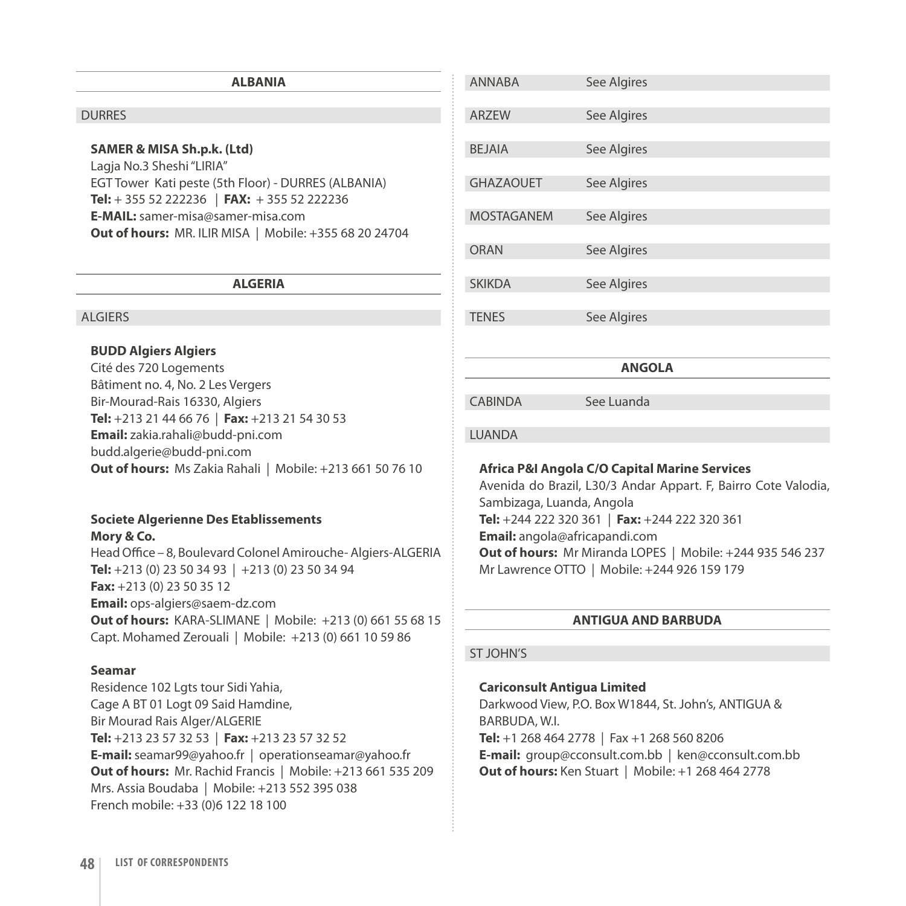## ALBANIA

### DURRES

**SAMER & MISA Sh.p.k. (Ltd)**
Lagja No.3 Sheshi "LIRIA"
EGT Tower Kati peste (5th Floor) - DURRES (ALBANIA)
**Tel:** + 355 52 222236 | **FAX:** + 355 52 222236
**E-MAIL:** samer-misa@samer-misa.com
**Out of hours:** MR. ILIR MISA | Mobile: +355 68 20 24704

## ALGERIA

### ALGIERS

**BUDD Algiers Algiers**
Cité des 720 Logements
Bâtiment no. 4, No. 2 Les Vergers
Bir-Mourad-Rais 16330, Algiers
**Tel:** +213 21 44 66 76 | **Fax:** +213 21 54 30 53
**Email:** zakia.rahali@budd-pni.com
budd.algerie@budd-pni.com
**Out of hours:** Ms Zakia Rahali | Mobile: +213 661 50 76 10

**Societe Algerienne Des Etablissements Mory & Co.**
Head Office – 8, Boulevard Colonel Amirouche- Algiers-ALGERIA
**Tel:** +213 (0) 23 50 34 93 | +213 (0) 23 50 34 94
**Fax:** +213 (0) 23 50 35 12
**Email:** ops-algiers@saem-dz.com
**Out of hours:** KARA-SLIMANE | Mobile: +213 (0) 661 55 68 15
Capt. Mohamed Zerouali | Mobile: +213 (0) 661 10 59 86

**Seamar**
Residence 102 Lgts tour Sidi Yahia,
Cage A BT 01 Logt 09 Said Hamdine,
Bir Mourad Rais Alger/ALGERIE
**Tel:** +213 23 57 32 53 | **Fax:** +213 23 57 32 52
**E-mail:** seamar99@yahoo.fr | operationseamar@yahoo.fr
**Out of hours:** Mr. Rachid Francis | Mobile: +213 661 535 209
Mrs. Assia Boudaba | Mobile: +213 552 395 038
French mobile: +33 (0)6 122 18 100

ANNABA — See Algires

ARZEW — See Algires

BEJAIA — See Algires

GHAZAOUET — See Algires

MOSTAGANEM — See Algires

ORAN — See Algires

SKIKDA — See Algires

TENES — See Algires

## ANGOLA

CABINDA — See Luanda

### LUANDA

**Africa P&I Angola C/O Capital Marine Services**
Avenida do Brazil, L30/3 Andar Appart. F, Bairro Cote Valodia, Sambizaga, Luanda, Angola
**Tel:** +244 222 320 361 | **Fax:** +244 222 320 361
**Email:** angola@africapandi.com
**Out of hours:** Mr Miranda LOPES | Mobile: +244 935 546 237
Mr Lawrence OTTO | Mobile: +244 926 159 179

## ANTIGUA AND BARBUDA

### ST JOHN'S

**Cariconsult Antigua Limited**
Darkwood View, P.O. Box W1844, St. John's, ANTIGUA & BARBUDA, W.I.
**Tel:** +1 268 464 2778 | Fax +1 268 560 8206
**E-mail:** group@cconsult.com.bb | ken@cconsult.com.bb
**Out of hours:** Ken Stuart | Mobile: +1 268 464 2778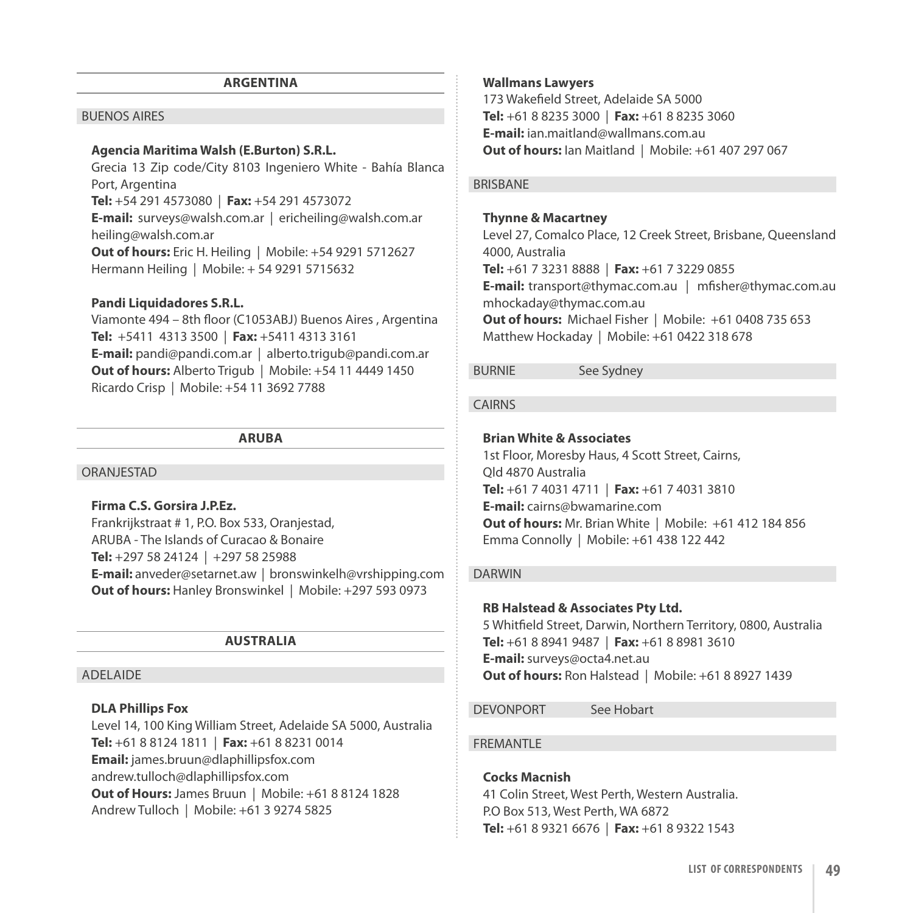## ARGENTINA

### BUENOS AIRES

**Agencia Maritima Walsh (E.Burton) S.R.L.**
Grecia 13 Zip code/City 8103 Ingeniero White - Bahía Blanca Port, Argentina
**Tel:** +54 291 4573080 | **Fax:** +54 291 4573072
**E-mail:** surveys@walsh.com.ar | ericheiling@walsh.com.ar heiling@walsh.com.ar
**Out of hours:** Eric H. Heiling | Mobile: +54 9291 5712627
Hermann Heiling | Mobile: + 54 9291 5715632

**Pandi Liquidadores S.R.L.**
Viamonte 494 – 8th floor (C1053ABJ) Buenos Aires , Argentina
**Tel:** +5411 4313 3500 | **Fax:** +5411 4313 3161
**E-mail:** pandi@pandi.com.ar | alberto.trigub@pandi.com.ar
**Out of hours:** Alberto Trigub | Mobile: +54 11 4449 1450
Ricardo Crisp | Mobile: +54 11 3692 7788

## ARUBA

### ORANJESTAD

**Firma C.S. Gorsira J.P.Ez.**
Frankrijkstraat # 1, P.O. Box 533, Oranjestad,
ARUBA - The Islands of Curacao & Bonaire
**Tel:** +297 58 24124 | +297 58 25988
**E-mail:** anveder@setarnet.aw | bronswinkelh@vrshipping.com
**Out of hours:** Hanley Bronswinkel | Mobile: +297 593 0973

## AUSTRALIA

### ADELAIDE

**DLA Phillips Fox**
Level 14, 100 King William Street, Adelaide SA 5000, Australia
**Tel:** +61 8 8124 1811 | **Fax:** +61 8 8231 0014
**Email:** james.bruun@dlaphillipsfox.com
andrew.tulloch@dlaphillipsfox.com
**Out of Hours:** James Bruun | Mobile: +61 8 8124 1828
Andrew Tulloch | Mobile: +61 3 9274 5825

**Wallmans Lawyers**
173 Wakefield Street, Adelaide SA 5000
**Tel:** +61 8 8235 3000 | **Fax:** +61 8 8235 3060
**E-mail:** ian.maitland@wallmans.com.au
**Out of hours:** Ian Maitland | Mobile: +61 407 297 067

### BRISBANE

**Thynne & Macartney**
Level 27, Comalco Place, 12 Creek Street, Brisbane, Queensland 4000, Australia
**Tel:** +61 7 3231 8888 | **Fax:** +61 7 3229 0855
**E-mail:** transport@thymac.com.au | mfisher@thymac.com.au mhockaday@thymac.com.au
**Out of hours:** Michael Fisher | Mobile: +61 0408 735 653
Matthew Hockaday | Mobile: +61 0422 318 678

### BURNIE See Sydney

### CAIRNS

**Brian White & Associates**
1st Floor, Moresby Haus, 4 Scott Street, Cairns,
Qld 4870 Australia
**Tel:** +61 7 4031 4711 | **Fax:** +61 7 4031 3810
**E-mail:** cairns@bwamarine.com
**Out of hours:** Mr. Brian White | Mobile: +61 412 184 856
Emma Connolly | Mobile: +61 438 122 442

### DARWIN

**RB Halstead & Associates Pty Ltd.**
5 Whitfield Street, Darwin, Northern Territory, 0800, Australia
**Tel:** +61 8 8941 9487 | **Fax:** +61 8 8981 3610
**E-mail:** surveys@octa4.net.au
**Out of hours:** Ron Halstead | Mobile: +61 8 8927 1439

### DEVONPORT See Hobart

### FREMANTLE

**Cocks Macnish**
41 Colin Street, West Perth, Western Australia.
P.O Box 513, West Perth, WA 6872
**Tel:** +61 8 9321 6676 | **Fax:** +61 8 9322 1543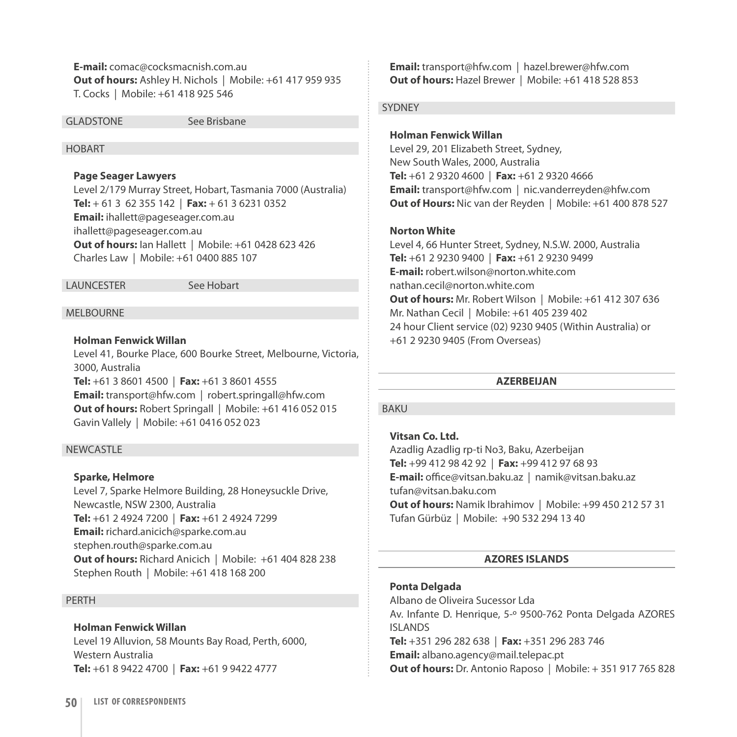**E-mail:** comac@cocksmacnish.com.au
**Out of hours:** Ashley H. Nichols | Mobile: +61 417 959 935
T. Cocks | Mobile: +61 418 925 546

GLADSTONE See Brisbane

HOBART

**Page Seager Lawyers**
Level 2/179 Murray Street, Hobart, Tasmania 7000 (Australia)
**Tel:** + 61 3 62 355 142 | **Fax:** + 61 3 6231 0352
**Email:** ihallett@pageseager.com.au
ihallett@pageseager.com.au
**Out of hours:** Ian Hallett | Mobile: +61 0428 623 426
Charles Law | Mobile: +61 0400 885 107

LAUNCESTER See Hobart

MELBOURNE

**Holman Fenwick Willan**
Level 41, Bourke Place, 600 Bourke Street, Melbourne, Victoria, 3000, Australia
**Tel:** +61 3 8601 4500 | **Fax:** +61 3 8601 4555
**Email:** transport@hfw.com | robert.springall@hfw.com
**Out of hours:** Robert Springall | Mobile: +61 416 052 015
Gavin Vallely | Mobile: +61 0416 052 023

NEWCASTLE

**Sparke, Helmore**
Level 7, Sparke Helmore Building, 28 Honeysuckle Drive, Newcastle, NSW 2300, Australia
**Tel:** +61 2 4924 7200 | **Fax:** +61 2 4924 7299
**Email:** richard.anicich@sparke.com.au
stephen.routh@sparke.com.au
**Out of hours:** Richard Anicich | Mobile: +61 404 828 238
Stephen Routh | Mobile: +61 418 168 200

PERTH

**Holman Fenwick Willan**
Level 19 Alluvion, 58 Mounts Bay Road, Perth, 6000, Western Australia
**Tel:** +61 8 9422 4700 | **Fax:** +61 9 9422 4777
**Email:** transport@hfw.com | hazel.brewer@hfw.com
**Out of hours:** Hazel Brewer | Mobile: +61 418 528 853

SYDNEY

**Holman Fenwick Willan**
Level 29, 201 Elizabeth Street, Sydney, New South Wales, 2000, Australia
**Tel:** +61 2 9320 4600 | **Fax:** +61 2 9320 4666
**Email:** transport@hfw.com | nic.vanderreyden@hfw.com
**Out of Hours:** Nic van der Reyden | Mobile: +61 400 878 527

**Norton White**
Level 4, 66 Hunter Street, Sydney, N.S.W. 2000, Australia
**Tel:** +61 2 9230 9400 | **Fax:** +61 2 9230 9499
**E-mail:** robert.wilson@norton.white.com
nathan.cecil@norton.white.com
**Out of hours:** Mr. Robert Wilson | Mobile: +61 412 307 636
Mr. Nathan Cecil | Mobile: +61 405 239 402
24 hour Client service (02) 9230 9405 (Within Australia) or +61 2 9230 9405 (From Overseas)

## AZERBEIJAN

BAKU

**Vitsan Co. Ltd.**
Azadlig Azadlig rp-ti No3, Baku, Azerbeijan
**Tel:** +99 412 98 42 92 | **Fax:** +99 412 97 68 93
**E-mail:** office@vitsan.baku.az | namik@vitsan.baku.az
tufan@vitsan.baku.com
**Out of hours:** Namik Ibrahimov | Mobile: +99 450 212 57 31
Tufan Gürbüz | Mobile: +90 532 294 13 40

## AZORES ISLANDS

**Ponta Delgada**
Albano de Oliveira Sucessor Lda
Av. Infante D. Henrique, 5-º 9500-762 Ponta Delgada AZORES ISLANDS
**Tel:** +351 296 282 638 | **Fax:** +351 296 283 746
**Email:** albano.agency@mail.telepac.pt
**Out of hours:** Dr. Antonio Raposo | Mobile: + 351 917 765 828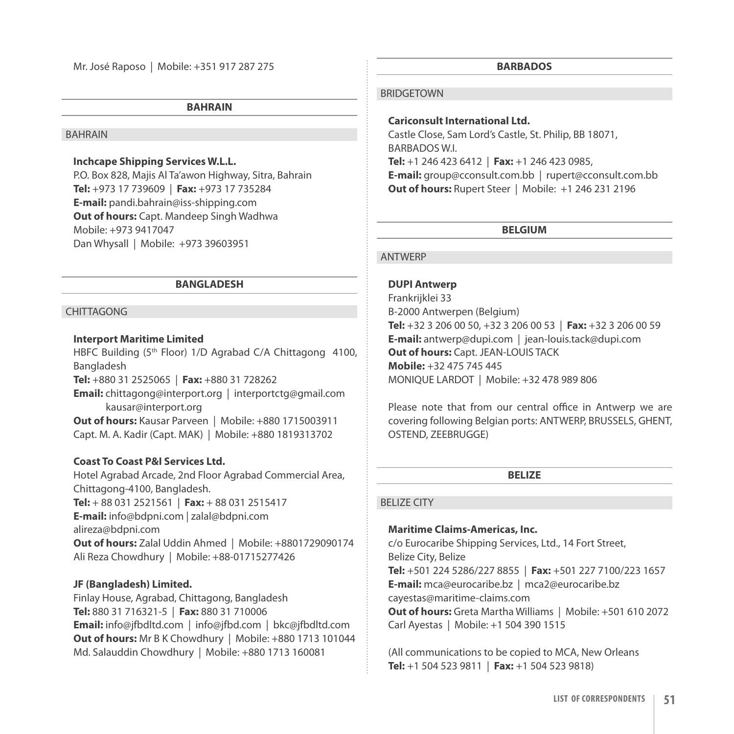Mr. José Raposo | Mobile: +351 917 287 275

## BAHRAIN

### BAHRAIN

**Inchcape Shipping Services W.L.L.**
P.O. Box 828, Majis Al Ta'awon Highway, Sitra, Bahrain
**Tel:** +973 17 739609 | **Fax:** +973 17 735284
**E-mail:** pandi.bahrain@iss-shipping.com
**Out of hours:** Capt. Mandeep Singh Wadhwa
Mobile: +973 9417047
Dan Whysall | Mobile: +973 39603951

## BANGLADESH

### CHITTAGONG

**Interport Maritime Limited**
HBFC Building (5th Floor) 1/D Agrabad C/A Chittagong 4100, Bangladesh
**Tel:** +880 31 2525065 | **Fax:** +880 31 728262
**Email:** chittagong@interport.org | interportctg@gmail.com
kausar@interport.org
**Out of hours:** Kausar Parveen | Mobile: +880 1715003911
Capt. M. A. Kadir (Capt. MAK) | Mobile: +880 1819313702

**Coast To Coast P&I Services Ltd.**
Hotel Agrabad Arcade, 2nd Floor Agrabad Commercial Area, Chittagong-4100, Bangladesh.
**Tel:** + 88 031 2521561 | **Fax:** + 88 031 2515417
**E-mail:** info@bdpni.com | zalal@bdpni.com
alireza@bdpni.com
**Out of hours:** Zalal Uddin Ahmed | Mobile: +8801729090174
Ali Reza Chowdhury | Mobile: +88-01715277426

**JF (Bangladesh) Limited.**
Finlay House, Agrabad, Chittagong, Bangladesh
**Tel:** 880 31 716321-5 | **Fax:** 880 31 710006
**Email:** info@jfbdltd.com | info@jfbd.com | bkc@jfbdltd.com
**Out of hours:** Mr B K Chowdhury | Mobile: +880 1713 101044
Md. Salauddin Chowdhury | Mobile: +880 1713 160081

## BARBADOS

### BRIDGETOWN

**Cariconsult International Ltd.**
Castle Close, Sam Lord's Castle, St. Philip, BB 18071,
BARBADOS W.I.
**Tel:** +1 246 423 6412 | **Fax:** +1 246 423 0985,
**E-mail:** group@cconsult.com.bb | rupert@cconsult.com.bb
**Out of hours:** Rupert Steer | Mobile: +1 246 231 2196

## BELGIUM

### ANTWERP

**DUPI Antwerp**
Frankrijklei 33
B-2000 Antwerpen (Belgium)
**Tel:** +32 3 206 00 50, +32 3 206 00 53 | **Fax:** +32 3 206 00 59
**E-mail:** antwerp@dupi.com | jean-louis.tack@dupi.com
**Out of hours:** Capt. JEAN-LOUIS TACK
**Mobile:** +32 475 745 445
MONIQUE LARDOT | Mobile: +32 478 989 806

Please note that from our central office in Antwerp we are covering following Belgian ports: ANTWERP, BRUSSELS, GHENT, OSTEND, ZEEBRUGGE)

## BELIZE

### BELIZE CITY

**Maritime Claims-Americas, Inc.**
c/o Eurocaribe Shipping Services, Ltd., 14 Fort Street,
Belize City, Belize
**Tel:** +501 224 5286/227 8855 | **Fax:** +501 227 7100/223 1657
**E-mail:** mca@eurocaribe.bz | mca2@eurocaribe.bz
cayestas@maritime-claims.com
**Out of hours:** Greta Martha Williams | Mobile: +501 610 2072
Carl Ayestas | Mobile: +1 504 390 1515

(All communications to be copied to MCA, New Orleans
**Tel:** +1 504 523 9811 | **Fax:** +1 504 523 9818)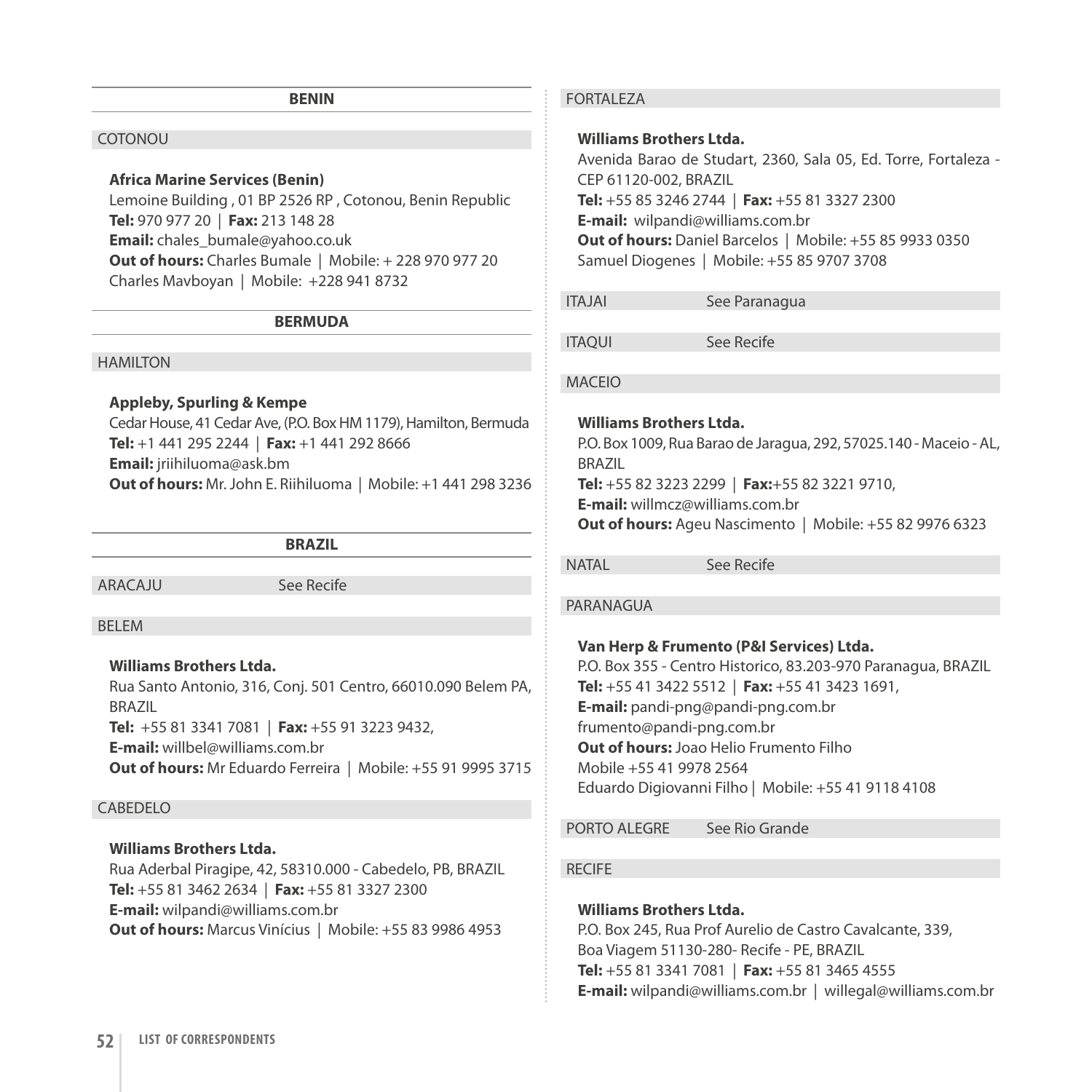## BENIN

### COTONOU

**Africa Marine Services (Benin)**
Lemoine Building , 01 BP 2526 RP , Cotonou, Benin Republic
**Tel:** 970 977 20 | **Fax:** 213 148 28
**Email:** chales_bumale@yahoo.co.uk
**Out of hours:** Charles Bumale | Mobile: + 228 970 977 20
Charles Mavboyan | Mobile: +228 941 8732

## BERMUDA

### HAMILTON

**Appleby, Spurling & Kempe**
Cedar House, 41 Cedar Ave, (P.O. Box HM 1179), Hamilton, Bermuda
**Tel:** +1 441 295 2244 | **Fax:** +1 441 292 8666
**Email:** jriihiluoma@ask.bm
**Out of hours:** Mr. John E. Riihiluoma | Mobile: +1 441 298 3236

## BRAZIL

### ARACAJU — See Recife

### BELEM

**Williams Brothers Ltda.**
Rua Santo Antonio, 316, Conj. 501 Centro, 66010.090 Belem PA, BRAZIL
**Tel:** +55 81 3341 7081 | **Fax:** +55 91 3223 9432,
**E-mail:** willbel@williams.com.br
**Out of hours:** Mr Eduardo Ferreira | Mobile: +55 91 9995 3715

### CABEDELO

**Williams Brothers Ltda.**
Rua Aderbal Piragipe, 42, 58310.000 - Cabedelo, PB, BRAZIL
**Tel:** +55 81 3462 2634 | **Fax:** +55 81 3327 2300
**E-mail:** wilpandi@williams.com.br
**Out of hours:** Marcus Vinícius | Mobile: +55 83 9986 4953

### FORTALEZA

**Williams Brothers Ltda.**
Avenida Barao de Studart, 2360, Sala 05, Ed. Torre, Fortaleza - CEP 61120-002, BRAZIL
**Tel:** +55 85 3246 2744 | **Fax:** +55 81 3327 2300
**E-mail:** wilpandi@williams.com.br
**Out of hours:** Daniel Barcelos | Mobile: +55 85 9933 0350
Samuel Diogenes | Mobile: +55 85 9707 3708

### ITAJAI — See Paranagua

### ITAQUI — See Recife

### MACEIO

**Williams Brothers Ltda.**
P.O. Box 1009, Rua Barao de Jaragua, 292, 57025.140 - Maceio - AL, BRAZIL
**Tel:** +55 82 3223 2299 | **Fax:**+55 82 3221 9710,
**E-mail:** willmcz@williams.com.br
**Out of hours:** Ageu Nascimento | Mobile: +55 82 9976 6323

### NATAL — See Recife

### PARANAGUA

**Van Herp & Frumento (P&I Services) Ltda.**
P.O. Box 355 - Centro Historico, 83.203-970 Paranagua, BRAZIL
**Tel:** +55 41 3422 5512 | **Fax:** +55 41 3423 1691,
**E-mail:** pandi-png@pandi-png.com.br
frumento@pandi-png.com.br
**Out of hours:** Joao Helio Frumento Filho
Mobile +55 41 9978 2564
Eduardo Digiovanni Filho | Mobile: +55 41 9118 4108

### PORTO ALEGRE — See Rio Grande

### RECIFE

**Williams Brothers Ltda.**
P.O. Box 245, Rua Prof Aurelio de Castro Cavalcante, 339,
Boa Viagem 51130-280- Recife - PE, BRAZIL
**Tel:** +55 81 3341 7081 | **Fax:** +55 81 3465 4555
**E-mail:** wilpandi@williams.com.br | willegal@williams.com.br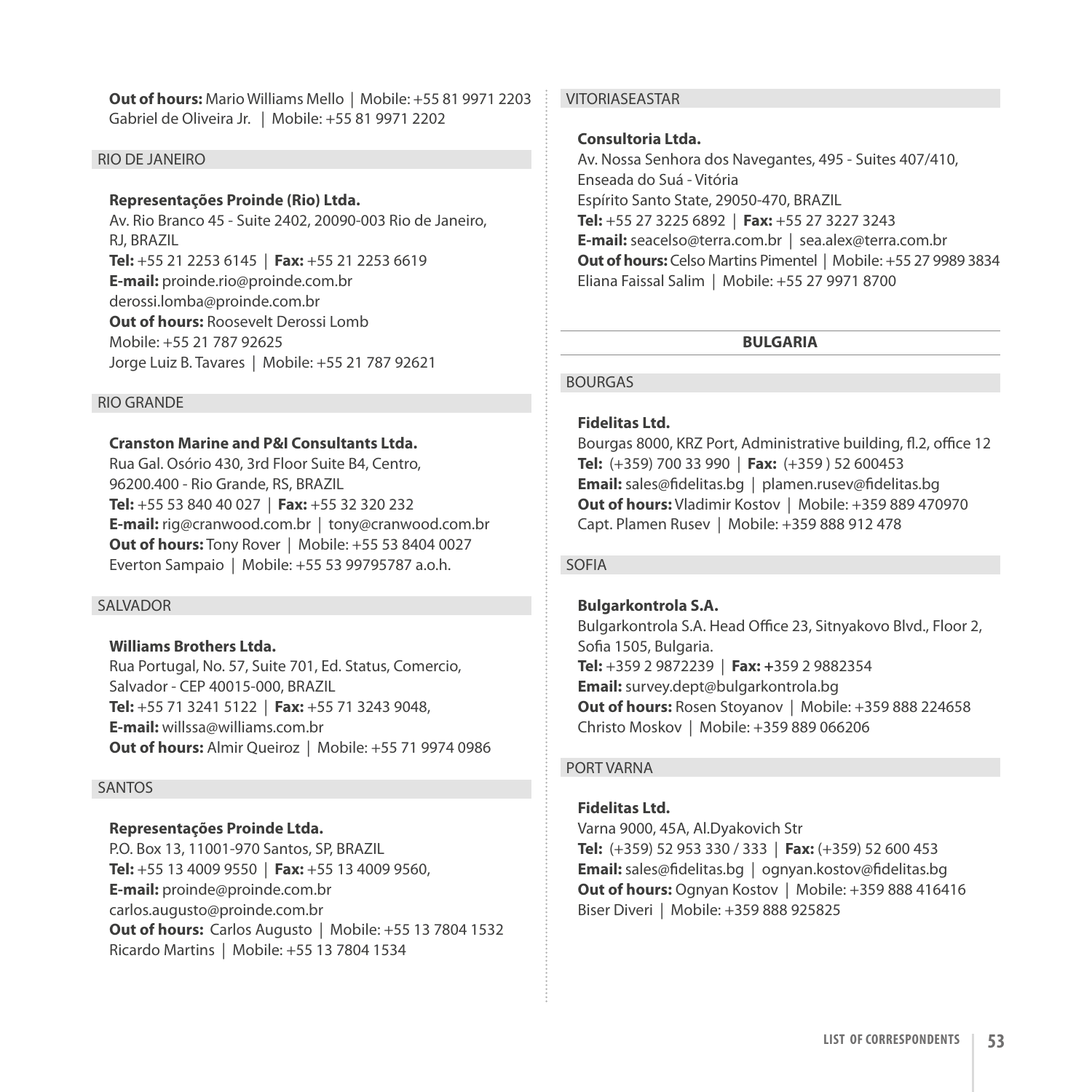**Out of hours:** Mario Williams Mello | Mobile: +55 81 9971 2203
Gabriel de Oliveira Jr. | Mobile: +55 81 9971 2202

### RIO DE JANEIRO

**Representações Proinde (Rio) Ltda.**
Av. Rio Branco 45 - Suite 2402, 20090-003 Rio de Janeiro, RJ, BRAZIL
**Tel:** +55 21 2253 6145 | **Fax:** +55 21 2253 6619
**E-mail:** proinde.rio@proinde.com.br
derossi.lomba@proinde.com.br
**Out of hours:** Roosevelt Derossi Lomb
Mobile: +55 21 787 92625
Jorge Luiz B. Tavares | Mobile: +55 21 787 92621

### RIO GRANDE

**Cranston Marine and P&I Consultants Ltda.**
Rua Gal. Osório 430, 3rd Floor Suite B4, Centro, 96200.400 - Rio Grande, RS, BRAZIL
**Tel:** +55 53 840 40 027 | **Fax:** +55 32 320 232
**E-mail:** rig@cranwood.com.br | tony@cranwood.com.br
**Out of hours:** Tony Rover | Mobile: +55 53 8404 0027
Everton Sampaio | Mobile: +55 53 99795787 a.o.h.

### SALVADOR

**Williams Brothers Ltda.**
Rua Portugal, No. 57, Suite 701, Ed. Status, Comercio, Salvador - CEP 40015-000, BRAZIL
**Tel:** +55 71 3241 5122 | **Fax:** +55 71 3243 9048,
**E-mail:** willssa@williams.com.br
**Out of hours:** Almir Queiroz | Mobile: +55 71 9974 0986

### SANTOS

**Representações Proinde Ltda.**
P.O. Box 13, 11001-970 Santos, SP, BRAZIL
**Tel:** +55 13 4009 9550 | **Fax:** +55 13 4009 9560,
**E-mail:** proinde@proinde.com.br
carlos.augusto@proinde.com.br
**Out of hours:** Carlos Augusto | Mobile: +55 13 7804 1532
Ricardo Martins | Mobile: +55 13 7804 1534

### VITORIASEASTAR

**Consultoria Ltda.**
Av. Nossa Senhora dos Navegantes, 495 - Suites 407/410, Enseada do Suá - Vitória
Espírito Santo State, 29050-470, BRAZIL
**Tel:** +55 27 3225 6892 | **Fax:** +55 27 3227 3243
**E-mail:** seacelso@terra.com.br | sea.alex@terra.com.br
**Out of hours:** Celso Martins Pimentel | Mobile: +55 27 9989 3834
Eliana Faissal Salim | Mobile: +55 27 9971 8700

## BULGARIA

### BOURGAS

**Fidelitas Ltd.**
Bourgas 8000, KRZ Port, Administrative building, fl.2, office 12
**Tel:** (+359) 700 33 990 | **Fax:** (+359 ) 52 600453
**Email:** sales@fidelitas.bg | plamen.rusev@fidelitas.bg
**Out of hours:** Vladimir Kostov | Mobile: +359 889 470970
Capt. Plamen Rusev | Mobile: +359 888 912 478

### SOFIA

**Bulgarkontrola S.A.**
Bulgarkontrola S.A. Head Office 23, Sitnyakovo Blvd., Floor 2, Sofia 1505, Bulgaria.
**Tel:** +359 2 9872239 | **Fax: +**359 2 9882354
**Email:** survey.dept@bulgarkontrola.bg
**Out of hours:** Rosen Stoyanov | Mobile: +359 888 224658
Christo Moskov | Mobile: +359 889 066206

### PORT VARNA

**Fidelitas Ltd.**
Varna 9000, 45A, Al.Dyakovich Str
**Tel:** (+359) 52 953 330 / 333 | **Fax:** (+359) 52 600 453
**Email:** sales@fidelitas.bg | ognyan.kostov@fidelitas.bg
**Out of hours:** Ognyan Kostov | Mobile: +359 888 416416
Biser Diveri | Mobile: +359 888 925825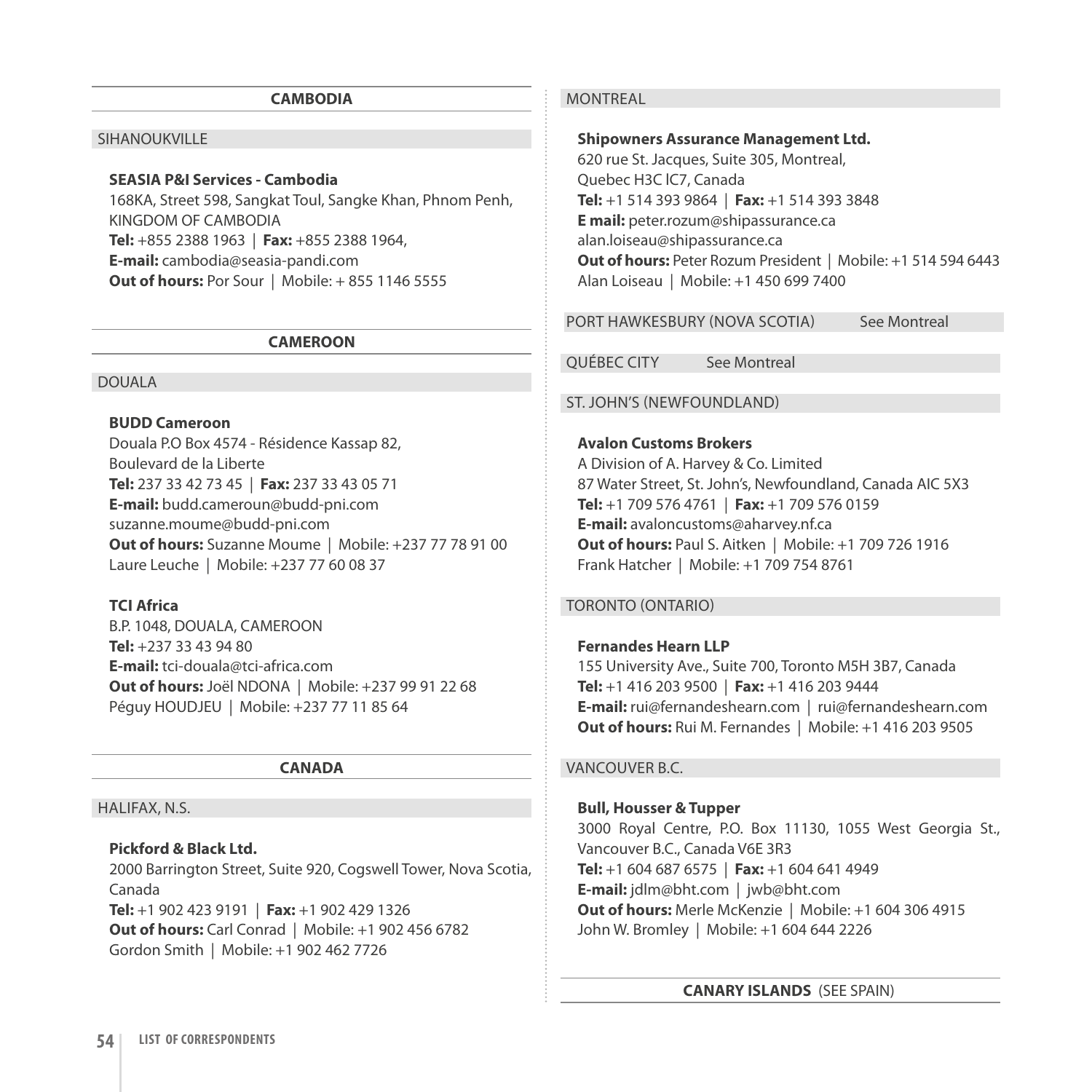## CAMBODIA

### SIHANOUKVILLE

**SEASIA P&I Services - Cambodia**
168KA, Street 598, Sangkat Toul, Sangke Khan, Phnom Penh, KINGDOM OF CAMBODIA
**Tel:** +855 2388 1963 | **Fax:** +855 2388 1964,
**E-mail:** cambodia@seasia-pandi.com
**Out of hours:** Por Sour | Mobile: + 855 1146 5555

## CAMEROON

### DOUALA

**BUDD Cameroon**
Douala P.O Box 4574 - Résidence Kassap 82, Boulevard de la Liberte
**Tel:** 237 33 42 73 45 | **Fax:** 237 33 43 05 71
**E-mail:** budd.cameroun@budd-pni.com
suzanne.moume@budd-pni.com
**Out of hours:** Suzanne Moume | Mobile: +237 77 78 91 00
Laure Leuche | Mobile: +237 77 60 08 37

**TCI Africa**
B.P. 1048, DOUALA, CAMEROON
**Tel:** +237 33 43 94 80
**E-mail:** tci-douala@tci-africa.com
**Out of hours:** Joël NDONA | Mobile: +237 99 91 22 68
Péguy HOUDJEU | Mobile: +237 77 11 85 64

## CANADA

### HALIFAX, N.S.

**Pickford & Black Ltd.**
2000 Barrington Street, Suite 920, Cogswell Tower, Nova Scotia, Canada
**Tel:** +1 902 423 9191 | **Fax:** +1 902 429 1326
**Out of hours:** Carl Conrad | Mobile: +1 902 456 6782
Gordon Smith | Mobile: +1 902 462 7726

### MONTREAL

**Shipowners Assurance Management Ltd.**
620 rue St. Jacques, Suite 305, Montreal, Quebec H3C lC7, Canada
**Tel:** +1 514 393 9864 | **Fax:** +1 514 393 3848
**E mail:** peter.rozum@shipassurance.ca
alan.loiseau@shipassurance.ca
**Out of hours:** Peter Rozum President | Mobile: +1 514 594 6443
Alan Loiseau | Mobile: +1 450 699 7400

### PORT HAWKESBURY (NOVA SCOTIA) See Montreal

### QUÉBEC CITY See Montreal

### ST. JOHN'S (NEWFOUNDLAND)

**Avalon Customs Brokers**
A Division of A. Harvey & Co. Limited
87 Water Street, St. John's, Newfoundland, Canada AIC 5X3
**Tel:** +1 709 576 4761 | **Fax:** +1 709 576 0159
**E-mail:** avaloncustoms@aharvey.nf.ca
**Out of hours:** Paul S. Aitken | Mobile: +1 709 726 1916
Frank Hatcher | Mobile: +1 709 754 8761

### TORONTO (ONTARIO)

**Fernandes Hearn LLP**
155 University Ave., Suite 700, Toronto M5H 3B7, Canada
**Tel:** +1 416 203 9500 | **Fax:** +1 416 203 9444
**E-mail:** rui@fernandeshearn.com | rui@fernandeshearn.com
**Out of hours:** Rui M. Fernandes | Mobile: +1 416 203 9505

### VANCOUVER B.C.

**Bull, Housser & Tupper**
3000 Royal Centre, P.O. Box 11130, 1055 West Georgia St., Vancouver B.C., Canada V6E 3R3
**Tel:** +1 604 687 6575 | **Fax:** +1 604 641 4949
**E-mail:** jdlm@bht.com | jwb@bht.com
**Out of hours:** Merle McKenzie | Mobile: +1 604 306 4915
John W. Bromley | Mobile: +1 604 644 2226

## CANARY ISLANDS (SEE SPAIN)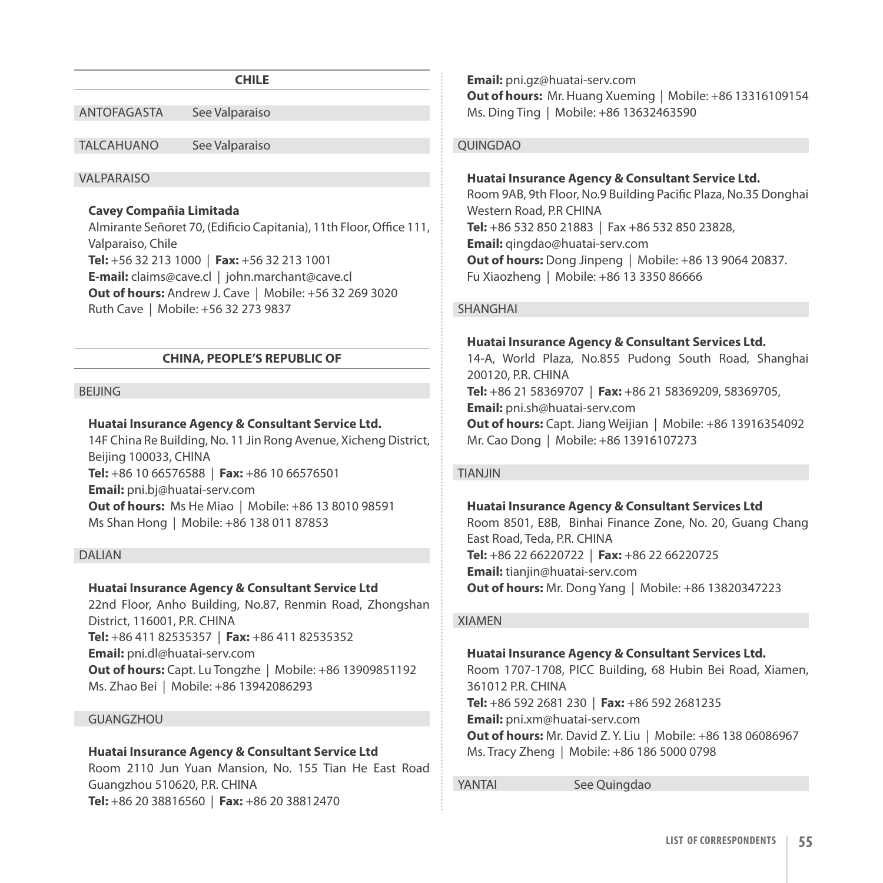## CHILE

ANTOFAGASTA See Valparaiso

TALCAHUANO See Valparaiso

### VALPARAISO

**Cavey Compañia Limitada**
Almirante Señoret 70, (Edificio Capitania), 11th Floor, Office 111, Valparaiso, Chile
**Tel:** +56 32 213 1000 | **Fax:** +56 32 213 1001
**E-mail:** claims@cave.cl | john.marchant@cave.cl
**Out of hours:** Andrew J. Cave | Mobile: +56 32 269 3020
Ruth Cave | Mobile: +56 32 273 9837

## CHINA, PEOPLE'S REPUBLIC OF

### BEIJING

**Huatai Insurance Agency & Consultant Service Ltd.**
14F China Re Building, No. 11 Jin Rong Avenue, Xicheng District, Beijing 100033, CHINA
**Tel:** +86 10 66576588 | **Fax:** +86 10 66576501
**Email:** pni.bj@huatai-serv.com
**Out of hours:** Ms He Miao | Mobile: +86 13 8010 98591
Ms Shan Hong | Mobile: +86 138 011 87853

### DALIAN

**Huatai Insurance Agency & Consultant Service Ltd**
22nd Floor, Anho Building, No.87, Renmin Road, Zhongshan District, 116001, P.R. CHINA
**Tel:** +86 411 82535357 | **Fax:** +86 411 82535352
**Email:** pni.dl@huatai-serv.com
**Out of hours:** Capt. Lu Tongzhe | Mobile: +86 13909851192
Ms. Zhao Bei | Mobile: +86 13942086293

### GUANGZHOU

**Huatai Insurance Agency & Consultant Service Ltd**
Room 2110 Jun Yuan Mansion, No. 155 Tian He East Road Guangzhou 510620, P.R. CHINA
**Tel:** +86 20 38816560 | **Fax:** +86 20 38812470
**Email:** pni.gz@huatai-serv.com
**Out of hours:** Mr. Huang Xueming | Mobile: +86 13316109154
Ms. Ding Ting | Mobile: +86 13632463590

### QUINGDAO

**Huatai Insurance Agency & Consultant Service Ltd.**
Room 9AB, 9th Floor, No.9 Building Pacific Plaza, No.35 Donghai Western Road, P.R CHINA
**Tel:** +86 532 850 21883 | Fax +86 532 850 23828,
**Email:** qingdao@huatai-serv.com
**Out of hours:** Dong Jinpeng | Mobile: +86 13 9064 20837.
Fu Xiaozheng | Mobile: +86 13 3350 86666

### SHANGHAI

**Huatai Insurance Agency & Consultant Services Ltd.**
14-A, World Plaza, No.855 Pudong South Road, Shanghai 200120, P.R. CHINA
**Tel:** +86 21 58369707 | **Fax:** +86 21 58369209, 58369705,
**Email:** pni.sh@huatai-serv.com
**Out of hours:** Capt. Jiang Weijian | Mobile: +86 13916354092
Mr. Cao Dong | Mobile: +86 13916107273

### TIANJIN

**Huatai Insurance Agency & Consultant Services Ltd**
Room 8501, E8B, Binhai Finance Zone, No. 20, Guang Chang East Road, Teda, P.R. CHINA
**Tel:** +86 22 66220722 | **Fax:** +86 22 66220725
**Email:** tianjin@huatai-serv.com
**Out of hours:** Mr. Dong Yang | Mobile: +86 13820347223

### XIAMEN

**Huatai Insurance Agency & Consultant Services Ltd.**
Room 1707-1708, PICC Building, 68 Hubin Bei Road, Xiamen, 361012 P.R. CHINA
**Tel:** +86 592 2681 230 | **Fax:** +86 592 2681235
**Email:** pni.xm@huatai-serv.com
**Out of hours:** Mr. David Z. Y. Liu | Mobile: +86 138 06086967
Ms. Tracy Zheng | Mobile: +86 186 5000 0798

YANTAI See Quingdao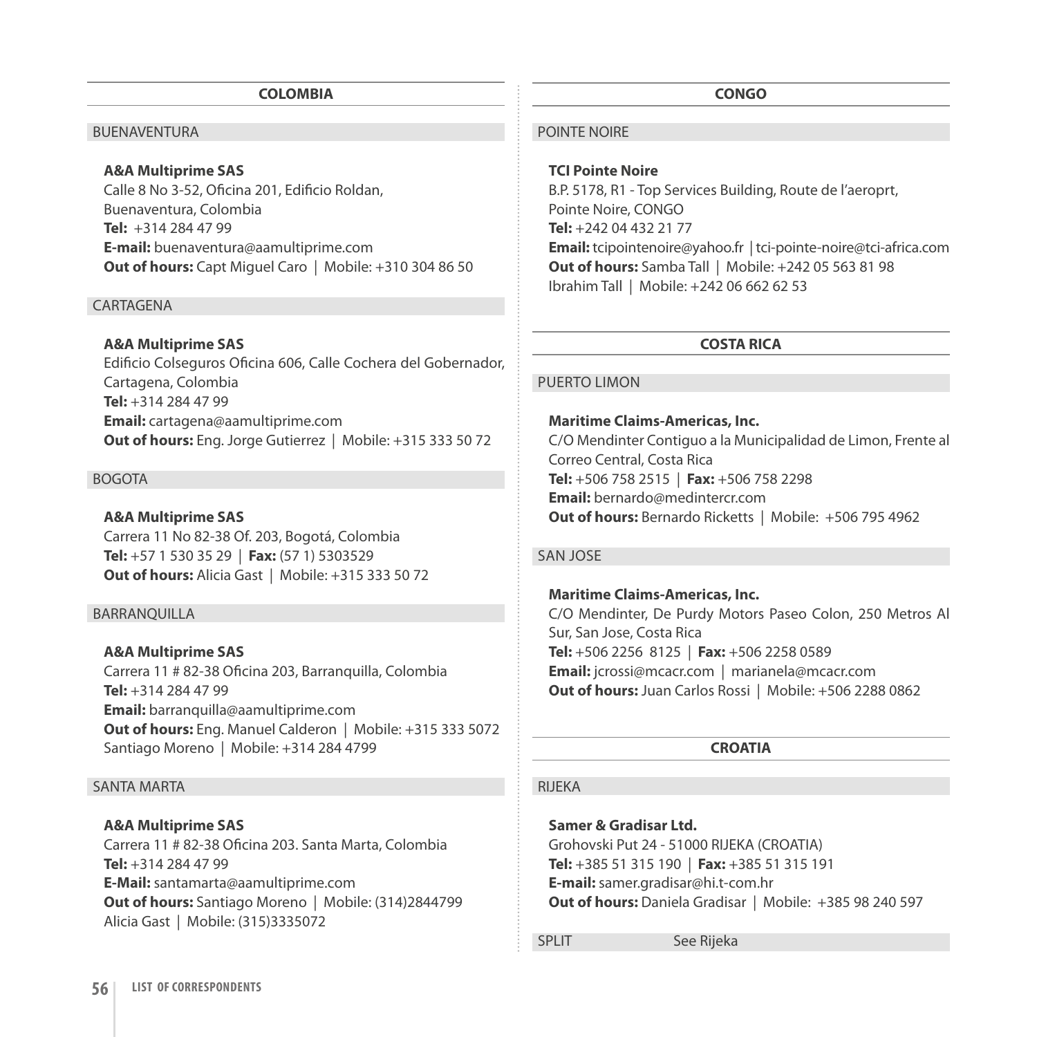## COLOMBIA

### BUENAVENTURA

**A&A Multiprime SAS**
Calle 8 No 3-52, Oficina 201, Edificio Roldan,
Buenaventura, Colombia
**Tel:** +314 284 47 99
**E-mail:** buenaventura@aamultiprime.com
**Out of hours:** Capt Miguel Caro | Mobile: +310 304 86 50

### CARTAGENA

**A&A Multiprime SAS**
Edificio Colseguros Oficina 606, Calle Cochera del Gobernador,
Cartagena, Colombia
**Tel:** +314 284 47 99
**Email:** cartagena@aamultiprime.com
**Out of hours:** Eng. Jorge Gutierrez | Mobile: +315 333 50 72

### BOGOTA

**A&A Multiprime SAS**
Carrera 11 No 82-38 Of. 203, Bogotá, Colombia
**Tel:** +57 1 530 35 29 | **Fax:** (57 1) 5303529
**Out of hours:** Alicia Gast | Mobile: +315 333 50 72

### BARRANQUILLA

**A&A Multiprime SAS**
Carrera 11 # 82-38 Oficina 203, Barranquilla, Colombia
**Tel:** +314 284 47 99
**Email:** barranquilla@aamultiprime.com
**Out of hours:** Eng. Manuel Calderon | Mobile: +315 333 5072
Santiago Moreno | Mobile: +314 284 4799

### SANTA MARTA

**A&A Multiprime SAS**
Carrera 11 # 82-38 Oficina 203. Santa Marta, Colombia
**Tel:** +314 284 47 99
**E-Mail:** santamarta@aamultiprime.com
**Out of hours:** Santiago Moreno | Mobile: (314)2844799
Alicia Gast | Mobile: (315)3335072

## CONGO

### POINTE NOIRE

**TCI Pointe Noire**
B.P. 5178, R1 - Top Services Building, Route de l'aeroprt,
Pointe Noire, CONGO
**Tel:** +242 04 432 21 77
**Email:** tcipointenoire@yahoo.fr | tci-pointe-noire@tci-africa.com
**Out of hours:** Samba Tall | Mobile: +242 05 563 81 98
Ibrahim Tall | Mobile: +242 06 662 62 53

## COSTA RICA

### PUERTO LIMON

**Maritime Claims-Americas, Inc.**
C/O Mendinter Contiguo a la Municipalidad de Limon, Frente al Correo Central, Costa Rica
**Tel:** +506 758 2515 | **Fax:** +506 758 2298
**Email:** bernardo@medintercr.com
**Out of hours:** Bernardo Ricketts | Mobile: +506 795 4962

### SAN JOSE

**Maritime Claims-Americas, Inc.**
C/O Mendinter, De Purdy Motors Paseo Colon, 250 Metros Al Sur, San Jose, Costa Rica
**Tel:** +506 2256 8125 | **Fax:** +506 2258 0589
**Email:** jcrossi@mcacr.com | marianela@mcacr.com
**Out of hours:** Juan Carlos Rossi | Mobile: +506 2288 0862

## CROATIA

### RIJEKA

**Samer & Gradisar Ltd.**
Grohovski Put 24 - 51000 RIJEKA (CROATIA)
**Tel:** +385 51 315 190 | **Fax:** +385 51 315 191
**E-mail:** samer.gradisar@hi.t-com.hr
**Out of hours:** Daniela Gradisar | Mobile: +385 98 240 597

### SPLIT

See Rijeka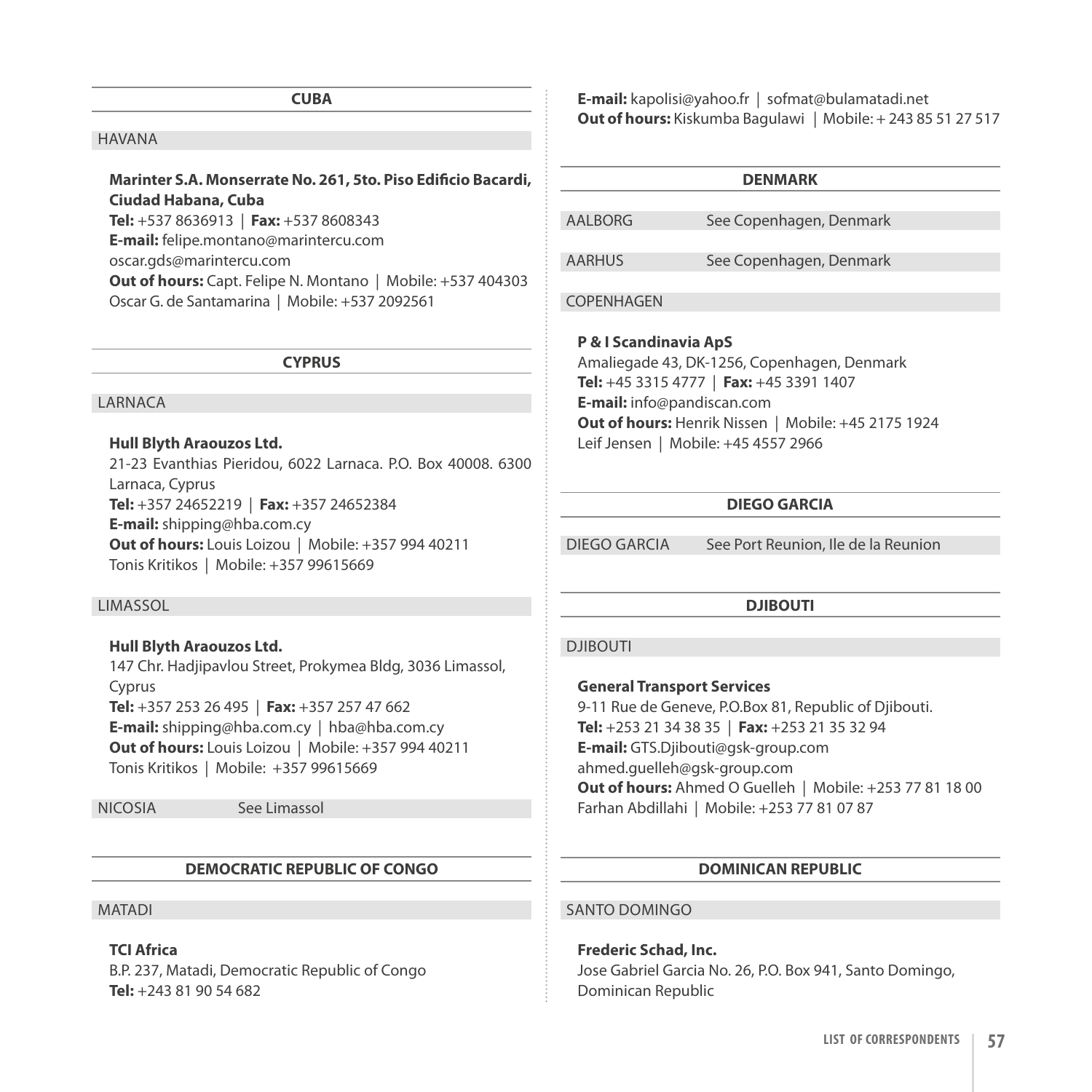## CUBA

### HAVANA

**Marinter S.A. Monserrate No. 261, 5to. Piso Edificio Bacardi, Ciudad Habana, Cuba**
**Tel:** +537 8636913 | **Fax:** +537 8608343
**E-mail:** felipe.montano@marintercu.com
oscar.gds@marintercu.com
**Out of hours:** Capt. Felipe N. Montano | Mobile: +537 404303
Oscar G. de Santamarina | Mobile: +537 2092561

## CYPRUS

### LARNACA

**Hull Blyth Araouzos Ltd.**
21-23 Evanthias Pieridou, 6022 Larnaca. P.O. Box 40008. 6300 Larnaca, Cyprus
**Tel:** +357 24652219 | **Fax:** +357 24652384
**E-mail:** shipping@hba.com.cy
**Out of hours:** Louis Loizou | Mobile: +357 994 40211
Tonis Kritikos | Mobile: +357 99615669

### LIMASSOL

**Hull Blyth Araouzos Ltd.**
147 Chr. Hadjipavlou Street, Prokymea Bldg, 3036 Limassol, Cyprus
**Tel:** +357 253 26 495 | **Fax:** +357 257 47 662
**E-mail:** shipping@hba.com.cy | hba@hba.com.cy
**Out of hours:** Louis Loizou | Mobile: +357 994 40211
Tonis Kritikos | Mobile: +357 99615669

### NICOSIA — See Limassol

## DEMOCRATIC REPUBLIC OF CONGO

### MATADI

**TCI Africa**
B.P. 237, Matadi, Democratic Republic of Congo
**Tel:** +243 81 90 54 682
**E-mail:** kapolisi@yahoo.fr | sofmat@bulamatadi.net
**Out of hours:** Kiskumba Bagulawi | Mobile: + 243 85 51 27 517

## DENMARK

### AALBORG — See Copenhagen, Denmark

### AARHUS — See Copenhagen, Denmark

### COPENHAGEN

**P & I Scandinavia ApS**
Amaliegade 43, DK-1256, Copenhagen, Denmark
**Tel:** +45 3315 4777 | **Fax:** +45 3391 1407
**E-mail:** info@pandiscan.com
**Out of hours:** Henrik Nissen | Mobile: +45 2175 1924
Leif Jensen | Mobile: +45 4557 2966

## DIEGO GARCIA

### DIEGO GARCIA — See Port Reunion, Ile de la Reunion

## DJIBOUTI

### DJIBOUTI

**General Transport Services**
9-11 Rue de Geneve, P.O.Box 81, Republic of Djibouti.
**Tel:** +253 21 34 38 35 | **Fax:** +253 21 35 32 94
**E-mail:** GTS.Djibouti@gsk-group.com
ahmed.guelleh@gsk-group.com
**Out of hours:** Ahmed O Guelleh | Mobile: +253 77 81 18 00
Farhan Abdillahi | Mobile: +253 77 81 07 87

## DOMINICAN REPUBLIC

### SANTO DOMINGO

**Frederic Schad, Inc.**
Jose Gabriel Garcia No. 26, P.O. Box 941, Santo Domingo, Dominican Republic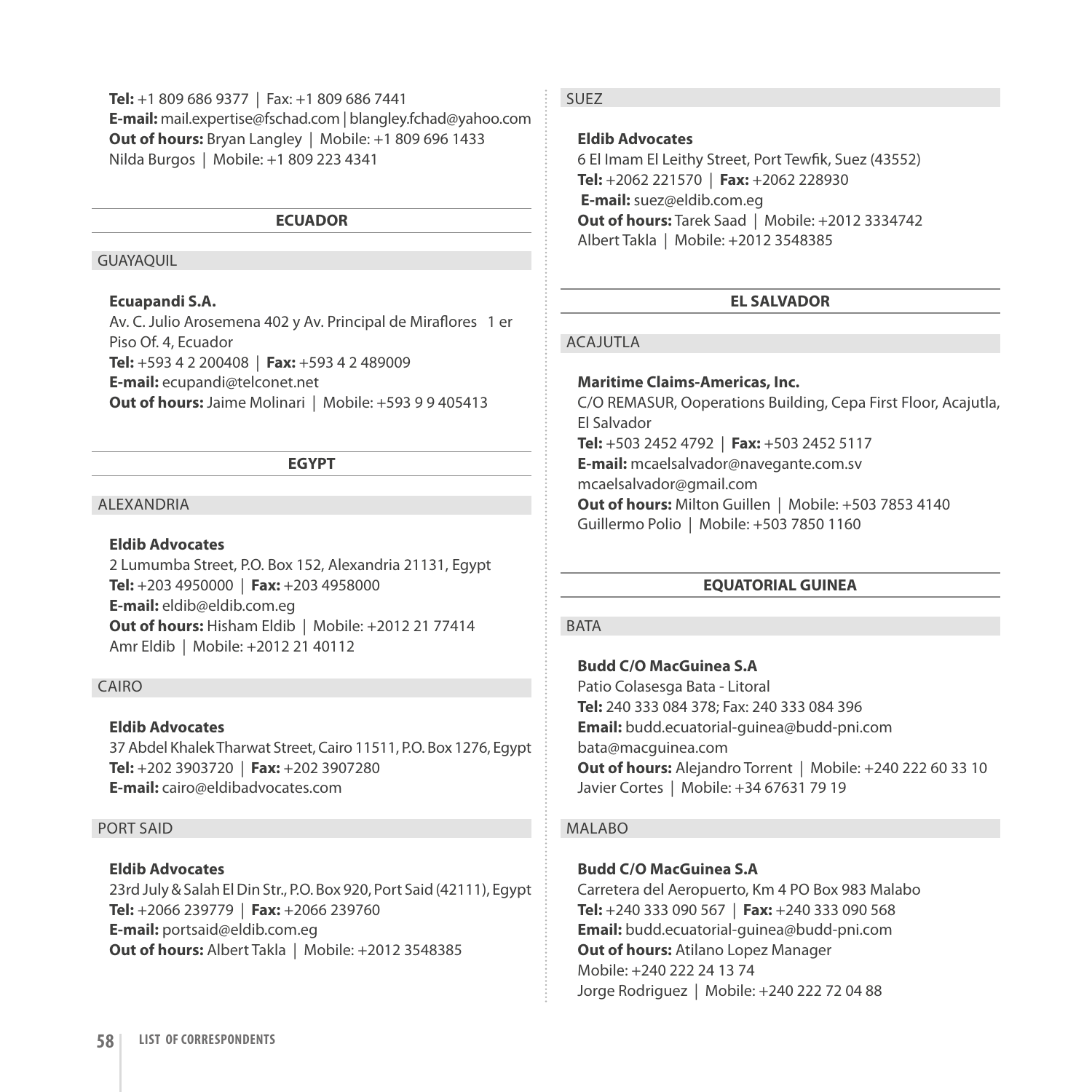**Tel:** +1 809 686 9377 | Fax: +1 809 686 7441
**E-mail:** mail.expertise@fschad.com | blangley.fchad@yahoo.com
**Out of hours:** Bryan Langley | Mobile: +1 809 696 1433
Nilda Burgos | Mobile: +1 809 223 4341

## ECUADOR

### GUAYAQUIL

**Ecuapandi S.A.**
Av. C. Julio Arosemena 402 y Av. Principal de Miraflores 1 er Piso Of. 4, Ecuador
**Tel:** +593 4 2 200408 | **Fax:** +593 4 2 489009
**E-mail:** ecupandi@telconet.net
**Out of hours:** Jaime Molinari | Mobile: +593 9 9 405413

## EGYPT

### ALEXANDRIA

**Eldib Advocates**
2 Lumumba Street, P.O. Box 152, Alexandria 21131, Egypt
**Tel:** +203 4950000 | **Fax:** +203 4958000
**E-mail:** eldib@eldib.com.eg
**Out of hours:** Hisham Eldib | Mobile: +2012 21 77414
Amr Eldib | Mobile: +2012 21 40112

### CAIRO

**Eldib Advocates**
37 Abdel Khalek Tharwat Street, Cairo 11511, P.O. Box 1276, Egypt
**Tel:** +202 3903720 | **Fax:** +202 3907280
**E-mail:** cairo@eldibadvocates.com

### PORT SAID

**Eldib Advocates**
23rd July & Salah El Din Str., P.O. Box 920, Port Said (42111), Egypt
**Tel:** +2066 239779 | **Fax:** +2066 239760
**E-mail:** portsaid@eldib.com.eg
**Out of hours:** Albert Takla | Mobile: +2012 3548385

### SUEZ

**Eldib Advocates**
6 El Imam El Leithy Street, Port Tewfik, Suez (43552)
**Tel:** +2062 221570 | **Fax:** +2062 228930
**E-mail:** suez@eldib.com.eg
**Out of hours:** Tarek Saad | Mobile: +2012 3334742
Albert Takla | Mobile: +2012 3548385

## EL SALVADOR

### ACAJUTLA

**Maritime Claims-Americas, Inc.**
C/O REMASUR, Ooperations Building, Cepa First Floor, Acajutla, El Salvador
**Tel:** +503 2452 4792 | **Fax:** +503 2452 5117
**E-mail:** mcaelsalvador@navegante.com.sv
mcaelsalvador@gmail.com
**Out of hours:** Milton Guillen | Mobile: +503 7853 4140
Guillermo Polio | Mobile: +503 7850 1160

## EQUATORIAL GUINEA

### BATA

**Budd C/O MacGuinea S.A**
Patio Colasesga Bata - Litoral
**Tel:** 240 333 084 378; Fax: 240 333 084 396
**Email:** budd.ecuatorial-guinea@budd-pni.com
bata@macguinea.com
**Out of hours:** Alejandro Torrent | Mobile: +240 222 60 33 10
Javier Cortes | Mobile: +34 67631 79 19

### MALABO

**Budd C/O MacGuinea S.A**
Carretera del Aeropuerto, Km 4 PO Box 983 Malabo
**Tel:** +240 333 090 567 | **Fax:** +240 333 090 568
**Email:** budd.ecuatorial-guinea@budd-pni.com
**Out of hours:** Atilano Lopez Manager
Mobile: +240 222 24 13 74
Jorge Rodriguez | Mobile: +240 222 72 04 88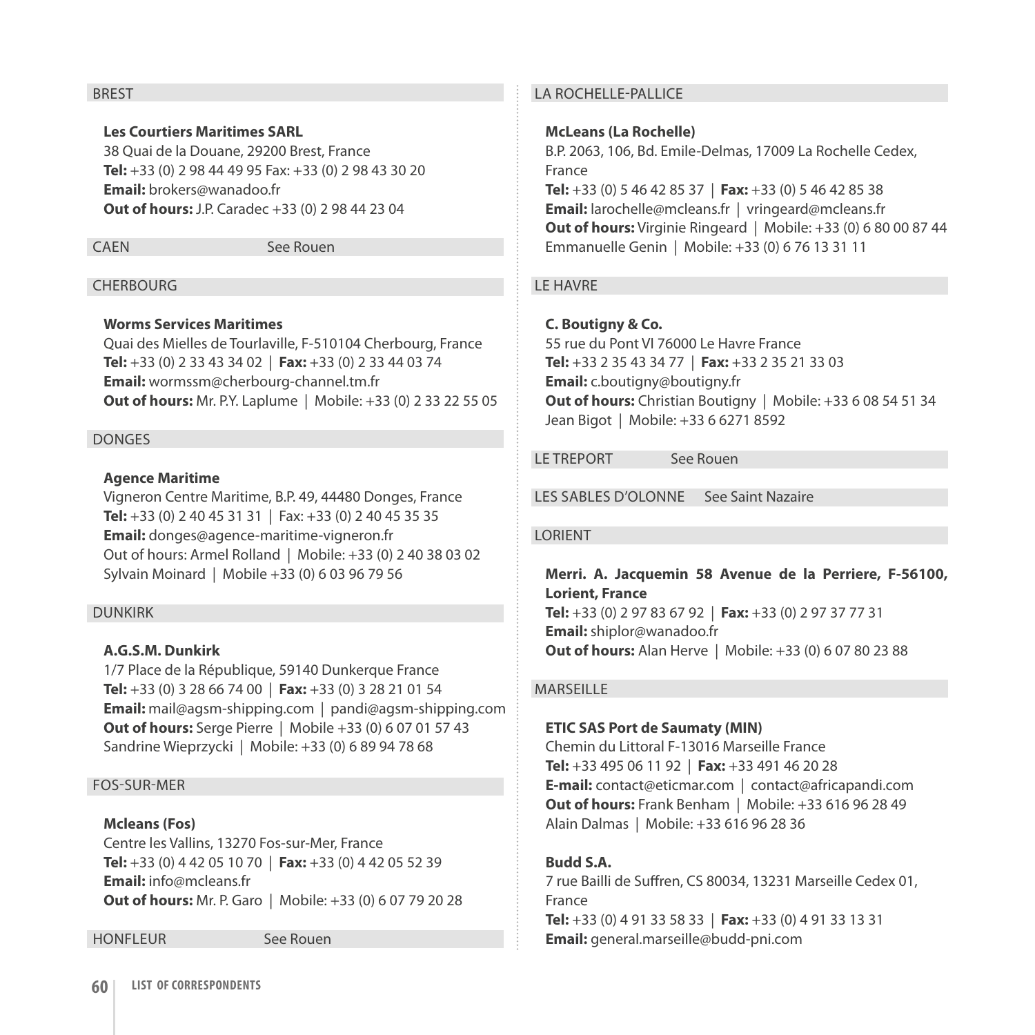## BREST

**Les Courtiers Maritimes SARL**
38 Quai de la Douane, 29200 Brest, France
**Tel:** +33 (0) 2 98 44 49 95 Fax: +33 (0) 2 98 43 30 20
**Email:** brokers@wanadoo.fr
**Out of hours:** J.P. Caradec +33 (0) 2 98 44 23 04

## CAEN See Rouen

## CHERBOURG

**Worms Services Maritimes**
Quai des Mielles de Tourlaville, F-510104 Cherbourg, France
**Tel:** +33 (0) 2 33 43 34 02 | **Fax:** +33 (0) 2 33 44 03 74
**Email:** wormssm@cherbourg-channel.tm.fr
**Out of hours:** Mr. P.Y. Laplume | Mobile: +33 (0) 2 33 22 55 05

## DONGES

**Agence Maritime**
Vigneron Centre Maritime, B.P. 49, 44480 Donges, France
**Tel:** +33 (0) 2 40 45 31 31 | Fax: +33 (0) 2 40 45 35 35
**Email:** donges@agence-maritime-vigneron.fr
Out of hours: Armel Rolland | Mobile: +33 (0) 2 40 38 03 02
Sylvain Moinard | Mobile +33 (0) 6 03 96 79 56

## DUNKIRK

**A.G.S.M. Dunkirk**
1/7 Place de la République, 59140 Dunkerque France
**Tel:** +33 (0) 3 28 66 74 00 | **Fax:** +33 (0) 3 28 21 01 54
**Email:** mail@agsm-shipping.com | pandi@agsm-shipping.com
**Out of hours:** Serge Pierre | Mobile +33 (0) 6 07 01 57 43
Sandrine Wieprzycki | Mobile: +33 (0) 6 89 94 78 68

## FOS-SUR-MER

**Mcleans (Fos)**
Centre les Vallins, 13270 Fos-sur-Mer, France
**Tel:** +33 (0) 4 42 05 10 70 | **Fax:** +33 (0) 4 42 05 52 39
**Email:** info@mcleans.fr
**Out of hours:** Mr. P. Garo | Mobile: +33 (0) 6 07 79 20 28

## HONFLEUR See Rouen

## LA ROCHELLE-PALLICE

**McLeans (La Rochelle)**
B.P. 2063, 106, Bd. Emile-Delmas, 17009 La Rochelle Cedex, France
**Tel:** +33 (0) 5 46 42 85 37 | **Fax:** +33 (0) 5 46 42 85 38
**Email:** larochelle@mcleans.fr | vringeard@mcleans.fr
**Out of hours:** Virginie Ringeard | Mobile: +33 (0) 6 80 00 87 44
Emmanuelle Genin | Mobile: +33 (0) 6 76 13 31 11

## LE HAVRE

**C. Boutigny & Co.**
55 rue du Pont VI 76000 Le Havre France
**Tel:** +33 2 35 43 34 77 | **Fax:** +33 2 35 21 33 03
**Email:** c.boutigny@boutigny.fr
**Out of hours:** Christian Boutigny | Mobile: +33 6 08 54 51 34
Jean Bigot | Mobile: +33 6 6271 8592

## LE TREPORT See Rouen

## LES SABLES D'OLONNE See Saint Nazaire

## LORIENT

**Merri. A. Jacquemin 58 Avenue de la Perriere, F-56100, Lorient, France**
**Tel:** +33 (0) 2 97 83 67 92 | **Fax:** +33 (0) 2 97 37 77 31
**Email:** shiplor@wanadoo.fr
**Out of hours:** Alan Herve | Mobile: +33 (0) 6 07 80 23 88

## MARSEILLE

**ETIC SAS Port de Saumaty (MIN)**
Chemin du Littoral F-13016 Marseille France
**Tel:** +33 495 06 11 92 | **Fax:** +33 491 46 20 28
**E-mail:** contact@eticmar.com | contact@africapandi.com
**Out of hours:** Frank Benham | Mobile: +33 616 96 28 49
Alain Dalmas | Mobile: +33 616 96 28 36

**Budd S.A.**
7 rue Bailli de Suffren, CS 80034, 13231 Marseille Cedex 01, France
**Tel:** +33 (0) 4 91 33 58 33 | **Fax:** +33 (0) 4 91 33 13 31
**Email:** general.marseille@budd-pni.com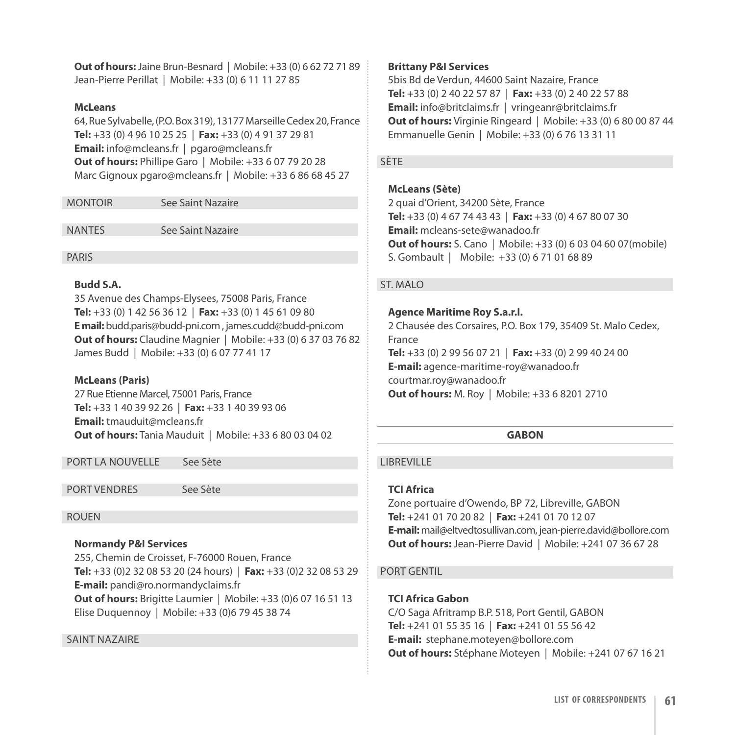**Out of hours:** Jaine Brun-Besnard | Mobile: +33 (0) 6 62 72 71 89
Jean-Pierre Perillat | Mobile: +33 (0) 6 11 11 27 85

**McLeans**
64, Rue Sylvabelle, (P.O. Box 319), 13177 Marseille Cedex 20, France
**Tel:** +33 (0) 4 96 10 25 25 | **Fax:** +33 (0) 4 91 37 29 81
**Email:** info@mcleans.fr | pgaro@mcleans.fr
**Out of hours:** Phillipe Garo | Mobile: +33 6 07 79 20 28
Marc Gignoux pgaro@mcleans.fr | Mobile: +33 6 86 68 45 27

MONTOIR See Saint Nazaire

NANTES See Saint Nazaire

PARIS

**Budd S.A.**
35 Avenue des Champs-Elysees, 75008 Paris, France
**Tel:** +33 (0) 1 42 56 36 12 | **Fax:** +33 (0) 1 45 61 09 80
**E mail:** budd.paris@budd-pni.com , james.cudd@budd-pni.com
**Out of hours:** Claudine Magnier | Mobile: +33 (0) 6 37 03 76 82
James Budd | Mobile: +33 (0) 6 07 77 41 17

**McLeans (Paris)**
27 Rue Etienne Marcel, 75001 Paris, France
**Tel:** +33 1 40 39 92 26 | **Fax:** +33 1 40 39 93 06
**Email:** tmauduit@mcleans.fr
**Out of hours:** Tania Mauduit | Mobile: +33 6 80 03 04 02

PORT LA NOUVELLE See Sète

PORT VENDRES See Sète

ROUEN

**Normandy P&I Services**
255, Chemin de Croisset, F-76000 Rouen, France
**Tel:** +33 (0)2 32 08 53 20 (24 hours) | **Fax:** +33 (0)2 32 08 53 29
**E-mail:** pandi@ro.normandyclaims.fr
**Out of hours:** Brigitte Laumier | Mobile: +33 (0)6 07 16 51 13
Elise Duquennoy | Mobile: +33 (0)6 79 45 38 74

SAINT NAZAIRE

**Brittany P&I Services**
5bis Bd de Verdun, 44600 Saint Nazaire, France
**Tel:** +33 (0) 2 40 22 57 87 | **Fax:** +33 (0) 2 40 22 57 88
**Email:** info@britclaims.fr | vringeanr@britclaims.fr
**Out of hours:** Virginie Ringeard | Mobile: +33 (0) 6 80 00 87 44
Emmanuelle Genin | Mobile: +33 (0) 6 76 13 31 11

SÈTE

**McLeans (Sète)**
2 quai d'Orient, 34200 Sète, France
**Tel:** +33 (0) 4 67 74 43 43 | **Fax:** +33 (0) 4 67 80 07 30
**Email:** mcleans-sete@wanadoo.fr
**Out of hours:** S. Cano | Mobile: +33 (0) 6 03 04 60 07(mobile)
S. Gombault | Mobile: +33 (0) 6 71 01 68 89

ST. MALO

**Agence Maritime Roy S.a.r.l.**
2 Chausée des Corsaires, P.O. Box 179, 35409 St. Malo Cedex, France
**Tel:** +33 (0) 2 99 56 07 21 | **Fax:** +33 (0) 2 99 40 24 00
**E-mail:** agence-maritime-roy@wanadoo.fr
courtmar.roy@wanadoo.fr
**Out of hours:** M. Roy | Mobile: +33 6 8201 2710

## GABON

LIBREVILLE

**TCI Africa**
Zone portuaire d'Owendo, BP 72, Libreville, GABON
**Tel:** +241 01 70 20 82 | **Fax:** +241 01 70 12 07
**E-mail:** mail@eltvedtosullivan.com, jean-pierre.david@bollore.com
**Out of hours:** Jean-Pierre David | Mobile: +241 07 36 67 28

PORT GENTIL

**TCI Africa Gabon**
C/O Saga Afritramp B.P. 518, Port Gentil, GABON
**Tel:** +241 01 55 35 16 | **Fax:** +241 01 55 56 42
**E-mail:** stephane.moteyen@bollore.com
**Out of hours:** Stéphane Moteyen | Mobile: +241 07 67 16 21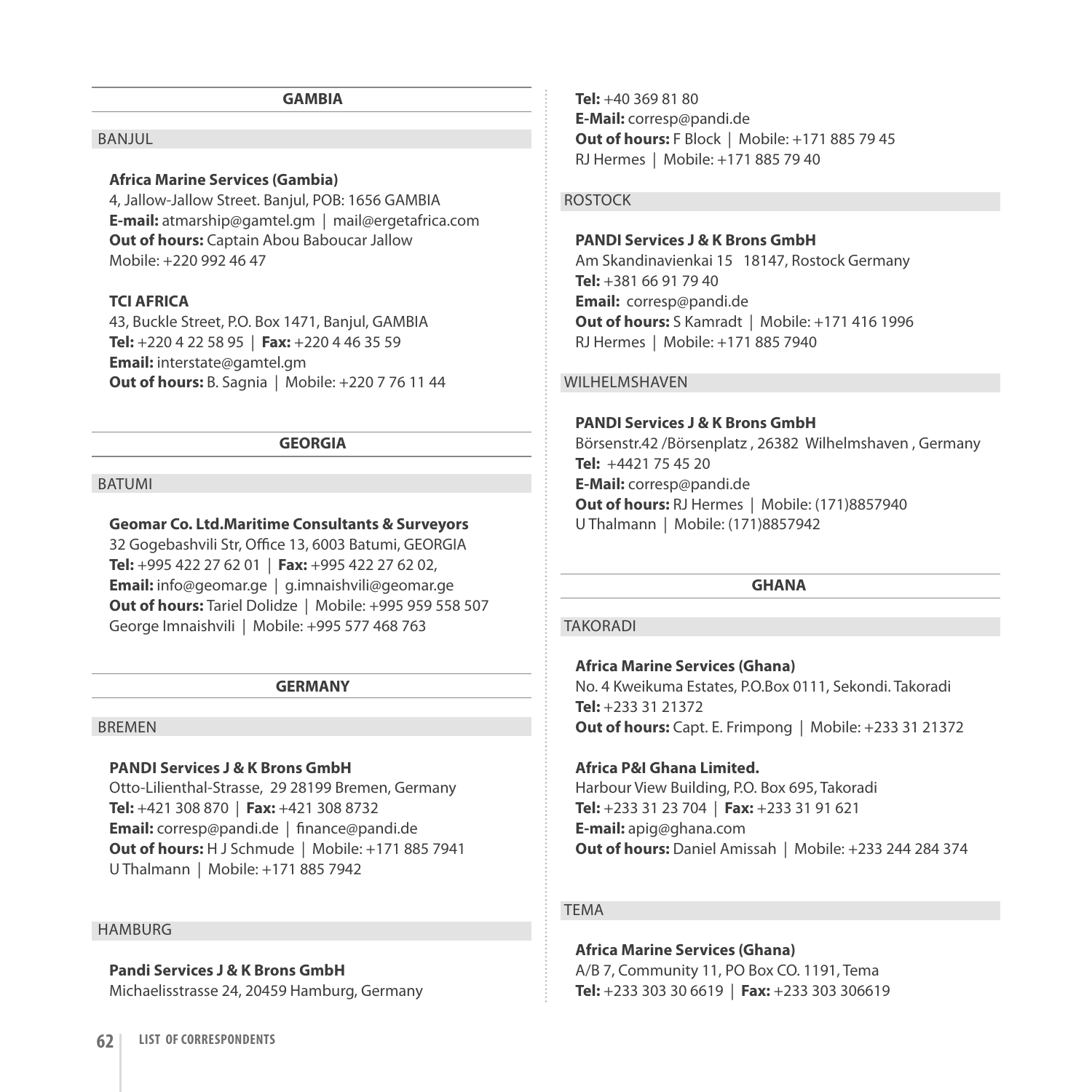## GAMBIA

### BANJUL

**Africa Marine Services (Gambia)**
4, Jallow-Jallow Street. Banjul, POB: 1656 GAMBIA
**E-mail:** atmarship@gamtel.gm | mail@ergetafrica.com
**Out of hours:** Captain Abou Baboucar Jallow
Mobile: +220 992 46 47

**TCI AFRICA**
43, Buckle Street, P.O. Box 1471, Banjul, GAMBIA
**Tel:** +220 4 22 58 95 | **Fax:** +220 4 46 35 59
**Email:** interstate@gamtel.gm
**Out of hours:** B. Sagnia | Mobile: +220 7 76 11 44

## GEORGIA

### BATUMI

**Geomar Co. Ltd.Maritime Consultants & Surveyors**
32 Gogebashvili Str, Office 13, 6003 Batumi, GEORGIA
**Tel:** +995 422 27 62 01 | **Fax:** +995 422 27 62 02,
**Email:** info@geomar.ge | g.imnaishvili@geomar.ge
**Out of hours:** Tariel Dolidze | Mobile: +995 959 558 507
George Imnaishvili | Mobile: +995 577 468 763

## GERMANY

### BREMEN

**PANDI Services J & K Brons GmbH**
Otto-Lilienthal-Strasse, 29 28199 Bremen, Germany
**Tel:** +421 308 870 | **Fax:** +421 308 8732
**Email:** corresp@pandi.de | finance@pandi.de
**Out of hours:** H J Schmude | Mobile: +171 885 7941
U Thalmann | Mobile: +171 885 7942

### HAMBURG

**Pandi Services J & K Brons GmbH**
Michaelisstrasse 24, 20459 Hamburg, Germany
**Tel:** +40 369 81 80
**E-Mail:** corresp@pandi.de
**Out of hours:** F Block | Mobile: +171 885 79 45
RJ Hermes | Mobile: +171 885 79 40

### ROSTOCK

**PANDI Services J & K Brons GmbH**
Am Skandinavienkai 15 18147, Rostock Germany
**Tel:** +381 66 91 79 40
**Email:** corresp@pandi.de
**Out of hours:** S Kamradt | Mobile: +171 416 1996
RJ Hermes | Mobile: +171 885 7940

### WILHELMSHAVEN

**PANDI Services J & K Brons GmbH**
Börsenstr.42 /Börsenplatz , 26382 Wilhelmshaven , Germany
**Tel:** +4421 75 45 20
**E-Mail:** corresp@pandi.de
**Out of hours:** RJ Hermes | Mobile: (171)8857940
U Thalmann | Mobile: (171)8857942

## GHANA

### TAKORADI

**Africa Marine Services (Ghana)**
No. 4 Kweikuma Estates, P.O.Box 0111, Sekondi. Takoradi
**Tel:** +233 31 21372
**Out of hours:** Capt. E. Frimpong | Mobile: +233 31 21372

**Africa P&I Ghana Limited.**
Harbour View Building, P.O. Box 695, Takoradi
**Tel:** +233 31 23 704 | **Fax:** +233 31 91 621
**E-mail:** apig@ghana.com
**Out of hours:** Daniel Amissah | Mobile: +233 244 284 374

### TEMA

**Africa Marine Services (Ghana)**
A/B 7, Community 11, PO Box CO. 1191, Tema
**Tel:** +233 303 30 6619 | **Fax:** +233 303 306619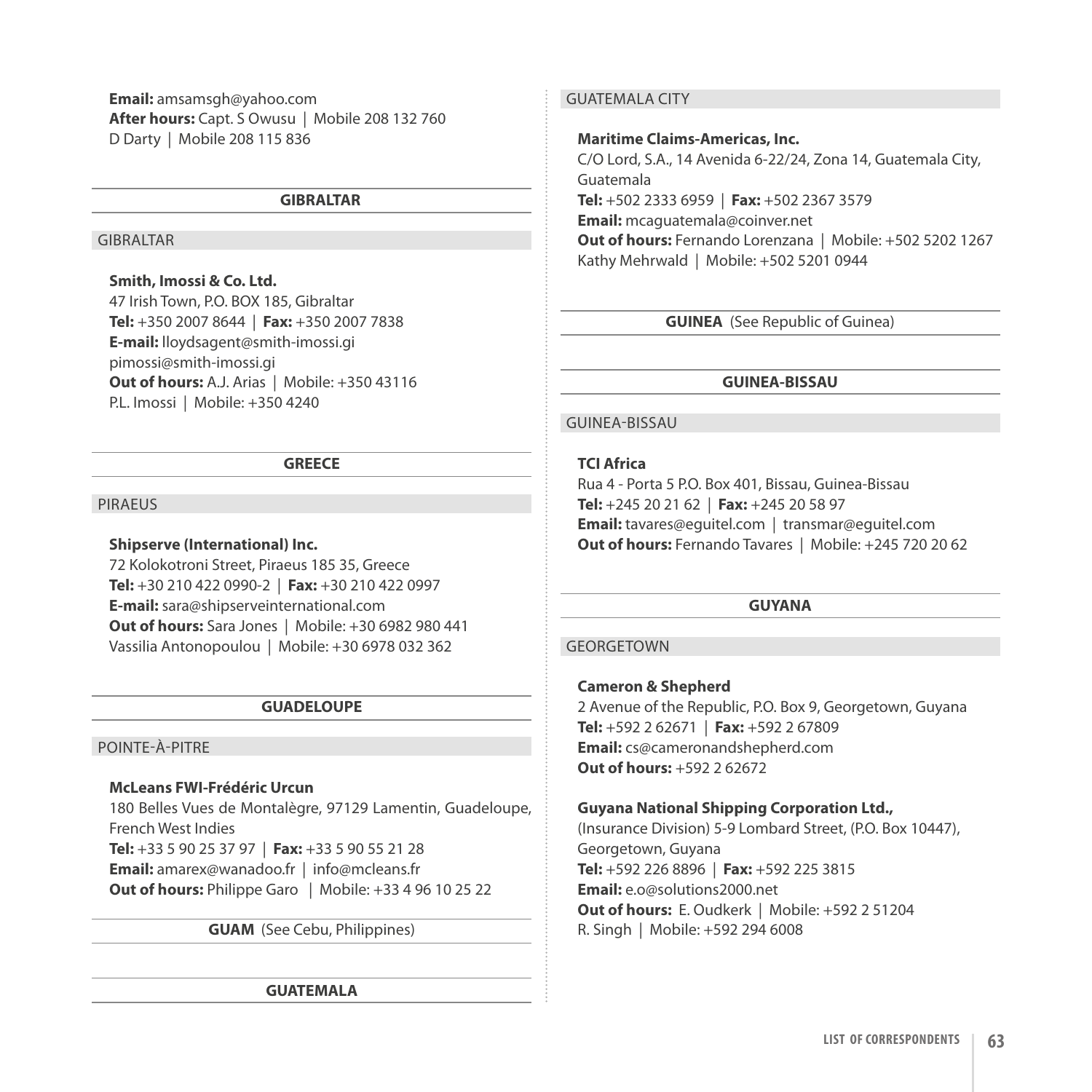**Email:** amsamsgh@yahoo.com
**After hours:** Capt. S Owusu | Mobile 208 132 760
D Darty | Mobile 208 115 836

## GIBRALTAR

### GIBRALTAR

**Smith, Imossi & Co. Ltd.**
47 Irish Town, P.O. BOX 185, Gibraltar
**Tel:** +350 2007 8644 | **Fax:** +350 2007 7838
**E-mail:** lloydsagent@smith-imossi.gi
pimossi@smith-imossi.gi
**Out of hours:** A.J. Arias | Mobile: +350 43116
P.L. Imossi | Mobile: +350 4240

## GREECE

### PIRAEUS

**Shipserve (International) Inc.**
72 Kolokotroni Street, Piraeus 185 35, Greece
**Tel:** +30 210 422 0990-2 | **Fax:** +30 210 422 0997
**E-mail:** sara@shipserveinternational.com
**Out of hours:** Sara Jones | Mobile: +30 6982 980 441
Vassilia Antonopoulou | Mobile: +30 6978 032 362

## GUADELOUPE

### POINTE-À-PITRE

**McLeans FWI-Frédéric Urcun**
180 Belles Vues de Montalègre, 97129 Lamentin, Guadeloupe, French West Indies
**Tel:** +33 5 90 25 37 97 | **Fax:** +33 5 90 55 21 28
**Email:** amarex@wanadoo.fr | info@mcleans.fr
**Out of hours:** Philippe Garo | Mobile: +33 4 96 10 25 22

## GUAM (See Cebu, Philippines)

## GUATEMALA

### GUATEMALA CITY

**Maritime Claims-Americas, Inc.**
C/O Lord, S.A., 14 Avenida 6-22/24, Zona 14, Guatemala City, Guatemala
**Tel:** +502 2333 6959 | **Fax:** +502 2367 3579
**Email:** mcaguatemala@coinver.net
**Out of hours:** Fernando Lorenzana | Mobile: +502 5202 1267
Kathy Mehrwald | Mobile: +502 5201 0944

## GUINEA (See Republic of Guinea)

## GUINEA-BISSAU

### GUINEA-BISSAU

**TCI Africa**
Rua 4 - Porta 5 P.O. Box 401, Bissau, Guinea-Bissau
**Tel:** +245 20 21 62 | **Fax:** +245 20 58 97
**Email:** tavares@eguitel.com | transmar@eguitel.com
**Out of hours:** Fernando Tavares | Mobile: +245 720 20 62

## GUYANA

### GEORGETOWN

**Cameron & Shepherd**
2 Avenue of the Republic, P.O. Box 9, Georgetown, Guyana
**Tel:** +592 2 62671 | **Fax:** +592 2 67809
**Email:** cs@cameronandshepherd.com
**Out of hours:** +592 2 62672

**Guyana National Shipping Corporation Ltd.,**
(Insurance Division) 5-9 Lombard Street, (P.O. Box 10447), Georgetown, Guyana
**Tel:** +592 226 8896 | **Fax:** +592 225 3815
**Email:** e.o@solutions2000.net
**Out of hours:** E. Oudkerk | Mobile: +592 2 51204
R. Singh | Mobile: +592 294 6008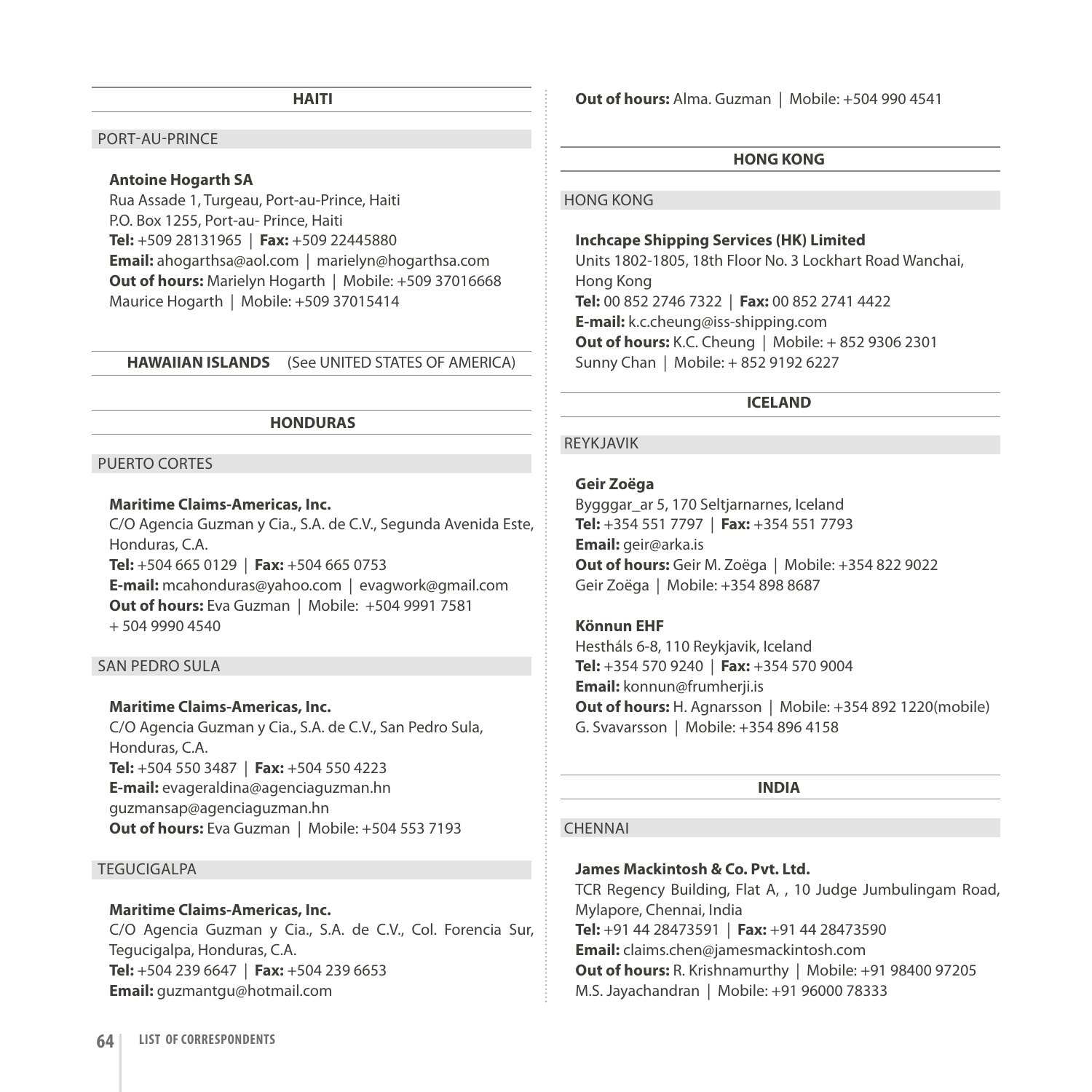## HAITI

### PORT-AU-PRINCE

**Antoine Hogarth SA**
Rua Assade 1, Turgeau, Port-au-Prince, Haiti
P.O. Box 1255, Port-au- Prince, Haiti
**Tel:** +509 28131965 | **Fax:** +509 22445880
**Email:** ahogarthsa@aol.com | marielyn@hogarthsa.com
**Out of hours:** Marielyn Hogarth | Mobile: +509 37016668
Maurice Hogarth | Mobile: +509 37015414

## HAWAIIAN ISLANDS (See UNITED STATES OF AMERICA)

## HONDURAS

### PUERTO CORTES

**Maritime Claims-Americas, Inc.**
C/O Agencia Guzman y Cia., S.A. de C.V., Segunda Avenida Este, Honduras, C.A.
**Tel:** +504 665 0129 | **Fax:** +504 665 0753
**E-mail:** mcahonduras@yahoo.com | evagwork@gmail.com
**Out of hours:** Eva Guzman | Mobile: +504 9991 7581
+ 504 9990 4540

### SAN PEDRO SULA

**Maritime Claims-Americas, Inc.**
C/O Agencia Guzman y Cia., S.A. de C.V., San Pedro Sula, Honduras, C.A.
**Tel:** +504 550 3487 | **Fax:** +504 550 4223
**E-mail:** evageraldina@agenciaguzman.hn
guzmansap@agenciaguzman.hn
**Out of hours:** Eva Guzman | Mobile: +504 553 7193

### TEGUCIGALPA

**Maritime Claims-Americas, Inc.**
C/O Agencia Guzman y Cia., S.A. de C.V., Col. Forencia Sur, Tegucigalpa, Honduras, C.A.
**Tel:** +504 239 6647 | **Fax:** +504 239 6653
**Email:** guzmantgu@hotmail.com
**Out of hours:** Alma. Guzman | Mobile: +504 990 4541

## HONG KONG

### HONG KONG

**Inchcape Shipping Services (HK) Limited**
Units 1802-1805, 18th Floor No. 3 Lockhart Road Wanchai, Hong Kong
**Tel:** 00 852 2746 7322 | **Fax:** 00 852 2741 4422
**E-mail:** k.c.cheung@iss-shipping.com
**Out of hours:** K.C. Cheung | Mobile: + 852 9306 2301
Sunny Chan | Mobile: + 852 9192 6227

## ICELAND

### REYKJAVIK

**Geir Zoëga**
Bygggar_ar 5, 170 Seltjarnarnes, Iceland
**Tel:** +354 551 7797 | **Fax:** +354 551 7793
**Email:** geir@arka.is
**Out of hours:** Geir M. Zoëga | Mobile: +354 822 9022
Geir Zoëga | Mobile: +354 898 8687

**Könnun EHF**
Hestháls 6-8, 110 Reykjavik, Iceland
**Tel:** +354 570 9240 | **Fax:** +354 570 9004
**Email:** konnun@frumherji.is
**Out of hours:** H. Agnarsson | Mobile: +354 892 1220(mobile)
G. Svavarsson | Mobile: +354 896 4158

## INDIA

### CHENNAI

**James Mackintosh & Co. Pvt. Ltd.**
TCR Regency Building, Flat A, , 10 Judge Jumbulingam Road, Mylapore, Chennai, India
**Tel:** +91 44 28473591 | **Fax:** +91 44 28473590
**Email:** claims.chen@jamesmackintosh.com
**Out of hours:** R. Krishnamurthy | Mobile: +91 98400 97205
M.S. Jayachandran | Mobile: +91 96000 78333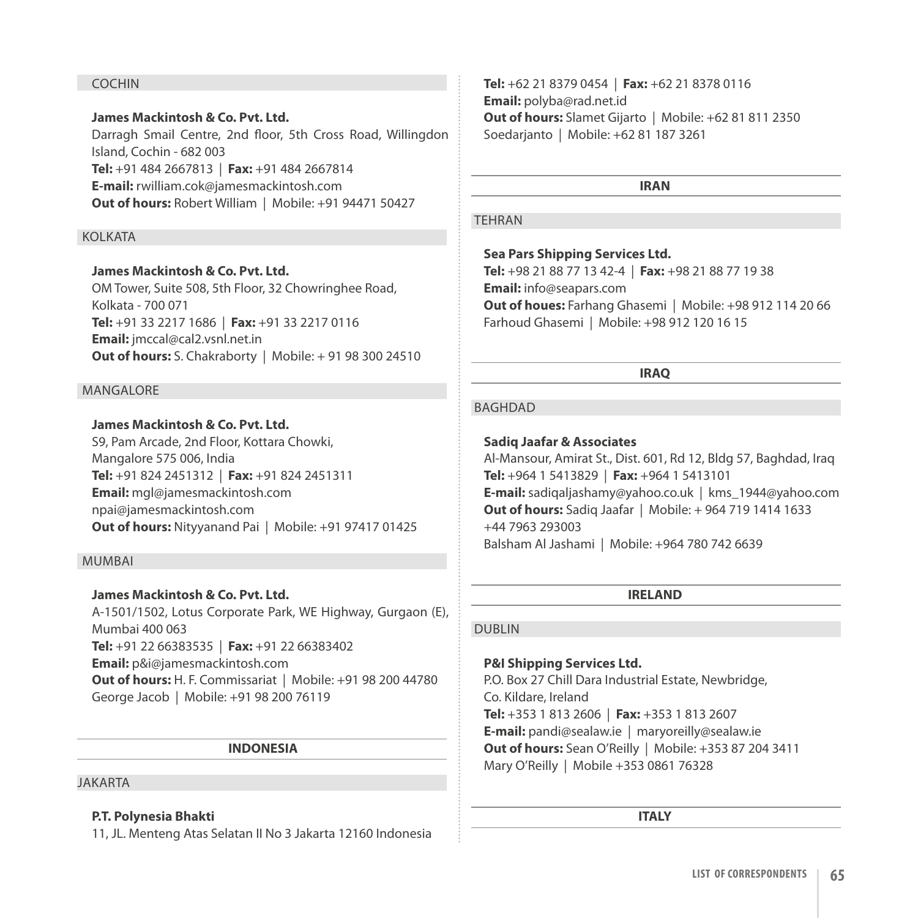### COCHIN

**James Mackintosh & Co. Pvt. Ltd.**
Darragh Smail Centre, 2nd floor, 5th Cross Road, Willingdon Island, Cochin - 682 003
**Tel:** +91 484 2667813 | **Fax:** +91 484 2667814
**E-mail:** rwilliam.cok@jamesmackintosh.com
**Out of hours:** Robert William | Mobile: +91 94471 50427

### KOLKATA

**James Mackintosh & Co. Pvt. Ltd.**
OM Tower, Suite 508, 5th Floor, 32 Chowringhee Road,
Kolkata - 700 071
**Tel:** +91 33 2217 1686 | **Fax:** +91 33 2217 0116
**Email:** jmccal@cal2.vsnl.net.in
**Out of hours:** S. Chakraborty | Mobile: + 91 98 300 24510

### MANGALORE

**James Mackintosh & Co. Pvt. Ltd.**
S9, Pam Arcade, 2nd Floor, Kottara Chowki,
Mangalore 575 006, India
**Tel:** +91 824 2451312 | **Fax:** +91 824 2451311
**Email:** mgl@jamesmackintosh.com
npai@jamesmackintosh.com
**Out of hours:** Nityyanand Pai | Mobile: +91 97417 01425

### MUMBAI

**James Mackintosh & Co. Pvt. Ltd.**
A-1501/1502, Lotus Corporate Park, WE Highway, Gurgaon (E), Mumbai 400 063
**Tel:** +91 22 66383535 | **Fax:** +91 22 66383402
**Email:** p&i@jamesmackintosh.com
**Out of hours:** H. F. Commissariat | Mobile: +91 98 200 44780
George Jacob | Mobile: +91 98 200 76119

## INDONESIA

### JAKARTA

**P.T. Polynesia Bhakti**
11, JL. Menteng Atas Selatan II No 3 Jakarta 12160 Indonesia
**Tel:** +62 21 8379 0454 | **Fax:** +62 21 8378 0116
**Email:** polyba@rad.net.id
**Out of hours:** Slamet Gijarto | Mobile: +62 81 811 2350
Soedarjanto | Mobile: +62 81 187 3261

## IRAN

### TEHRAN

**Sea Pars Shipping Services Ltd.**
**Tel:** +98 21 88 77 13 42-4 | **Fax:** +98 21 88 77 19 38
**Email:** info@seapars.com
**Out of houes:** Farhang Ghasemi | Mobile: +98 912 114 20 66
Farhoud Ghasemi | Mobile: +98 912 120 16 15

## IRAQ

### BAGHDAD

**Sadiq Jaafar & Associates**
Al-Mansour, Amirat St., Dist. 601, Rd 12, Bldg 57, Baghdad, Iraq
**Tel:** +964 1 5413829 | **Fax:** +964 1 5413101
**E-mail:** sadiqaljashamy@yahoo.co.uk | kms_1944@yahoo.com
**Out of hours:** Sadiq Jaafar | Mobile: + 964 719 1414 1633
+44 7963 293003
Balsham Al Jashami | Mobile: +964 780 742 6639

## IRELAND

### DUBLIN

**P&I Shipping Services Ltd.**
P.O. Box 27 Chill Dara Industrial Estate, Newbridge,
Co. Kildare, Ireland
**Tel:** +353 1 813 2606 | **Fax:** +353 1 813 2607
**E-mail:** pandi@sealaw.ie | maryoreilly@sealaw.ie
**Out of hours:** Sean O'Reilly | Mobile: +353 87 204 3411
Mary O'Reilly | Mobile +353 0861 76328

## ITALY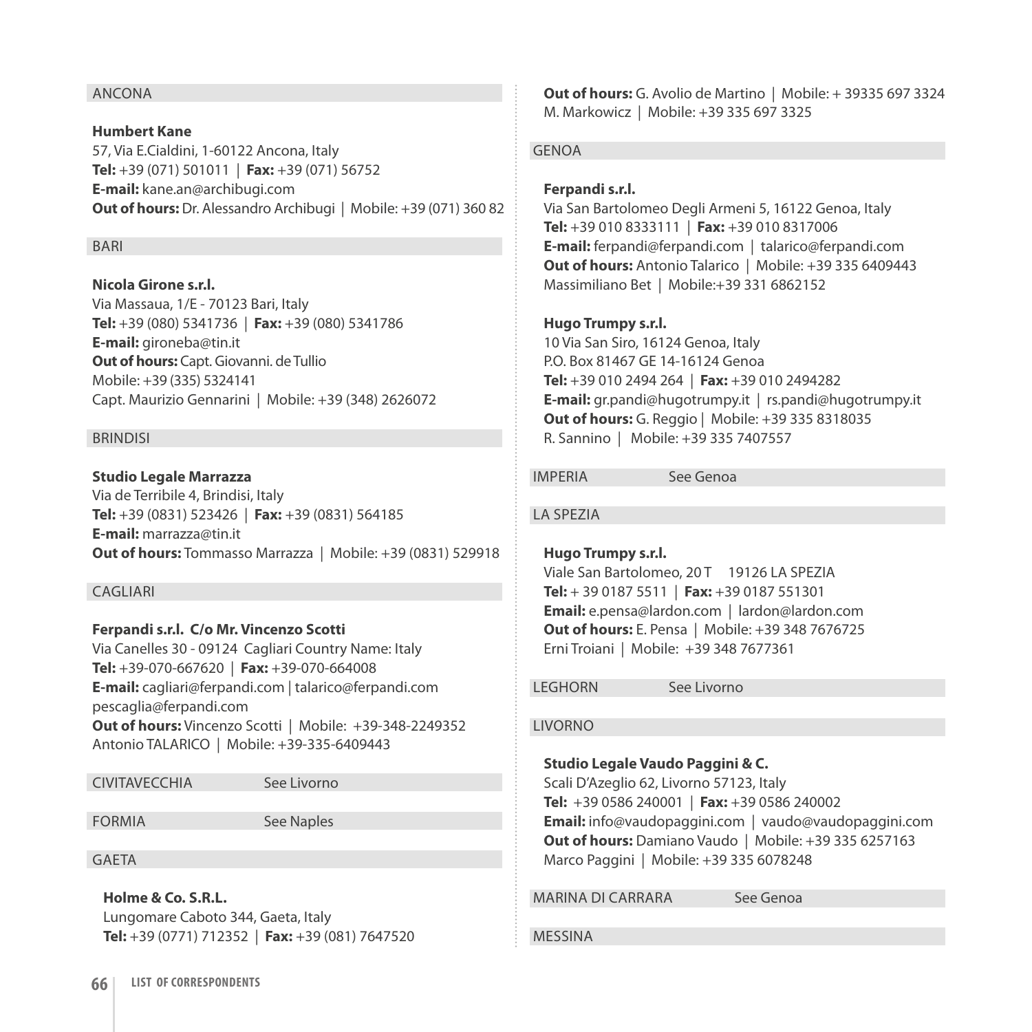## ANCONA

**Humbert Kane**
57, Via E.Cialdini, 1-60122 Ancona, Italy
**Tel:** +39 (071) 501011 | **Fax:** +39 (071) 56752
**E-mail:** kane.an@archibugi.com
**Out of hours:** Dr. Alessandro Archibugi | Mobile: +39 (071) 360 82

## BARI

**Nicola Girone s.r.l.**
Via Massaua, 1/E - 70123 Bari, Italy
**Tel:** +39 (080) 5341736 | **Fax:** +39 (080) 5341786
**E-mail:** gironeba@tin.it
**Out of hours:** Capt. Giovanni. de Tullio
Mobile: +39 (335) 5324141
Capt. Maurizio Gennarini | Mobile: +39 (348) 2626072

## BRINDISI

**Studio Legale Marrazza**
Via de Terribile 4, Brindisi, Italy
**Tel:** +39 (0831) 523426 | **Fax:** +39 (0831) 564185
**E-mail:** marrazza@tin.it
**Out of hours:** Tommasso Marrazza | Mobile: +39 (0831) 529918

## CAGLIARI

**Ferpandi s.r.l. C/o Mr. Vincenzo Scotti**
Via Canelles 30 - 09124 Cagliari Country Name: Italy
**Tel:** +39-070-667620 | **Fax:** +39-070-664008
**E-mail:** cagliari@ferpandi.com | talarico@ferpandi.com
pescaglia@ferpandi.com
**Out of hours:** Vincenzo Scotti | Mobile: +39-348-2249352
Antonio TALARICO | Mobile: +39-335-6409443

## CIVITAVECCHIA See Livorno

## FORMIA See Naples

## GAETA

**Holme & Co. S.R.L.**
Lungomare Caboto 344, Gaeta, Italy
**Tel:** +39 (0771) 712352 | **Fax:** +39 (081) 7647520
**Out of hours:** G. Avolio de Martino | Mobile: + 39335 697 3324
M. Markowicz | Mobile: +39 335 697 3325

## GENOA

**Ferpandi s.r.l.**
Via San Bartolomeo Degli Armeni 5, 16122 Genoa, Italy
**Tel:** +39 010 8333111 | **Fax:** +39 010 8317006
**E-mail:** ferpandi@ferpandi.com | talarico@ferpandi.com
**Out of hours:** Antonio Talarico | Mobile: +39 335 6409443
Massimiliano Bet | Mobile:+39 331 6862152

**Hugo Trumpy s.r.l.**
10 Via San Siro, 16124 Genoa, Italy
P.O. Box 81467 GE 14-16124 Genoa
**Tel:** +39 010 2494 264 | **Fax:** +39 010 2494282
**E-mail:** gr.pandi@hugotrumpy.it | rs.pandi@hugotrumpy.it
**Out of hours:** G. Reggio | Mobile: +39 335 8318035
R. Sannino | Mobile: +39 335 7407557

## IMPERIA See Genoa

## LA SPEZIA

**Hugo Trumpy s.r.l.**
Viale San Bartolomeo, 20 T 19126 LA SPEZIA
**Tel:** + 39 0187 5511 | **Fax:** +39 0187 551301
**Email:** e.pensa@lardon.com | lardon@lardon.com
**Out of hours:** E. Pensa | Mobile: +39 348 7676725
Erni Troiani | Mobile: +39 348 7677361

## LEGHORN See Livorno

## LIVORNO

**Studio Legale Vaudo Paggini & C.**
Scali D'Azeglio 62, Livorno 57123, Italy
**Tel:** +39 0586 240001 | **Fax:** +39 0586 240002
**Email:** info@vaudopaggini.com | vaudo@vaudopaggini.com
**Out of hours:** Damiano Vaudo | Mobile: +39 335 6257163
Marco Paggini | Mobile: +39 335 6078248

## MARINA DI CARRARA See Genoa

## MESSINA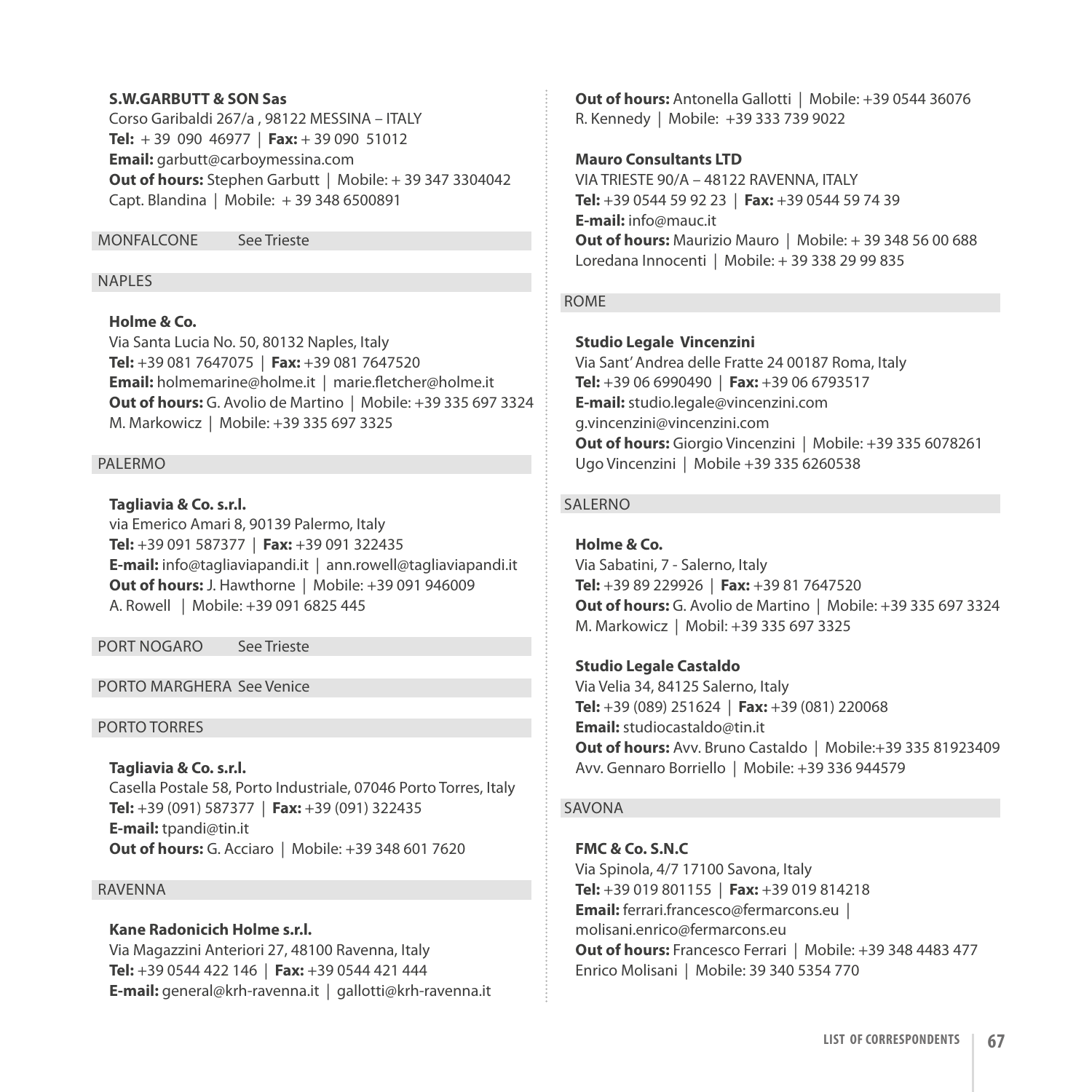**S.W.GARBUTT & SON Sas**
Corso Garibaldi 267/a , 98122 MESSINA – ITALY
**Tel:** + 39 090 46977 | **Fax:** + 39 090 51012
**Email:** garbutt@carboymessina.com
**Out of hours:** Stephen Garbutt | Mobile: + 39 347 3304042
Capt. Blandina | Mobile: + 39 348 6500891

## MONFALCONE See Trieste

## NAPLES

**Holme & Co.**
Via Santa Lucia No. 50, 80132 Naples, Italy
**Tel:** +39 081 7647075 | **Fax:** +39 081 7647520
**Email:** holmemarine@holme.it | marie.fletcher@holme.it
**Out of hours:** G. Avolio de Martino | Mobile: +39 335 697 3324
M. Markowicz | Mobile: +39 335 697 3325

## PALERMO

**Tagliavia & Co. s.r.l.**
via Emerico Amari 8, 90139 Palermo, Italy
**Tel:** +39 091 587377 | **Fax:** +39 091 322435
**E-mail:** info@tagliaviapandi.it | ann.rowell@tagliaviapandi.it
**Out of hours:** J. Hawthorne | Mobile: +39 091 946009
A. Rowell | Mobile: +39 091 6825 445

## PORT NOGARO See Trieste

## PORTO MARGHERA See Venice

## PORTO TORRES

**Tagliavia & Co. s.r.l.**
Casella Postale 58, Porto Industriale, 07046 Porto Torres, Italy
**Tel:** +39 (091) 587377 | **Fax:** +39 (091) 322435
**E-mail:** tpandi@tin.it
**Out of hours:** G. Acciaro | Mobile: +39 348 601 7620

## RAVENNA

**Kane Radonicich Holme s.r.l.**
Via Magazzini Anteriori 27, 48100 Ravenna, Italy
**Tel:** +39 0544 422 146 | **Fax:** +39 0544 421 444
**E-mail:** general@krh-ravenna.it | gallotti@krh-ravenna.it
**Out of hours:** Antonella Gallotti | Mobile: +39 0544 36076
R. Kennedy | Mobile: +39 333 739 9022

**Mauro Consultants LTD**
VIA TRIESTE 90/A – 48122 RAVENNA, ITALY
**Tel:** +39 0544 59 92 23 | **Fax:** +39 0544 59 74 39
**E-mail:** info@mauc.it
**Out of hours:** Maurizio Mauro | Mobile: + 39 348 56 00 688
Loredana Innocenti | Mobile: + 39 338 29 99 835

## ROME

**Studio Legale Vincenzini**
Via Sant' Andrea delle Fratte 24 00187 Roma, Italy
**Tel:** +39 06 6990490 | **Fax:** +39 06 6793517
**E-mail:** studio.legale@vincenzini.com
g.vincenzini@vincenzini.com
**Out of hours:** Giorgio Vincenzini | Mobile: +39 335 6078261
Ugo Vincenzini | Mobile +39 335 6260538

## SALERNO

**Holme & Co.**
Via Sabatini, 7 - Salerno, Italy
**Tel:** +39 89 229926 | **Fax:** +39 81 7647520
**Out of hours:** G. Avolio de Martino | Mobile: +39 335 697 3324
M. Markowicz | Mobil: +39 335 697 3325

**Studio Legale Castaldo**
Via Velia 34, 84125 Salerno, Italy
**Tel:** +39 (089) 251624 | **Fax:** +39 (081) 220068
**Email:** studiocastaldo@tin.it
**Out of hours:** Avv. Bruno Castaldo | Mobile:+39 335 81923409
Avv. Gennaro Borriello | Mobile: +39 336 944579

## SAVONA

**FMC & Co. S.N.C**
Via Spinola, 4/7 17100 Savona, Italy
**Tel:** +39 019 801155 | **Fax:** +39 019 814218
**Email:** ferrari.francesco@fermarcons.eu |
molisani.enrico@fermarcons.eu
**Out of hours:** Francesco Ferrari | Mobile: +39 348 4483 477
Enrico Molisani | Mobile: 39 340 5354 770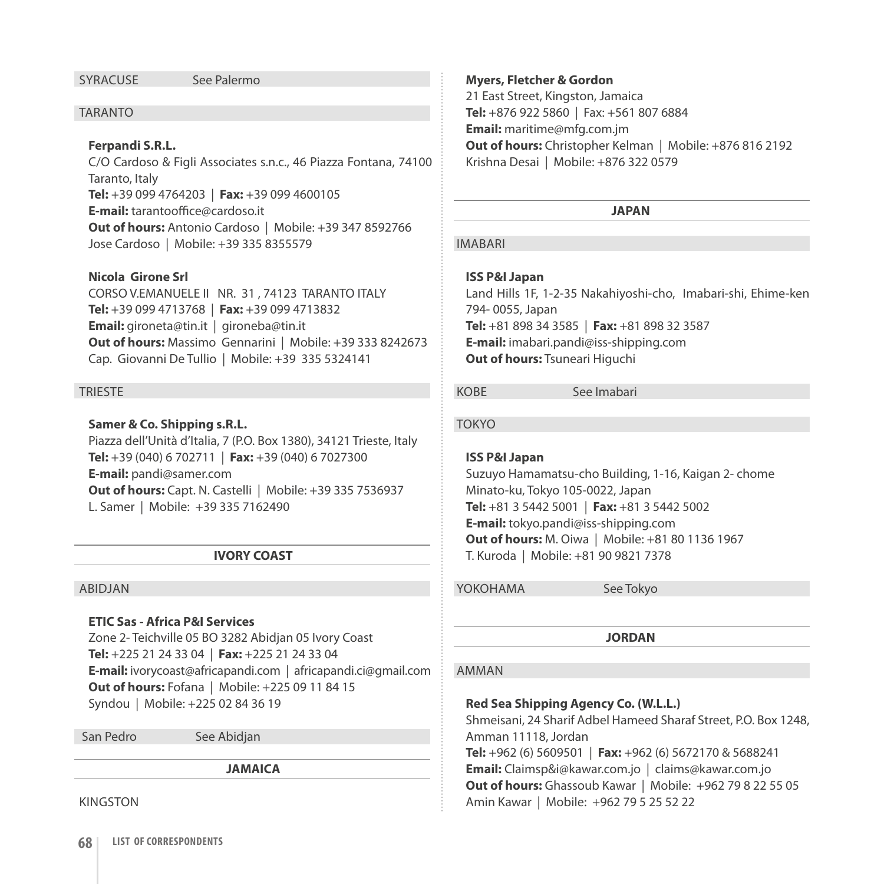SYRACUSE See Palermo

### TARANTO

**Ferpandi S.R.L.**
C/O Cardoso & Figli Associates s.n.c., 46 Piazza Fontana, 74100 Taranto, Italy
**Tel:** +39 099 4764203 | **Fax:** +39 099 4600105
**E-mail:** tarantooffice@cardoso.it
**Out of hours:** Antonio Cardoso | Mobile: +39 347 8592766
Jose Cardoso | Mobile: +39 335 8355579

**Nicola Girone Srl**
CORSO V.EMANUELE II NR. 31 , 74123 TARANTO ITALY
**Tel:** +39 099 4713768 | **Fax:** +39 099 4713832
**Email:** gironeta@tin.it | gironeba@tin.it
**Out of hours:** Massimo Gennarini | Mobile: +39 333 8242673
Cap. Giovanni De Tullio | Mobile: +39 335 5324141

### TRIESTE

**Samer & Co. Shipping s.R.L.**
Piazza dell'Unità d'Italia, 7 (P.O. Box 1380), 34121 Trieste, Italy
**Tel:** +39 (040) 6 702711 | **Fax:** +39 (040) 6 7027300
**E-mail:** pandi@samer.com
**Out of hours:** Capt. N. Castelli | Mobile: +39 335 7536937
L. Samer | Mobile: +39 335 7162490

## IVORY COAST

### ABIDJAN

**ETIC Sas - Africa P&I Services**
Zone 2- Teichville 05 BO 3282 Abidjan 05 Ivory Coast
**Tel:** +225 21 24 33 04 | **Fax:** +225 21 24 33 04
**E-mail:** ivorycoast@africapandi.com | africapandi.ci@gmail.com
**Out of hours:** Fofana | Mobile: +225 09 11 84 15
Syndou | Mobile: +225 02 84 36 19

San Pedro See Abidjan

## JAMAICA

### KINGSTON

**Myers, Fletcher & Gordon**
21 East Street, Kingston, Jamaica
**Tel:** +876 922 5860 | Fax: +561 807 6884
**Email:** maritime@mfg.com.jm
**Out of hours:** Christopher Kelman | Mobile: +876 816 2192
Krishna Desai | Mobile: +876 322 0579

## JAPAN

### IMABARI

**ISS P&I Japan**
Land Hills 1F, 1-2-35 Nakahiyoshi-cho, Imabari-shi, Ehime-ken 794- 0055, Japan
**Tel:** +81 898 34 3585 | **Fax:** +81 898 32 3587
**E-mail:** imabari.pandi@iss-shipping.com
**Out of hours:** Tsuneari Higuchi

KOBE See Imabari

### TOKYO

**ISS P&I Japan**
Suzuyo Hamamatsu-cho Building, 1-16, Kaigan 2- chome Minato-ku, Tokyo 105-0022, Japan
**Tel:** +81 3 5442 5001 | **Fax:** +81 3 5442 5002
**E-mail:** tokyo.pandi@iss-shipping.com
**Out of hours:** M. Oiwa | Mobile: +81 80 1136 1967
T. Kuroda | Mobile: +81 90 9821 7378

YOKOHAMA See Tokyo

## JORDAN

### AMMAN

**Red Sea Shipping Agency Co. (W.L.L.)**
Shmeisani, 24 Sharif Adbel Hameed Sharaf Street, P.O. Box 1248, Amman 11118, Jordan
**Tel:** +962 (6) 5609501 | **Fax:** +962 (6) 5672170 & 5688241
**Email:** Claimsp&i@kawar.com.jo | claims@kawar.com.jo
**Out of hours:** Ghassoub Kawar | Mobile: +962 79 8 22 55 05
Amin Kawar | Mobile: +962 79 5 25 52 22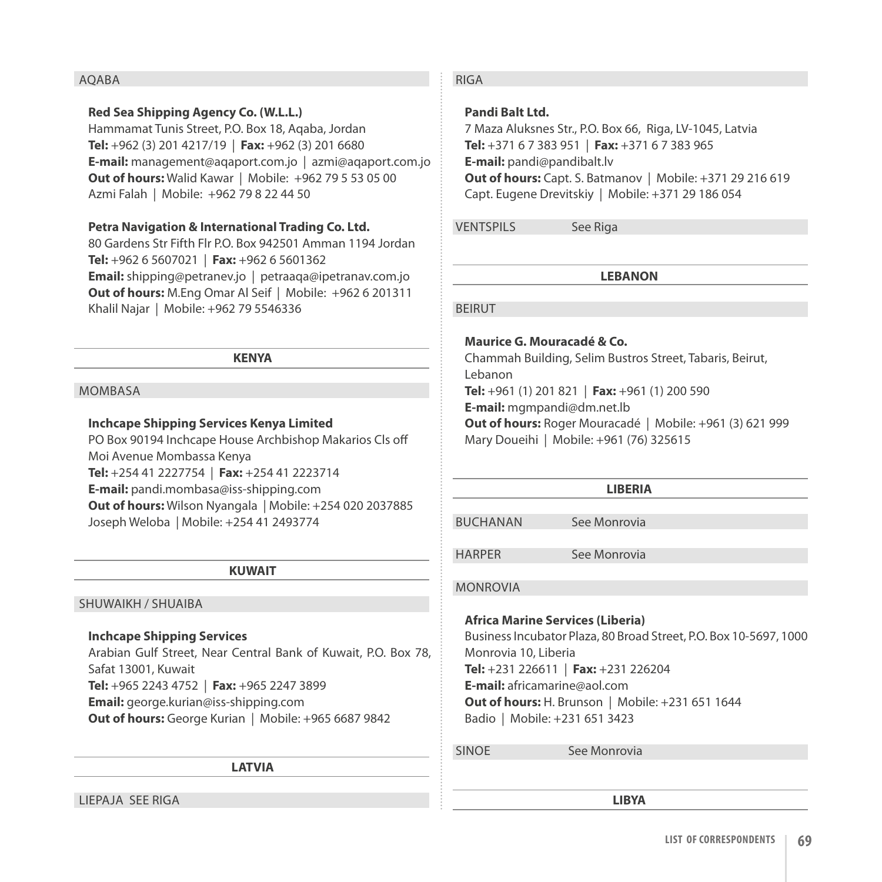AQABA

**Red Sea Shipping Agency Co. (W.L.L.)**
Hammamat Tunis Street, P.O. Box 18, Aqaba, Jordan
**Tel:** +962 (3) 201 4217/19 | **Fax:** +962 (3) 201 6680
**E-mail:** management@aqaport.com.jo | azmi@aqaport.com.jo
**Out of hours:** Walid Kawar | Mobile: +962 79 5 53 05 00
Azmi Falah | Mobile: +962 79 8 22 44 50

**Petra Navigation & International Trading Co. Ltd.**
80 Gardens Str Fifth Flr P.O. Box 942501 Amman 1194 Jordan
**Tel:** +962 6 5607021 | **Fax:** +962 6 5601362
**Email:** shipping@petranev.jo | petraaqa@ipetranav.com.jo
**Out of hours:** M.Eng Omar Al Seif | Mobile: +962 6 201311
Khalil Najar | Mobile: +962 79 5546336

## KENYA

MOMBASA

**Inchcape Shipping Services Kenya Limited**
PO Box 90194 Inchcape House Archbishop Makarios Cls off Moi Avenue Mombassa Kenya
**Tel:** +254 41 2227754 | **Fax:** +254 41 2223714
**E-mail:** pandi.mombasa@iss-shipping.com
**Out of hours:** Wilson Nyangala | Mobile: +254 020 2037885
Joseph Weloba | Mobile: +254 41 2493774

## KUWAIT

SHUWAIKH / SHUAIBA

**Inchcape Shipping Services**
Arabian Gulf Street, Near Central Bank of Kuwait, P.O. Box 78, Safat 13001, Kuwait
**Tel:** +965 2243 4752 | **Fax:** +965 2247 3899
**Email:** george.kurian@iss-shipping.com
**Out of hours:** George Kurian | Mobile: +965 6687 9842

## LATVIA

LIEPAJA SEE RIGA

RIGA

**Pandi Balt Ltd.**
7 Maza Aluksnes Str., P.O. Box 66, Riga, LV-1045, Latvia
**Tel:** +371 6 7 383 951 | **Fax:** +371 6 7 383 965
**E-mail:** pandi@pandibalt.lv
**Out of hours:** Capt. S. Batmanov | Mobile: +371 29 216 619
Capt. Eugene Drevitskiy | Mobile: +371 29 186 054

VENTSPILS See Riga

## LEBANON

BEIRUT

**Maurice G. Mouracadé & Co.**
Chammah Building, Selim Bustros Street, Tabaris, Beirut, Lebanon
**Tel:** +961 (1) 201 821 | **Fax:** +961 (1) 200 590
**E-mail:** mgmpandi@dm.net.lb
**Out of hours:** Roger Mouracadé | Mobile: +961 (3) 621 999
Mary Doueihi | Mobile: +961 (76) 325615

## LIBERIA

BUCHANAN See Monrovia

HARPER See Monrovia

MONROVIA

**Africa Marine Services (Liberia)**
Business Incubator Plaza, 80 Broad Street, P.O. Box 10-5697, 1000 Monrovia 10, Liberia
**Tel:** +231 226611 | **Fax:** +231 226204
**E-mail:** africamarine@aol.com
**Out of hours:** H. Brunson | Mobile: +231 651 1644
Badio | Mobile: +231 651 3423

SINOE See Monrovia

## LIBYA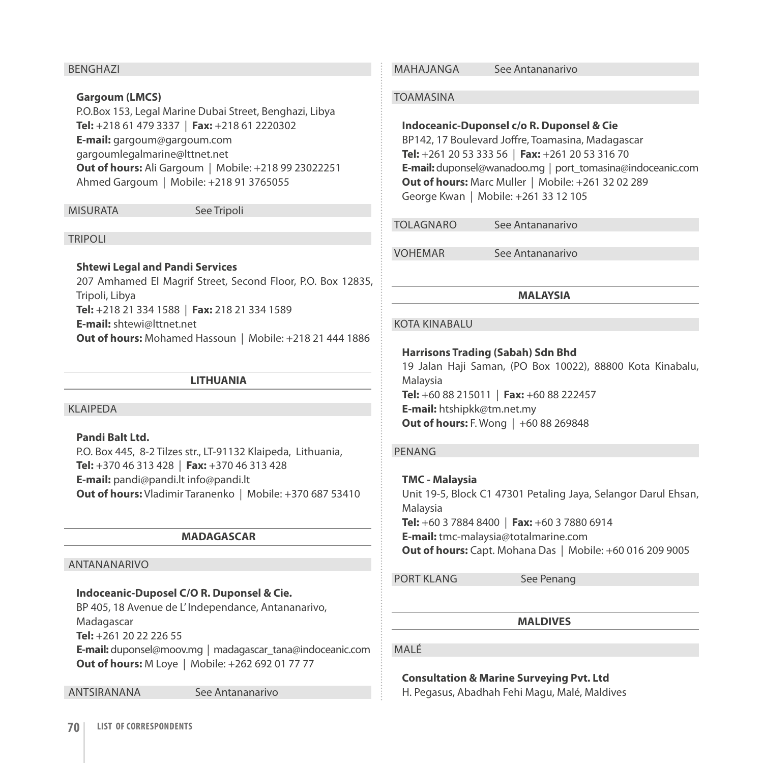BENGHAZI

**Gargoum (LMCS)**
P.O.Box 153, Legal Marine Dubai Street, Benghazi, Libya
**Tel:** +218 61 479 3337 | **Fax:** +218 61 2220302
**E-mail:** gargoum@gargoum.com
gargoumlegalmarine@lttnet.net
**Out of hours:** Ali Gargoum | Mobile: +218 99 23022251
Ahmed Gargoum | Mobile: +218 91 3765055

MISURATA See Tripoli

TRIPOLI

**Shtewi Legal and Pandi Services**
207 Amhamed El Magrif Street, Second Floor, P.O. Box 12835, Tripoli, Libya
**Tel:** +218 21 334 1588 | **Fax:** 218 21 334 1589
**E-mail:** shtewi@lttnet.net
**Out of hours:** Mohamed Hassoun | Mobile: +218 21 444 1886

## LITHUANIA

KLAIPEDA

**Pandi Balt Ltd.**
P.O. Box 445, 8-2 Tilzes str., LT-91132 Klaipeda, Lithuania,
**Tel:** +370 46 313 428 | **Fax:** +370 46 313 428
**E-mail:** pandi@pandi.lt info@pandi.lt
**Out of hours:** Vladimir Taranenko | Mobile: +370 687 53410

## MADAGASCAR

ANTANANARIVO

**Indoceanic-Duposel C/O R. Duponsel & Cie.**
BP 405, 18 Avenue de L'Independance, Antananarivo, Madagascar
**Tel:** +261 20 22 226 55
**E-mail:** duponsel@moov.mg | madagascar_tana@indoceanic.com
**Out of hours:** M Loye | Mobile: +262 692 01 77 77

ANTSIRANANA See Antananarivo

MAHAJANGA See Antananarivo

TOAMASINA

**Indoceanic-Duponsel c/o R. Duponsel & Cie**
BP142, 17 Boulevard Joffre, Toamasina, Madagascar
**Tel:** +261 20 53 333 56 | **Fax:** +261 20 53 316 70
**E-mail:** duponsel@wanadoo.mg | port_tomasina@indoceanic.com
**Out of hours:** Marc Muller | Mobile: +261 32 02 289
George Kwan | Mobile: +261 33 12 105

TOLAGNARO See Antananarivo

VOHEMAR See Antananarivo

## MALAYSIA

KOTA KINABALU

**Harrisons Trading (Sabah) Sdn Bhd**
19 Jalan Haji Saman, (PO Box 10022), 88800 Kota Kinabalu, Malaysia
**Tel:** +60 88 215011 | **Fax:** +60 88 222457
**E-mail:** htshipkk@tm.net.my
**Out of hours:** F. Wong | +60 88 269848

PENANG

**TMC - Malaysia**
Unit 19-5, Block C1 47301 Petaling Jaya, Selangor Darul Ehsan, Malaysia
**Tel:** +60 3 7884 8400 | **Fax:** +60 3 7880 6914
**E-mail:** tmc-malaysia@totalmarine.com
**Out of hours:** Capt. Mohana Das | Mobile: +60 016 209 9005

PORT KLANG See Penang

## MALDIVES

MALÉ

**Consultation & Marine Surveying Pvt. Ltd**
H. Pegasus, Abadhah Fehi Magu, Malé, Maldives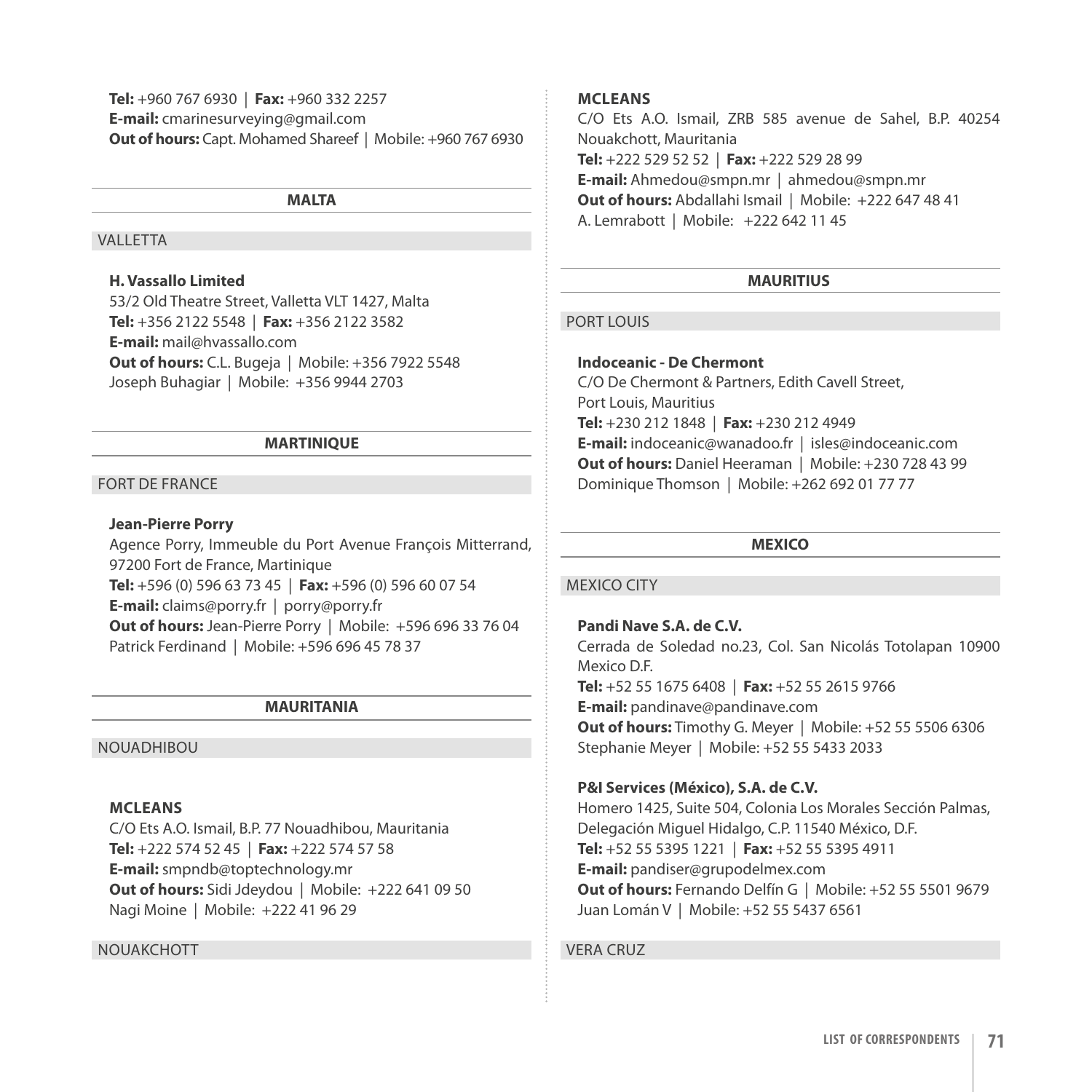**Tel:** +960 767 6930 | **Fax:** +960 332 2257
**E-mail:** cmarinesurveying@gmail.com
**Out of hours:** Capt. Mohamed Shareef | Mobile: +960 767 6930

## MALTA

### VALLETTA

**H. Vassallo Limited**
53/2 Old Theatre Street, Valletta VLT 1427, Malta
**Tel:** +356 2122 5548 | **Fax:** +356 2122 3582
**E-mail:** mail@hvassallo.com
**Out of hours:** C.L. Bugeja | Mobile: +356 7922 5548
Joseph Buhagiar | Mobile: +356 9944 2703

## MARTINIQUE

### FORT DE FRANCE

**Jean-Pierre Porry**
Agence Porry, Immeuble du Port Avenue François Mitterrand, 97200 Fort de France, Martinique
**Tel:** +596 (0) 596 63 73 45 | **Fax:** +596 (0) 596 60 07 54
**E-mail:** claims@porry.fr | porry@porry.fr
**Out of hours:** Jean-Pierre Porry | Mobile: +596 696 33 76 04
Patrick Ferdinand | Mobile: +596 696 45 78 37

## MAURITANIA

### NOUADHIBOU

**MCLEANS**
C/O Ets A.O. Ismail, B.P. 77 Nouadhibou, Mauritania
**Tel:** +222 574 52 45 | **Fax:** +222 574 57 58
**E-mail:** smpndb@toptechnology.mr
**Out of hours:** Sidi Jdeydou | Mobile: +222 641 09 50
Nagi Moine | Mobile: +222 41 96 29

### NOUAKCHOTT

**MCLEANS**
C/O Ets A.O. Ismail, ZRB 585 avenue de Sahel, B.P. 40254 Nouakchott, Mauritania
**Tel:** +222 529 52 52 | **Fax:** +222 529 28 99
**E-mail:** Ahmedou@smpn.mr | ahmedou@smpn.mr
**Out of hours:** Abdallahi Ismail | Mobile: +222 647 48 41
A. Lemrabott | Mobile: +222 642 11 45

## MAURITIUS

### PORT LOUIS

**Indoceanic - De Chermont**
C/O De Chermont & Partners, Edith Cavell Street,
Port Louis, Mauritius
**Tel:** +230 212 1848 | **Fax:** +230 212 4949
**E-mail:** indoceanic@wanadoo.fr | isles@indoceanic.com
**Out of hours:** Daniel Heeraman | Mobile: +230 728 43 99
Dominique Thomson | Mobile: +262 692 01 77 77

## MEXICO

### MEXICO CITY

**Pandi Nave S.A. de C.V.**
Cerrada de Soledad no.23, Col. San Nicolás Totolapan 10900 Mexico D.F.
**Tel:** +52 55 1675 6408 | **Fax:** +52 55 2615 9766
**E-mail:** pandinave@pandinave.com
**Out of hours:** Timothy G. Meyer | Mobile: +52 55 5506 6306
Stephanie Meyer | Mobile: +52 55 5433 2033

**P&I Services (México), S.A. de C.V.**
Homero 1425, Suite 504, Colonia Los Morales Sección Palmas, Delegación Miguel Hidalgo, C.P. 11540 México, D.F.
**Tel:** +52 55 5395 1221 | **Fax:** +52 55 5395 4911
**E-mail:** pandiser@grupodelmex.com
**Out of hours:** Fernando Delfín G | Mobile: +52 55 5501 9679
Juan Lomán V | Mobile: +52 55 5437 6561

### VERA CRUZ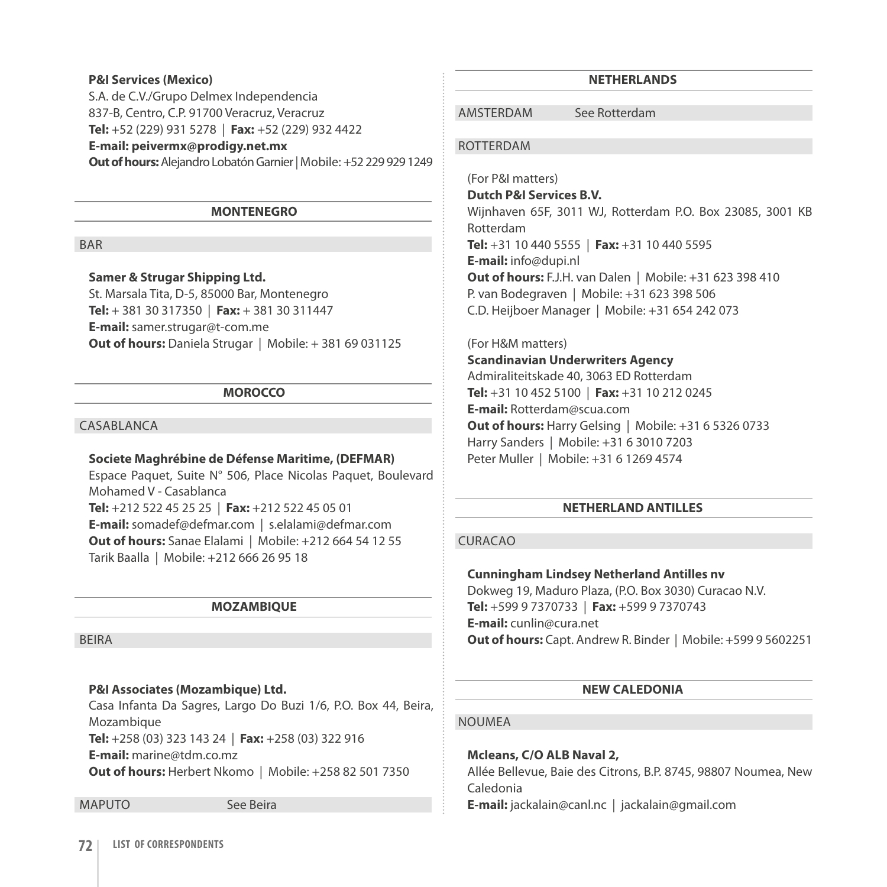**P&I Services (Mexico)**
S.A. de C.V./Grupo Delmex Independencia
837-B, Centro, C.P. 91700 Veracruz, Veracruz
**Tel:** +52 (229) 931 5278 | **Fax:** +52 (229) 932 4422
**E-mail: peivermx@prodigy.net.mx**
**Out of hours:** Alejandro Lobatón Garnier | Mobile: +52 229 929 1249

## MONTENEGRO

### BAR

**Samer & Strugar Shipping Ltd.**
St. Marsala Tita, D-5, 85000 Bar, Montenegro
**Tel:** + 381 30 317350 | **Fax:** + 381 30 311447
**E-mail:** samer.strugar@t-com.me
**Out of hours:** Daniela Strugar | Mobile: + 381 69 031125

## MOROCCO

### CASABLANCA

**Societe Maghrébine de Défense Maritime, (DEFMAR)**
Espace Paquet, Suite N° 506, Place Nicolas Paquet, Boulevard Mohamed V - Casablanca
**Tel:** +212 522 45 25 25 | **Fax:** +212 522 45 05 01
**E-mail:** somadef@defmar.com | s.elalami@defmar.com
**Out of hours:** Sanae Elalami | Mobile: +212 664 54 12 55
Tarik Baalla | Mobile: +212 666 26 95 18

## MOZAMBIQUE

### BEIRA

**P&I Associates (Mozambique) Ltd.**
Casa Infanta Da Sagres, Largo Do Buzi 1/6, P.O. Box 44, Beira, Mozambique
**Tel:** +258 (03) 323 143 24 | **Fax:** +258 (03) 322 916
**E-mail:** marine@tdm.co.mz
**Out of hours:** Herbert Nkomo | Mobile: +258 82 501 7350

### MAPUTO

See Beira

## NETHERLANDS

### AMSTERDAM

See Rotterdam

### ROTTERDAM

(For P&I matters)
**Dutch P&I Services B.V.**
Wijnhaven 65F, 3011 WJ, Rotterdam P.O. Box 23085, 3001 KB Rotterdam
**Tel:** +31 10 440 5555 | **Fax:** +31 10 440 5595
**E-mail:** info@dupi.nl
**Out of hours:** F.J.H. van Dalen | Mobile: +31 623 398 410
P. van Bodegraven | Mobile: +31 623 398 506
C.D. Heijboer Manager | Mobile: +31 654 242 073

(For H&M matters)
**Scandinavian Underwriters Agency**
Admiraliteitskade 40, 3063 ED Rotterdam
**Tel:** +31 10 452 5100 | **Fax:** +31 10 212 0245
**E-mail:** Rotterdam@scua.com
**Out of hours:** Harry Gelsing | Mobile: +31 6 5326 0733
Harry Sanders | Mobile: +31 6 3010 7203
Peter Muller | Mobile: +31 6 1269 4574

## NETHERLAND ANTILLES

### CURACAO

**Cunningham Lindsey Netherland Antilles nv**
Dokweg 19, Maduro Plaza, (P.O. Box 3030) Curacao N.V.
**Tel:** +599 9 7370733 | **Fax:** +599 9 7370743
**E-mail:** cunlin@cura.net
**Out of hours:** Capt. Andrew R. Binder | Mobile: +599 9 5602251

## NEW CALEDONIA

### NOUMEA

**Mcleans, C/O ALB Naval 2,**
Allée Bellevue, Baie des Citrons, B.P. 8745, 98807 Noumea, New Caledonia
**E-mail:** jackalain@canl.nc | jackalain@gmail.com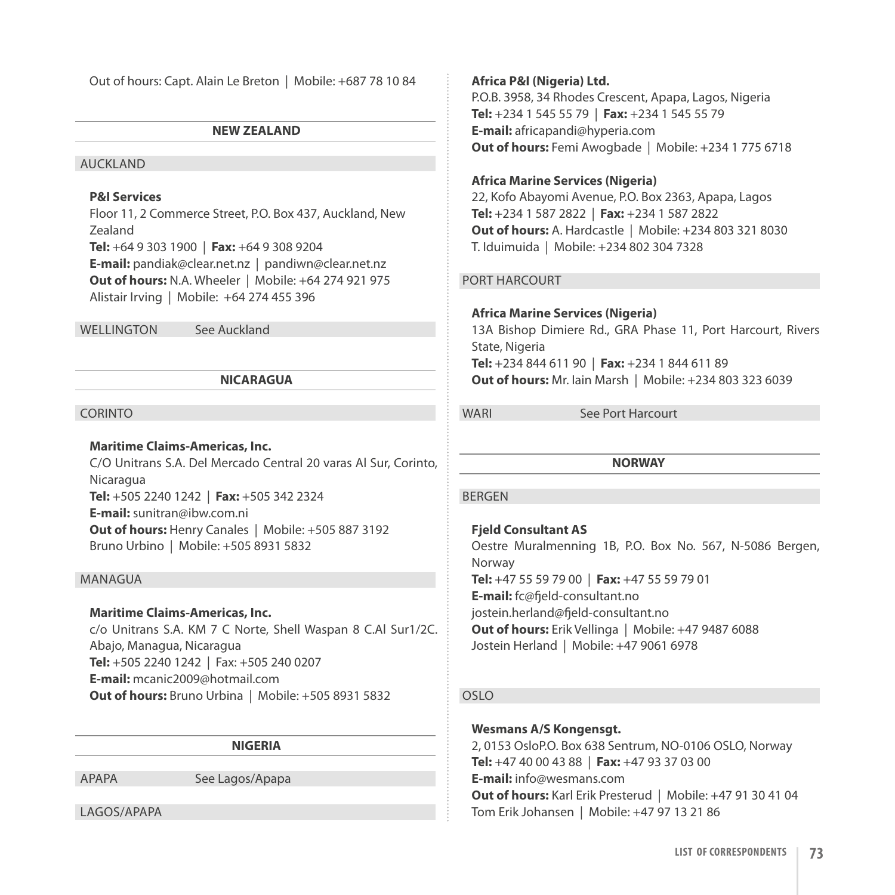Out of hours: Capt. Alain Le Breton | Mobile: +687 78 10 84

## NEW ZEALAND

### AUCKLAND

**P&I Services**
Floor 11, 2 Commerce Street, P.O. Box 437, Auckland, New Zealand
**Tel:** +64 9 303 1900 | **Fax:** +64 9 308 9204
**E-mail:** pandiak@clear.net.nz | pandiwn@clear.net.nz
**Out of hours:** N.A. Wheeler | Mobile: +64 274 921 975
Alistair Irving | Mobile: +64 274 455 396

### WELLINGTON See Auckland

## NICARAGUA

### CORINTO

**Maritime Claims-Americas, Inc.**
C/O Unitrans S.A. Del Mercado Central 20 varas Al Sur, Corinto, Nicaragua
**Tel:** +505 2240 1242 | **Fax:** +505 342 2324
**E-mail:** sunitran@ibw.com.ni
**Out of hours:** Henry Canales | Mobile: +505 887 3192
Bruno Urbino | Mobile: +505 8931 5832

### MANAGUA

**Maritime Claims-Americas, Inc.**
c/o Unitrans S.A. KM 7 C Norte, Shell Waspan 8 C.Al Sur1/2C. Abajo, Managua, Nicaragua
**Tel:** +505 2240 1242 | Fax: +505 240 0207
**E-mail:** mcanic2009@hotmail.com
**Out of hours:** Bruno Urbina | Mobile: +505 8931 5832

## NIGERIA

### APAPA See Lagos/Apapa

### LAGOS/APAPA

**Africa P&I (Nigeria) Ltd.**
P.O.B. 3958, 34 Rhodes Crescent, Apapa, Lagos, Nigeria
**Tel:** +234 1 545 55 79 | **Fax:** +234 1 545 55 79
**E-mail:** africapandi@hyperia.com
**Out of hours:** Femi Awogbade | Mobile: +234 1 775 6718

**Africa Marine Services (Nigeria)**
22, Kofo Abayomi Avenue, P.O. Box 2363, Apapa, Lagos
**Tel:** +234 1 587 2822 | **Fax:** +234 1 587 2822
**Out of hours:** A. Hardcastle | Mobile: +234 803 321 8030
T. Iduimuida | Mobile: +234 802 304 7328

### PORT HARCOURT

**Africa Marine Services (Nigeria)**
13A Bishop Dimiere Rd., GRA Phase 11, Port Harcourt, Rivers State, Nigeria
**Tel:** +234 844 611 90 | **Fax:** +234 1 844 611 89
**Out of hours:** Mr. Iain Marsh | Mobile: +234 803 323 6039

### WARI See Port Harcourt

## NORWAY

### BERGEN

**Fjeld Consultant AS**
Oestre Muralmenning 1B, P.O. Box No. 567, N-5086 Bergen, Norway
**Tel:** +47 55 59 79 00 | **Fax:** +47 55 59 79 01
**E-mail:** fc@fjeld-consultant.no
jostein.herland@fjeld-consultant.no
**Out of hours:** Erik Vellinga | Mobile: +47 9487 6088
Jostein Herland | Mobile: +47 9061 6978

### OSLO

**Wesmans A/S Kongensgt.**
2, 0153 OsloP.O. Box 638 Sentrum, NO-0106 OSLO, Norway
**Tel:** +47 40 00 43 88 | **Fax:** +47 93 37 03 00
**E-mail:** info@wesmans.com
**Out of hours:** Karl Erik Presterud | Mobile: +47 91 30 41 04
Tom Erik Johansen | Mobile: +47 97 13 21 86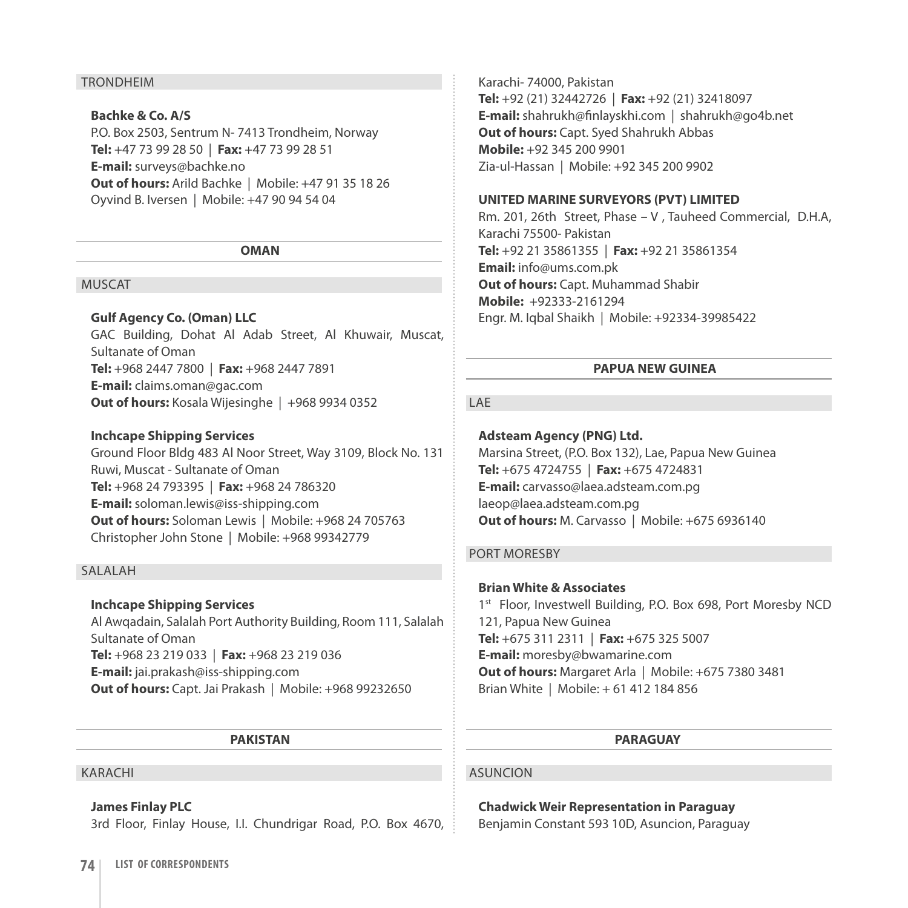### TRONDHEIM

**Bachke & Co. A/S**
P.O. Box 2503, Sentrum N- 7413 Trondheim, Norway
**Tel:** +47 73 99 28 50 | **Fax:** +47 73 99 28 51
**E-mail:** surveys@bachke.no
**Out of hours:** Arild Bachke | Mobile: +47 91 35 18 26
Oyvind B. Iversen | Mobile: +47 90 94 54 04

## OMAN

### MUSCAT

**Gulf Agency Co. (Oman) LLC**
GAC Building, Dohat Al Adab Street, Al Khuwair, Muscat, Sultanate of Oman
**Tel:** +968 2447 7800 | **Fax:** +968 2447 7891
**E-mail:** claims.oman@gac.com
**Out of hours:** Kosala Wijesinghe | +968 9934 0352

**Inchcape Shipping Services**
Ground Floor Bldg 483 Al Noor Street, Way 3109, Block No. 131 Ruwi, Muscat - Sultanate of Oman
**Tel:** +968 24 793395 | **Fax:** +968 24 786320
**E-mail:** soloman.lewis@iss-shipping.com
**Out of hours:** Soloman Lewis | Mobile: +968 24 705763
Christopher John Stone | Mobile: +968 99342779

### SALALAH

**Inchcape Shipping Services**
Al Awqadain, Salalah Port Authority Building, Room 111, Salalah Sultanate of Oman
**Tel:** +968 23 219 033 | **Fax:** +968 23 219 036
**E-mail:** jai.prakash@iss-shipping.com
**Out of hours:** Capt. Jai Prakash | Mobile: +968 99232650

## PAKISTAN

### KARACHI

**James Finlay PLC**
3rd Floor, Finlay House, I.I. Chundrigar Road, P.O. Box 4670, Karachi- 74000, Pakistan
**Tel:** +92 (21) 32442726 | **Fax:** +92 (21) 32418097
**E-mail:** shahrukh@finlayskhi.com | shahrukh@go4b.net
**Out of hours:** Capt. Syed Shahrukh Abbas
**Mobile:** +92 345 200 9901
Zia-ul-Hassan | Mobile: +92 345 200 9902

**UNITED MARINE SURVEYORS (PVT) LIMITED**
Rm. 201, 26th Street, Phase – V , Tauheed Commercial, D.H.A, Karachi 75500- Pakistan
**Tel:** +92 21 35861355 | **Fax:** +92 21 35861354
**Email:** info@ums.com.pk
**Out of hours:** Capt. Muhammad Shabir
**Mobile:** +92333-2161294
Engr. M. Iqbal Shaikh | Mobile: +92334-39985422

## PAPUA NEW GUINEA

### LAE

**Adsteam Agency (PNG) Ltd.**
Marsina Street, (P.O. Box 132), Lae, Papua New Guinea
**Tel:** +675 4724755 | **Fax:** +675 4724831
**E-mail:** carvasso@laea.adsteam.com.pg
laeop@laea.adsteam.com.pg
**Out of hours:** M. Carvasso | Mobile: +675 6936140

### PORT MORESBY

**Brian White & Associates**
1st Floor, Investwell Building, P.O. Box 698, Port Moresby NCD 121, Papua New Guinea
**Tel:** +675 311 2311 | **Fax:** +675 325 5007
**E-mail:** moresby@bwamarine.com
**Out of hours:** Margaret Arla | Mobile: +675 7380 3481
Brian White | Mobile: + 61 412 184 856

## PARAGUAY

### ASUNCION

**Chadwick Weir Representation in Paraguay**
Benjamin Constant 593 10D, Asuncion, Paraguay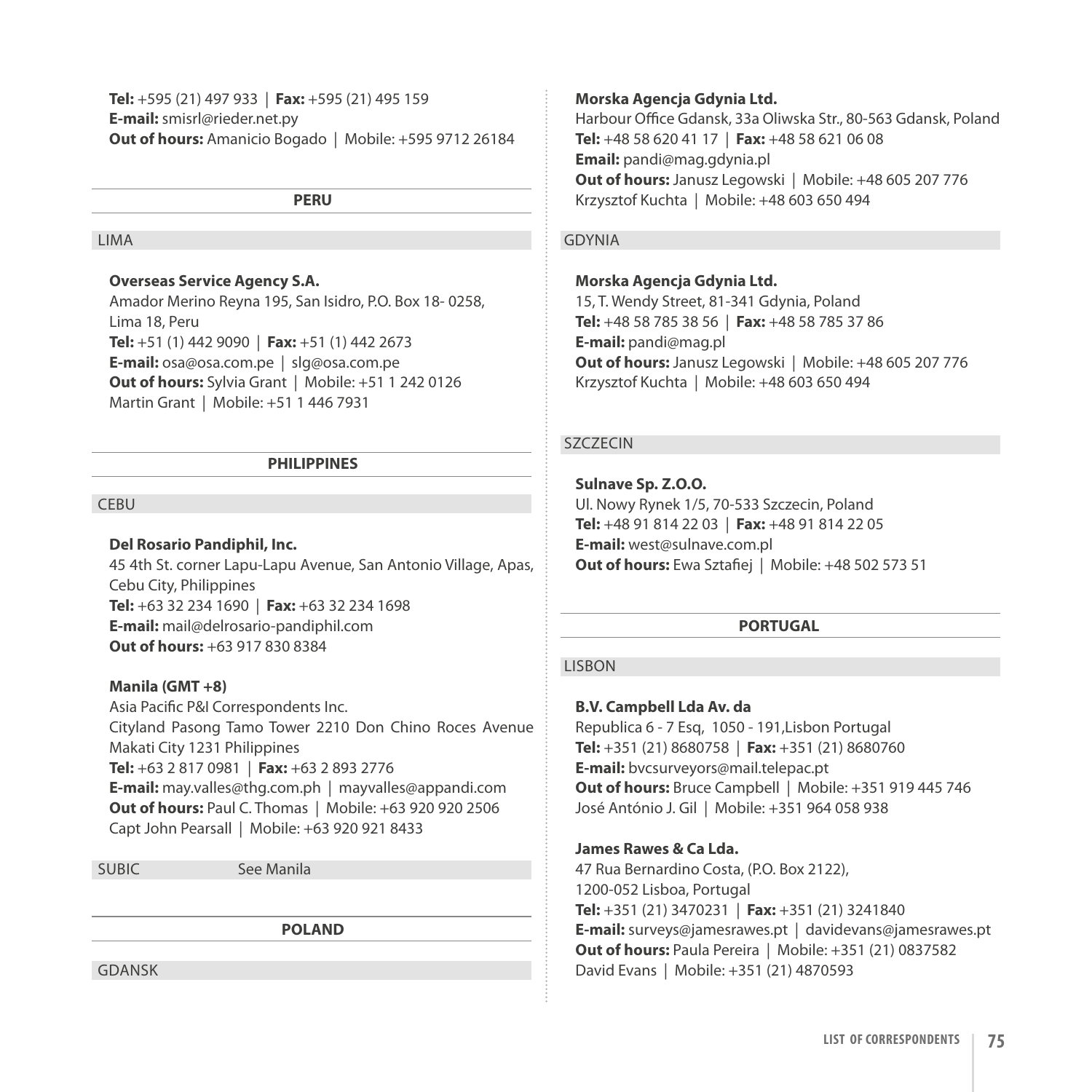**Tel:** +595 (21) 497 933 | **Fax:** +595 (21) 495 159
**E-mail:** smisrl@rieder.net.py
**Out of hours:** Amanicio Bogado | Mobile: +595 9712 26184

## PERU

### LIMA

**Overseas Service Agency S.A.**
Amador Merino Reyna 195, San Isidro, P.O. Box 18- 0258,
Lima 18, Peru
**Tel:** +51 (1) 442 9090 | **Fax:** +51 (1) 442 2673
**E-mail:** osa@osa.com.pe | slg@osa.com.pe
**Out of hours:** Sylvia Grant | Mobile: +51 1 242 0126
Martin Grant | Mobile: +51 1 446 7931

## PHILIPPINES

### CEBU

**Del Rosario Pandiphil, Inc.**
45 4th St. corner Lapu-Lapu Avenue, San Antonio Village, Apas,
Cebu City, Philippines
**Tel:** +63 32 234 1690 | **Fax:** +63 32 234 1698
**E-mail:** mail@delrosario-pandiphil.com
**Out of hours:** +63 917 830 8384

**Manila (GMT +8)**
Asia Pacific P&I Correspondents Inc.
Cityland Pasong Tamo Tower 2210 Don Chino Roces Avenue
Makati City 1231 Philippines
**Tel:** +63 2 817 0981 | **Fax:** +63 2 893 2776
**E-mail:** may.valles@thg.com.ph | mayvalles@appandi.com
**Out of hours:** Paul C. Thomas | Mobile: +63 920 920 2506
Capt John Pearsall | Mobile: +63 920 921 8433

### SUBIC See Manila

## POLAND

### GDANSK

**Morska Agencja Gdynia Ltd.**
Harbour Office Gdansk, 33a Oliwska Str., 80-563 Gdansk, Poland
**Tel:** +48 58 620 41 17 | **Fax:** +48 58 621 06 08
**Email:** pandi@mag.gdynia.pl
**Out of hours:** Janusz Legowski | Mobile: +48 605 207 776
Krzysztof Kuchta | Mobile: +48 603 650 494

### GDYNIA

**Morska Agencja Gdynia Ltd.**
15, T. Wendy Street, 81-341 Gdynia, Poland
**Tel:** +48 58 785 38 56 | **Fax:** +48 58 785 37 86
**E-mail:** pandi@mag.pl
**Out of hours:** Janusz Legowski | Mobile: +48 605 207 776
Krzysztof Kuchta | Mobile: +48 603 650 494

### SZCZECIN

**Sulnave Sp. Z.O.O.**
Ul. Nowy Rynek 1/5, 70-533 Szczecin, Poland
**Tel:** +48 91 814 22 03 | **Fax:** +48 91 814 22 05
**E-mail:** west@sulnave.com.pl
**Out of hours:** Ewa Sztafiej | Mobile: +48 502 573 51

## PORTUGAL

### LISBON

**B.V. Campbell Lda Av. da**
Republica 6 - 7 Esq, 1050 - 191,Lisbon Portugal
**Tel:** +351 (21) 8680758 | **Fax:** +351 (21) 8680760
**E-mail:** bvcsurveyors@mail.telepac.pt
**Out of hours:** Bruce Campbell | Mobile: +351 919 445 746
José António J. Gil | Mobile: +351 964 058 938

**James Rawes & Ca Lda.**
47 Rua Bernardino Costa, (P.O. Box 2122),
1200-052 Lisboa, Portugal
**Tel:** +351 (21) 3470231 | **Fax:** +351 (21) 3241840
**E-mail:** surveys@jamesrawes.pt | davidevans@jamesrawes.pt
**Out of hours:** Paula Pereira | Mobile: +351 (21) 0837582
David Evans | Mobile: +351 (21) 4870593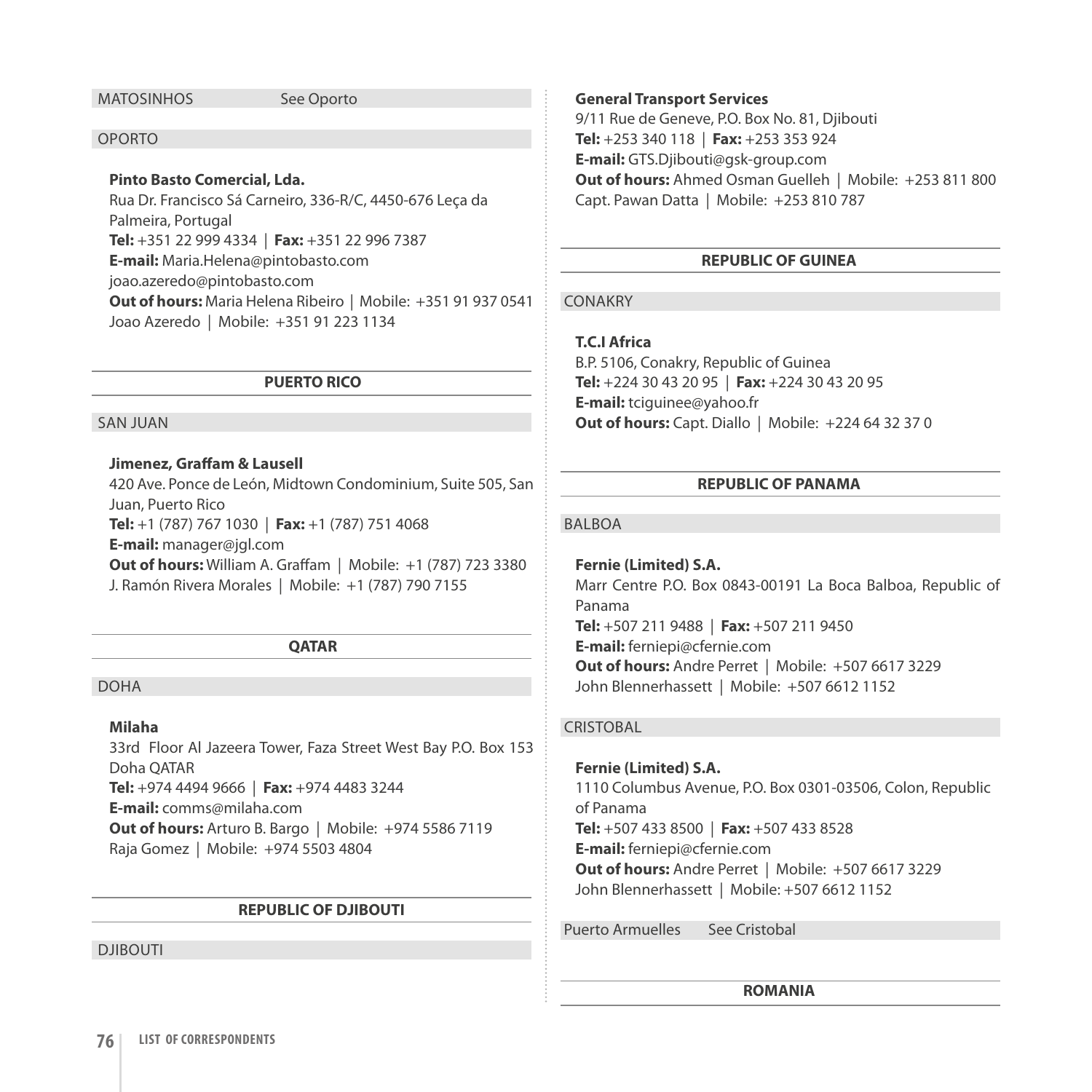MATOSINHOS See Oporto

OPORTO

**Pinto Basto Comercial, Lda.**
Rua Dr. Francisco Sá Carneiro, 336-R/C, 4450-676 Leça da Palmeira, Portugal
**Tel:** +351 22 999 4334 | **Fax:** +351 22 996 7387
**E-mail:** Maria.Helena@pintobasto.com
joao.azeredo@pintobasto.com
**Out of hours:** Maria Helena Ribeiro | Mobile: +351 91 937 0541
Joao Azeredo | Mobile: +351 91 223 1134

## PUERTO RICO

SAN JUAN

**Jimenez, Graffam & Lausell**
420 Ave. Ponce de León, Midtown Condominium, Suite 505, San Juan, Puerto Rico
**Tel:** +1 (787) 767 1030 | **Fax:** +1 (787) 751 4068
**E-mail:** manager@jgl.com
**Out of hours:** William A. Graffam | Mobile: +1 (787) 723 3380
J. Ramón Rivera Morales | Mobile: +1 (787) 790 7155

## QATAR

DOHA

**Milaha**
33rd Floor Al Jazeera Tower, Faza Street West Bay P.O. Box 153 Doha QATAR
**Tel:** +974 4494 9666 | **Fax:** +974 4483 3244
**E-mail:** comms@milaha.com
**Out of hours:** Arturo B. Bargo | Mobile: +974 5586 7119
Raja Gomez | Mobile: +974 5503 4804

## REPUBLIC OF DJIBOUTI

DJIBOUTI

**General Transport Services**
9/11 Rue de Geneve, P.O. Box No. 81, Djibouti
**Tel:** +253 340 118 | **Fax:** +253 353 924
**E-mail:** GTS.Djibouti@gsk-group.com
**Out of hours:** Ahmed Osman Guelleh | Mobile: +253 811 800
Capt. Pawan Datta | Mobile: +253 810 787

## REPUBLIC OF GUINEA

CONAKRY

**T.C.I Africa**
B.P. 5106, Conakry, Republic of Guinea
**Tel:** +224 30 43 20 95 | **Fax:** +224 30 43 20 95
**E-mail:** tciguinee@yahoo.fr
**Out of hours:** Capt. Diallo | Mobile: +224 64 32 37 0

## REPUBLIC OF PANAMA

BALBOA

**Fernie (Limited) S.A.**
Marr Centre P.O. Box 0843-00191 La Boca Balboa, Republic of Panama
**Tel:** +507 211 9488 | **Fax:** +507 211 9450
**E-mail:** ferniepi@cfernie.com
**Out of hours:** Andre Perret | Mobile: +507 6617 3229
John Blennerhassett | Mobile: +507 6612 1152

CRISTOBAL

**Fernie (Limited) S.A.**
1110 Columbus Avenue, P.O. Box 0301-03506, Colon, Republic of Panama
**Tel:** +507 433 8500 | **Fax:** +507 433 8528
**E-mail:** ferniepi@cfernie.com
**Out of hours:** Andre Perret | Mobile: +507 6617 3229
John Blennerhassett | Mobile: +507 6612 1152

Puerto Armuelles See Cristobal

## ROMANIA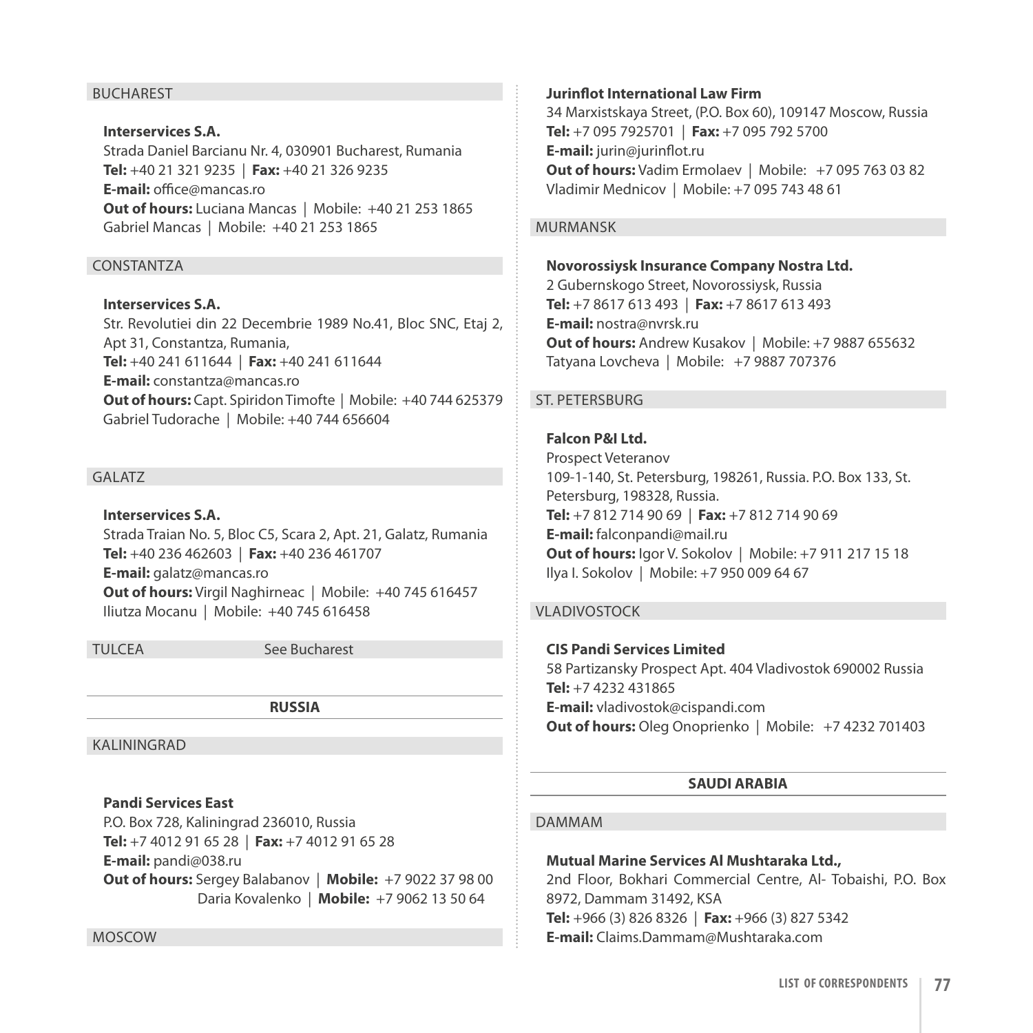### BUCHAREST

**Interservices S.A.**
Strada Daniel Barcianu Nr. 4, 030901 Bucharest, Rumania
**Tel:** +40 21 321 9235 | **Fax:** +40 21 326 9235
**E-mail:** office@mancas.ro
**Out of hours:** Luciana Mancas | Mobile: +40 21 253 1865
Gabriel Mancas | Mobile: +40 21 253 1865

### CONSTANTZA

**Interservices S.A.**
Str. Revolutiei din 22 Decembrie 1989 No.41, Bloc SNC, Etaj 2, Apt 31, Constantza, Rumania,
**Tel:** +40 241 611644 | **Fax:** +40 241 611644
**E-mail:** constantza@mancas.ro
**Out of hours:** Capt. Spiridon Timofte | Mobile: +40 744 625379
Gabriel Tudorache | Mobile: +40 744 656604

### GALATZ

**Interservices S.A.**
Strada Traian No. 5, Bloc C5, Scara 2, Apt. 21, Galatz, Rumania
**Tel:** +40 236 462603 | **Fax:** +40 236 461707
**E-mail:** galatz@mancas.ro
**Out of hours:** Virgil Naghirneac | Mobile: +40 745 616457
Iliutza Mocanu | Mobile: +40 745 616458

### TULCEA

See Bucharest

## RUSSIA

### KALININGRAD

**Pandi Services East**
P.O. Box 728, Kaliningrad 236010, Russia
**Tel:** +7 4012 91 65 28 | **Fax:** +7 4012 91 65 28
**E-mail:** pandi@038.ru
**Out of hours:** Sergey Balabanov | **Mobile:** +7 9022 37 98 00
Daria Kovalenko | **Mobile:** +7 9062 13 50 64

### MOSCOW

**Jurinflot International Law Firm**
34 Marxistskaya Street, (P.O. Box 60), 109147 Moscow, Russia
**Tel:** +7 095 7925701 | **Fax:** +7 095 792 5700
**E-mail:** jurin@jurinflot.ru
**Out of hours:** Vadim Ermolaev | Mobile: +7 095 763 03 82
Vladimir Mednicov | Mobile: +7 095 743 48 61

### MURMANSK

**Novorossiysk Insurance Company Nostra Ltd.**
2 Gubernskogo Street, Novorossiysk, Russia
**Tel:** +7 8617 613 493 | **Fax:** +7 8617 613 493
**E-mail:** nostra@nvrsk.ru
**Out of hours:** Andrew Kusakov | Mobile: +7 9887 655632
Tatyana Lovcheva | Mobile: +7 9887 707376

### ST. PETERSBURG

**Falcon P&I Ltd.**
Prospect Veteranov
109-1-140, St. Petersburg, 198261, Russia. P.O. Box 133, St. Petersburg, 198328, Russia.
**Tel:** +7 812 714 90 69 | **Fax:** +7 812 714 90 69
**E-mail:** falconpandi@mail.ru
**Out of hours:** Igor V. Sokolov | Mobile: +7 911 217 15 18
Ilya I. Sokolov | Mobile: +7 950 009 64 67

### VLADIVOSTOCK

**CIS Pandi Services Limited**
58 Partizansky Prospect Apt. 404 Vladivostok 690002 Russia
**Tel:** +7 4232 431865
**E-mail:** vladivostok@cispandi.com
**Out of hours:** Oleg Onoprienko | Mobile: +7 4232 701403

## SAUDI ARABIA

### DAMMAM

**Mutual Marine Services Al Mushtaraka Ltd.,**
2nd Floor, Bokhari Commercial Centre, Al- Tobaishi, P.O. Box 8972, Dammam 31492, KSA
**Tel:** +966 (3) 826 8326 | **Fax:** +966 (3) 827 5342
**E-mail:** Claims.Dammam@Mushtaraka.com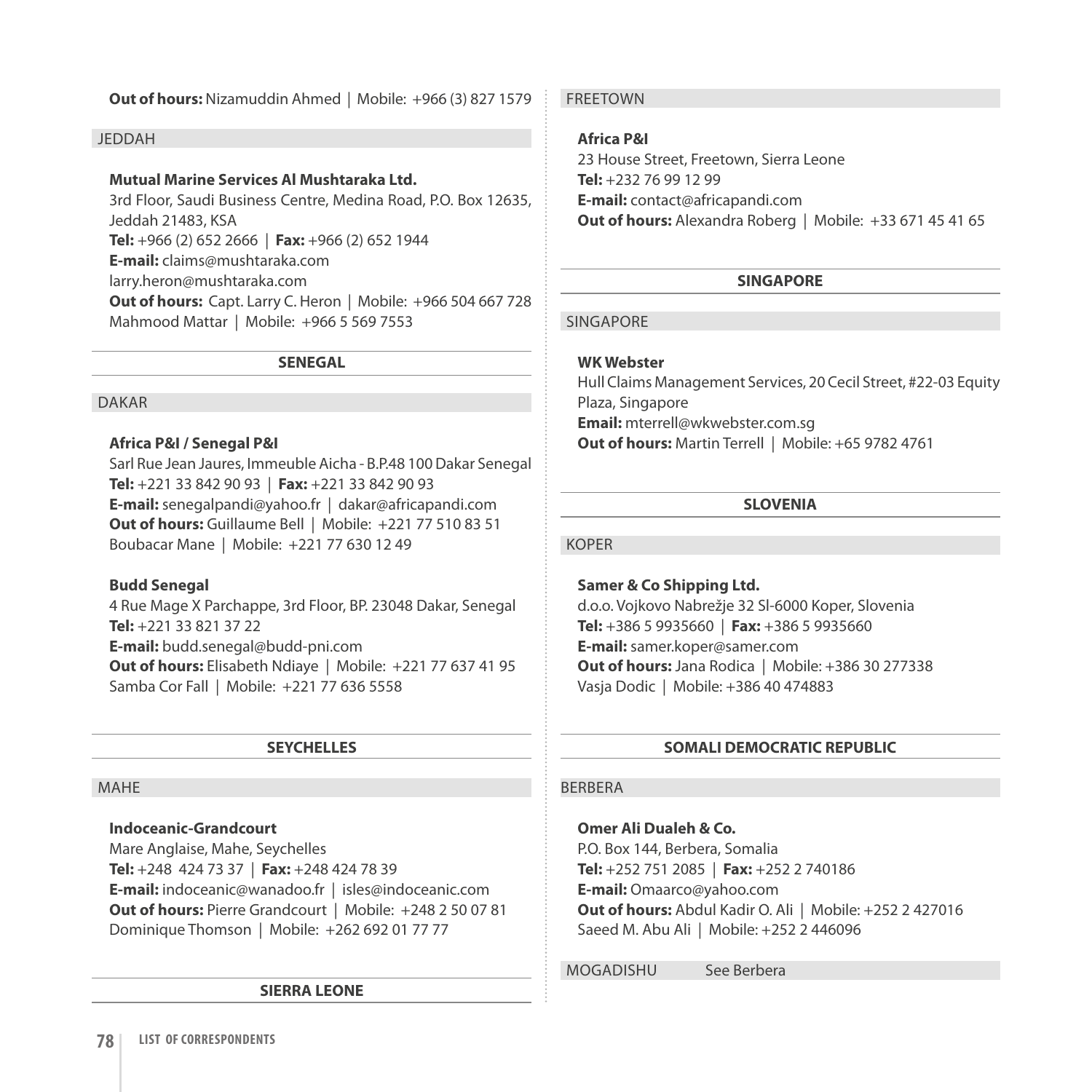**Out of hours:** Nizamuddin Ahmed | Mobile: +966 (3) 827 1579

### JEDDAH

**Mutual Marine Services Al Mushtaraka Ltd.**
3rd Floor, Saudi Business Centre, Medina Road, P.O. Box 12635, Jeddah 21483, KSA
**Tel:** +966 (2) 652 2666 | **Fax:** +966 (2) 652 1944
**E-mail:** claims@mushtaraka.com
larry.heron@mushtaraka.com
**Out of hours:** Capt. Larry C. Heron | Mobile: +966 504 667 728
Mahmood Mattar | Mobile: +966 5 569 7553

## SENEGAL

### DAKAR

**Africa P&I / Senegal P&I**
Sarl Rue Jean Jaures, Immeuble Aicha - B.P.48 100 Dakar Senegal
**Tel:** +221 33 842 90 93 | **Fax:** +221 33 842 90 93
**E-mail:** senegalpandi@yahoo.fr | dakar@africapandi.com
**Out of hours:** Guillaume Bell | Mobile: +221 77 510 83 51
Boubacar Mane | Mobile: +221 77 630 12 49

**Budd Senegal**
4 Rue Mage X Parchappe, 3rd Floor, BP. 23048 Dakar, Senegal
**Tel:** +221 33 821 37 22
**E-mail:** budd.senegal@budd-pni.com
**Out of hours:** Elisabeth Ndiaye | Mobile: +221 77 637 41 95
Samba Cor Fall | Mobile: +221 77 636 5558

## SEYCHELLES

### MAHE

**Indoceanic-Grandcourt**
Mare Anglaise, Mahe, Seychelles
**Tel:** +248 424 73 37 | **Fax:** +248 424 78 39
**E-mail:** indoceanic@wanadoo.fr | isles@indoceanic.com
**Out of hours:** Pierre Grandcourt | Mobile: +248 2 50 07 81
Dominique Thomson | Mobile: +262 692 01 77 77

## SIERRA LEONE

### FREETOWN

**Africa P&I**
23 House Street, Freetown, Sierra Leone
**Tel:** +232 76 99 12 99
**E-mail:** contact@africapandi.com
**Out of hours:** Alexandra Roberg | Mobile: +33 671 45 41 65

## SINGAPORE

### SINGAPORE

**WK Webster**
Hull Claims Management Services, 20 Cecil Street, #22-03 Equity Plaza, Singapore
**Email:** mterrell@wkwebster.com.sg
**Out of hours:** Martin Terrell | Mobile: +65 9782 4761

## SLOVENIA

### KOPER

**Samer & Co Shipping Ltd.**
d.o.o. Vojkovo Nabrežje 32 SI-6000 Koper, Slovenia
**Tel:** +386 5 9935660 | **Fax:** +386 5 9935660
**E-mail:** samer.koper@samer.com
**Out of hours:** Jana Rodica | Mobile: +386 30 277338
Vasja Dodic | Mobile: +386 40 474883

## SOMALI DEMOCRATIC REPUBLIC

### BERBERA

**Omer Ali Dualeh & Co.**
P.O. Box 144, Berbera, Somalia
**Tel:** +252 751 2085 | **Fax:** +252 2 740186
**E-mail:** Omaarco@yahoo.com
**Out of hours:** Abdul Kadir O. Ali | Mobile: +252 2 427016
Saeed M. Abu Ali | Mobile: +252 2 446096

### MOGADISHU See Berbera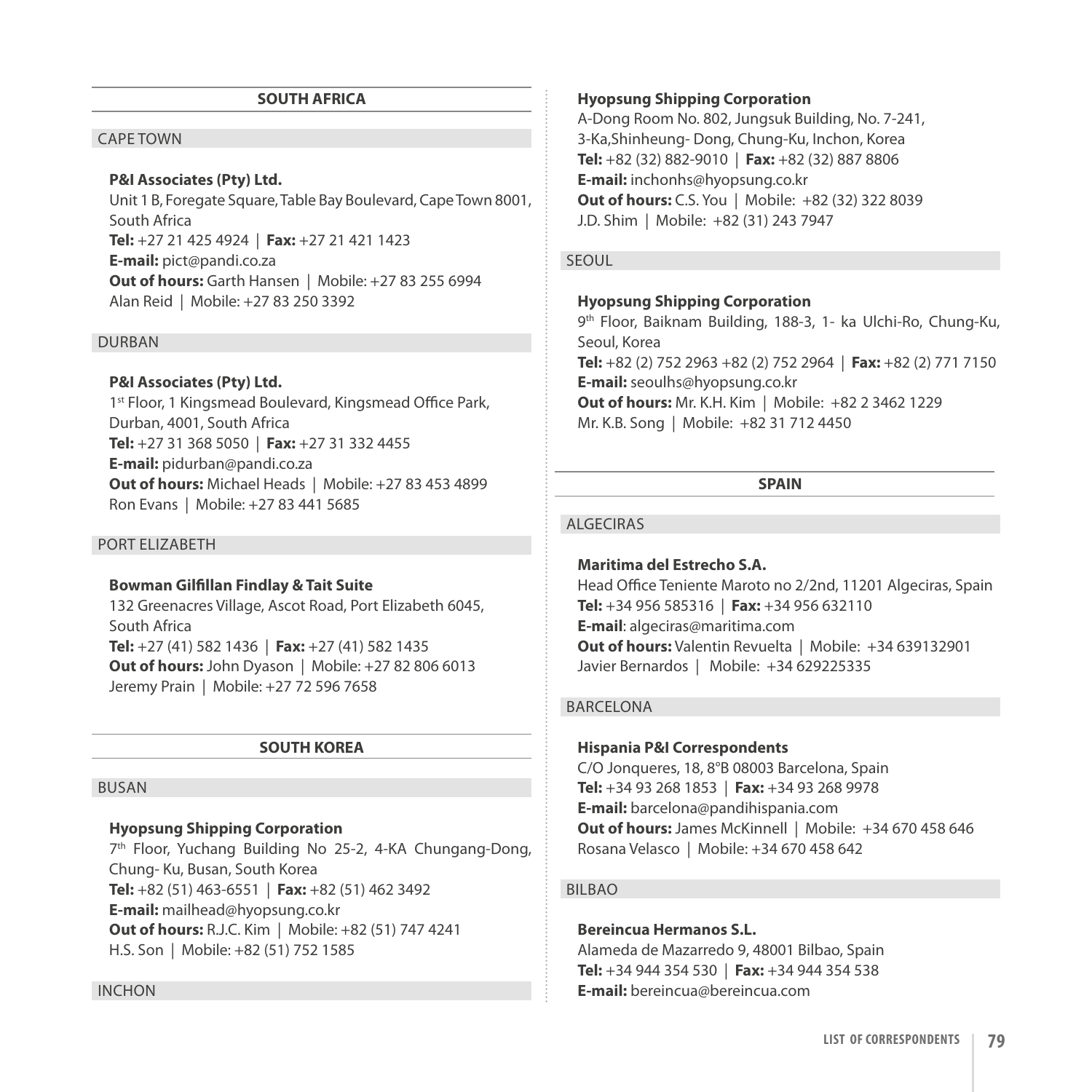## SOUTH AFRICA

### CAPE TOWN

**P&I Associates (Pty) Ltd.**
Unit 1 B, Foregate Square, Table Bay Boulevard, Cape Town 8001, South Africa
**Tel:** +27 21 425 4924 | **Fax:** +27 21 421 1423
**E-mail:** pict@pandi.co.za
**Out of hours:** Garth Hansen | Mobile: +27 83 255 6994
Alan Reid | Mobile: +27 83 250 3392

### DURBAN

**P&I Associates (Pty) Ltd.**
1st Floor, 1 Kingsmead Boulevard, Kingsmead Office Park, Durban, 4001, South Africa
**Tel:** +27 31 368 5050 | **Fax:** +27 31 332 4455
**E-mail:** pidurban@pandi.co.za
**Out of hours:** Michael Heads | Mobile: +27 83 453 4899
Ron Evans | Mobile: +27 83 441 5685

### PORT ELIZABETH

**Bowman Gilfillan Findlay & Tait Suite**
132 Greenacres Village, Ascot Road, Port Elizabeth 6045, South Africa
**Tel:** +27 (41) 582 1436 | **Fax:** +27 (41) 582 1435
**Out of hours:** John Dyason | Mobile: +27 82 806 6013
Jeremy Prain | Mobile: +27 72 596 7658

## SOUTH KOREA

### BUSAN

**Hyopsung Shipping Corporation**
7th Floor, Yuchang Building No 25-2, 4-KA Chungang-Dong, Chung- Ku, Busan, South Korea
**Tel:** +82 (51) 463-6551 | **Fax:** +82 (51) 462 3492
**E-mail:** mailhead@hyopsung.co.kr
**Out of hours:** R.J.C. Kim | Mobile: +82 (51) 747 4241
H.S. Son | Mobile: +82 (51) 752 1585

### INCHON

**Hyopsung Shipping Corporation**
A-Dong Room No. 802, Jungsuk Building, No. 7-241, 3-Ka,Shinheung- Dong, Chung-Ku, Inchon, Korea
**Tel:** +82 (32) 882-9010 | **Fax:** +82 (32) 887 8806
**E-mail:** inchonhs@hyopsung.co.kr
**Out of hours:** C.S. You | Mobile: +82 (32) 322 8039
J.D. Shim | Mobile: +82 (31) 243 7947

### SEOUL

**Hyopsung Shipping Corporation**
9th Floor, Baiknam Building, 188-3, 1- ka Ulchi-Ro, Chung-Ku, Seoul, Korea
**Tel:** +82 (2) 752 2963 +82 (2) 752 2964 | **Fax:** +82 (2) 771 7150
**E-mail:** seoulhs@hyopsung.co.kr
**Out of hours:** Mr. K.H. Kim | Mobile: +82 2 3462 1229
Mr. K.B. Song | Mobile: +82 31 712 4450

## SPAIN

### ALGECIRAS

**Maritima del Estrecho S.A.**
Head Office Teniente Maroto no 2/2nd, 11201 Algeciras, Spain
**Tel:** +34 956 585316 | **Fax:** +34 956 632110
**E-mail**: algeciras@maritima.com
**Out of hours:** Valentin Revuelta | Mobile: +34 639132901
Javier Bernardos | Mobile: +34 629225335

### BARCELONA

**Hispania P&I Correspondents**
C/O Jonqueres, 18, 8°B 08003 Barcelona, Spain
**Tel:** +34 93 268 1853 | **Fax:** +34 93 268 9978
**E-mail:** barcelona@pandihispania.com
**Out of hours:** James McKinnell | Mobile: +34 670 458 646
Rosana Velasco | Mobile: +34 670 458 642

### BILBAO

**Bereincua Hermanos S.L.**
Alameda de Mazarredo 9, 48001 Bilbao, Spain
**Tel:** +34 944 354 530 | **Fax:** +34 944 354 538
**E-mail:** bereincua@bereincua.com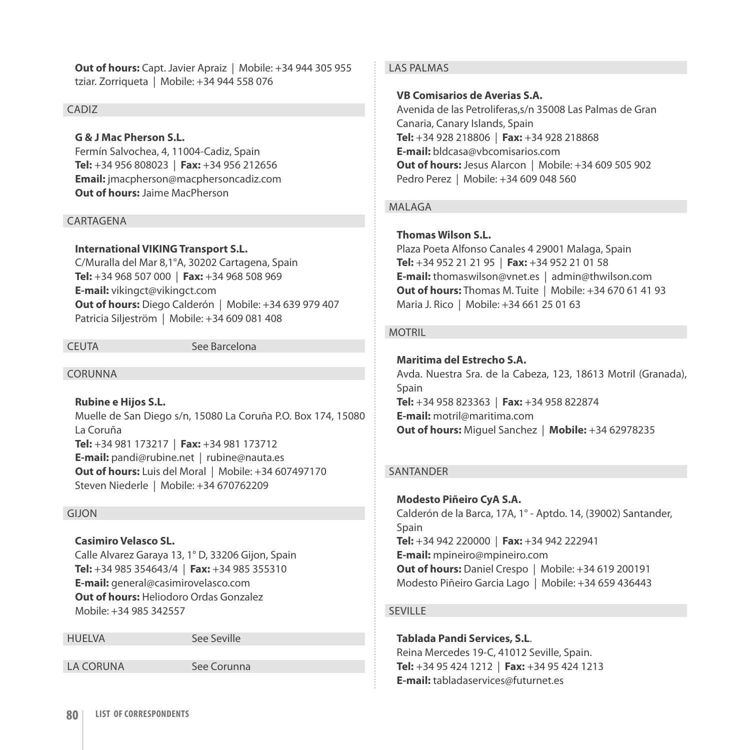**Out of hours:** Capt. Javier Apraiz | Mobile: +34 944 305 955
tziar. Zorriqueta | Mobile: +34 944 558 076

## CADIZ

**G & J Mac Pherson S.L.**
Fermín Salvochea, 4, 11004-Cadiz, Spain
**Tel:** +34 956 808023 | **Fax:** +34 956 212656
**Email:** jmacpherson@macphersoncadiz.com
**Out of hours:** Jaime MacPherson

## CARTAGENA

**International VIKING Transport S.L.**
C/Muralla del Mar 8,1°A, 30202 Cartagena, Spain
**Tel:** +34 968 507 000 | **Fax:** +34 968 508 969
**E-mail:** vikingct@vikingct.com
**Out of hours:** Diego Calderón | Mobile: +34 639 979 407
Patricia Siljeström | Mobile: +34 609 081 408

## CEUTA — See Barcelona

## CORUNNA

**Rubine e Hijos S.L.**
Muelle de San Diego s/n, 15080 La Coruña P.O. Box 174, 15080 La Coruña
**Tel:** +34 981 173217 | **Fax:** +34 981 173712
**E-mail:** pandi@rubine.net | rubine@nauta.es
**Out of hours:** Luis del Moral | Mobile: +34 607497170
Steven Niederle | Mobile: +34 670762209

## GIJON

**Casimiro Velasco SL.**
Calle Alvarez Garaya 13, 1° D, 33206 Gijon, Spain
**Tel:** +34 985 354643/4 | **Fax:** +34 985 355310
**E-mail:** general@casimirovelasco.com
**Out of hours:** Heliodoro Ordas Gonzalez
Mobile: +34 985 342557

## HUELVA — See Seville

## LA CORUNA — See Corunna

## LAS PALMAS

**VB Comisarios de Averias S.A.**
Avenida de las Petroliferas,s/n 35008 Las Palmas de Gran Canaria, Canary Islands, Spain
**Tel:** +34 928 218806 | **Fax:** +34 928 218868
**E-mail:** bldcasa@vbcomisarios.com
**Out of hours:** Jesus Alarcon | Mobile: +34 609 505 902
Pedro Perez | Mobile: +34 609 048 560

## MALAGA

**Thomas Wilson S.L.**
Plaza Poeta Alfonso Canales 4 29001 Malaga, Spain
**Tel:** +34 952 21 21 95 | **Fax:** +34 952 21 01 58
**E-mail:** thomaswilson@vnet.es | admin@thwilson.com
**Out of hours:** Thomas M. Tuite | Mobile: +34 670 61 41 93
Maria J. Rico | Mobile: +34 661 25 01 63

## MOTRIL

**Maritima del Estrecho S.A.**
Avda. Nuestra Sra. de la Cabeza, 123, 18613 Motril (Granada), Spain
**Tel:** +34 958 823363 | **Fax:** +34 958 822874
**E-mail:** motril@maritima.com
**Out of hours:** Miguel Sanchez | **Mobile:** +34 62978235

## SANTANDER

**Modesto Piñeiro CyA S.A.**
Calderón de la Barca, 17A, 1° - Aptdo. 14, (39002) Santander, Spain
**Tel:** +34 942 220000 | **Fax:** +34 942 222941
**E-mail:** mpineiro@mpineiro.com
**Out of hours:** Daniel Crespo | Mobile: +34 619 200191
Modesto Piñeiro Garcia Lago | Mobile: +34 659 436443

## SEVILLE

**Tablada Pandi Services, S.L**.
Reina Mercedes 19-C, 41012 Seville, Spain.
**Tel:** +34 95 424 1212 | **Fax:** +34 95 424 1213
**E-mail:** tabladaservices@futurnet.es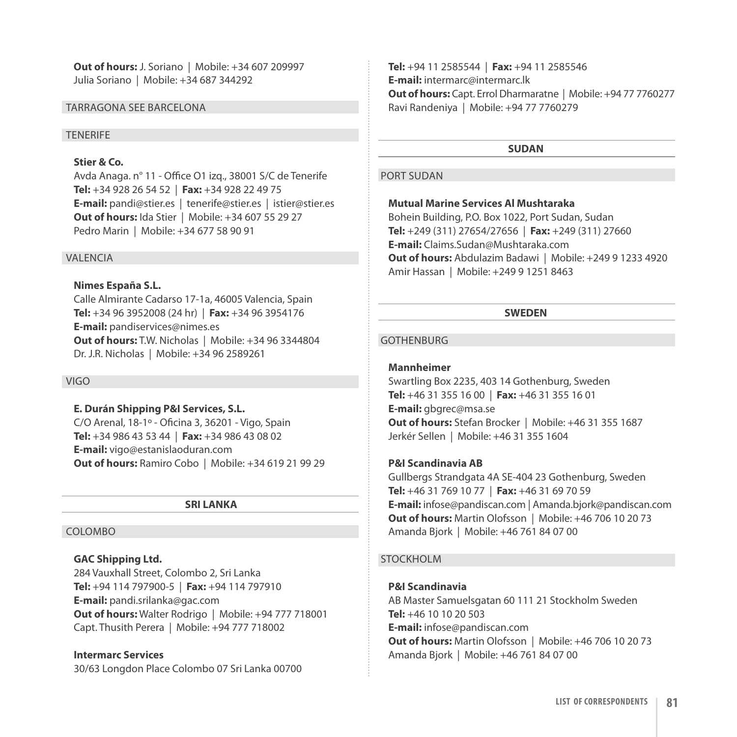**Out of hours:** J. Soriano | Mobile: +34 607 209997
Julia Soriano | Mobile: +34 687 344292

### TARRAGONA SEE BARCELONA

### TENERIFE

**Stier & Co.**
Avda Anaga. n° 11 - Office O1 izq., 38001 S/C de Tenerife
**Tel:** +34 928 26 54 52 | **Fax:** +34 928 22 49 75
**E-mail:** pandi@stier.es | tenerife@stier.es | istier@stier.es
**Out of hours:** Ida Stier | Mobile: +34 607 55 29 27
Pedro Marin | Mobile: +34 677 58 90 91

### VALENCIA

**Nimes España S.L.**
Calle Almirante Cadarso 17-1a, 46005 Valencia, Spain
**Tel:** +34 96 3952008 (24 hr) | **Fax:** +34 96 3954176
**E-mail:** pandiservices@nimes.es
**Out of hours:** T.W. Nicholas | Mobile: +34 96 3344804
Dr. J.R. Nicholas | Mobile: +34 96 2589261

### VIGO

**E. Durán Shipping P&I Services, S.L.**
C/O Arenal, 18-1º - Oficina 3, 36201 - Vigo, Spain
**Tel:** +34 986 43 53 44 | **Fax:** +34 986 43 08 02
**E-mail:** vigo@estanislaoduran.com
**Out of hours:** Ramiro Cobo | Mobile: +34 619 21 99 29

## SRI LANKA

### COLOMBO

**GAC Shipping Ltd.**
284 Vauxhall Street, Colombo 2, Sri Lanka
**Tel:** +94 114 797900-5 | **Fax:** +94 114 797910
**E-mail:** pandi.srilanka@gac.com
**Out of hours:** Walter Rodrigo | Mobile: +94 777 718001
Capt. Thusith Perera | Mobile: +94 777 718002

**Intermarc Services**
30/63 Longdon Place Colombo 07 Sri Lanka 00700
**Tel:** +94 11 2585544 | **Fax:** +94 11 2585546
**E-mail:** intermarc@intermarc.lk
**Out of hours:** Capt. Errol Dharmaratne | Mobile: +94 77 7760277
Ravi Randeniya | Mobile: +94 77 7760279

## SUDAN

### PORT SUDAN

**Mutual Marine Services Al Mushtaraka**
Bohein Building, P.O. Box 1022, Port Sudan, Sudan
**Tel:** +249 (311) 27654/27656 | **Fax:** +249 (311) 27660
**E-mail:** Claims.Sudan@Mushtaraka.com
**Out of hours:** Abdulazim Badawi | Mobile: +249 9 1233 4920
Amir Hassan | Mobile: +249 9 1251 8463

## SWEDEN

### GOTHENBURG

**Mannheimer**
Swartling Box 2235, 403 14 Gothenburg, Sweden
**Tel:** +46 31 355 16 00 | **Fax:** +46 31 355 16 01
**E-mail:** gbgrec@msa.se
**Out of hours:** Stefan Brocker | Mobile: +46 31 355 1687
Jerkér Sellen | Mobile: +46 31 355 1604

**P&I Scandinavia AB**
Gullbergs Strandgata 4A SE-404 23 Gothenburg, Sweden
**Tel:** +46 31 769 10 77 | **Fax:** +46 31 69 70 59
**E-mail:** infose@pandiscan.com | Amanda.bjork@pandiscan.com
**Out of hours:** Martin Olofsson | Mobile: +46 706 10 20 73
Amanda Bjork | Mobile: +46 761 84 07 00

### STOCKHOLM

**P&I Scandinavia**
AB Master Samuelsgatan 60 111 21 Stockholm Sweden
**Tel:** +46 10 10 20 503
**E-mail:** infose@pandiscan.com
**Out of hours:** Martin Olofsson | Mobile: +46 706 10 20 73
Amanda Bjork | Mobile: +46 761 84 07 00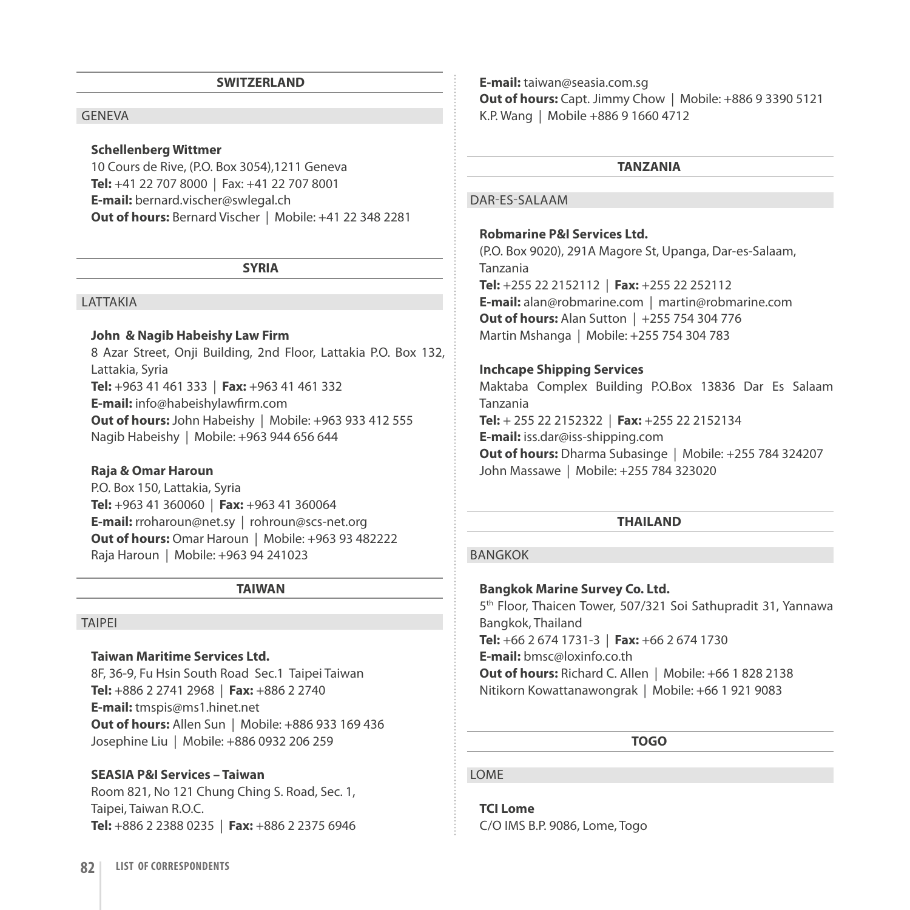## SWITZERLAND

### GENEVA

**Schellenberg Wittmer**
10 Cours de Rive, (P.O. Box 3054),1211 Geneva
**Tel:** +41 22 707 8000 | Fax: +41 22 707 8001
**E-mail:** bernard.vischer@swlegal.ch
**Out of hours:** Bernard Vischer | Mobile: +41 22 348 2281

## SYRIA

### LATTAKIA

**John & Nagib Habeishy Law Firm**
8 Azar Street, Onji Building, 2nd Floor, Lattakia P.O. Box 132, Lattakia, Syria
**Tel:** +963 41 461 333 | **Fax:** +963 41 461 332
**E-mail:** info@habeishylawfirm.com
**Out of hours:** John Habeishy | Mobile: +963 933 412 555
Nagib Habeishy | Mobile: +963 944 656 644

**Raja & Omar Haroun**
P.O. Box 150, Lattakia, Syria
**Tel:** +963 41 360060 | **Fax:** +963 41 360064
**E-mail:** rroharoun@net.sy | rohroun@scs-net.org
**Out of hours:** Omar Haroun | Mobile: +963 93 482222
Raja Haroun | Mobile: +963 94 241023

## TAIWAN

### TAIPEI

**Taiwan Maritime Services Ltd.**
8F, 36-9, Fu Hsin South Road Sec.1 Taipei Taiwan
**Tel:** +886 2 2741 2968 | **Fax:** +886 2 2740
**E-mail:** tmspis@ms1.hinet.net
**Out of hours:** Allen Sun | Mobile: +886 933 169 436
Josephine Liu | Mobile: +886 0932 206 259

**SEASIA P&I Services – Taiwan**
Room 821, No 121 Chung Ching S. Road, Sec. 1,
Taipei, Taiwan R.O.C.
**Tel:** +886 2 2388 0235 | **Fax:** +886 2 2375 6946
**E-mail:** taiwan@seasia.com.sg
**Out of hours:** Capt. Jimmy Chow | Mobile: +886 9 3390 5121
K.P. Wang | Mobile +886 9 1660 4712

## TANZANIA

### DAR-ES-SALAAM

**Robmarine P&I Services Ltd.**
(P.O. Box 9020), 291A Magore St, Upanga, Dar-es-Salaam, Tanzania
**Tel:** +255 22 2152112 | **Fax:** +255 22 252112
**E-mail:** alan@robmarine.com | martin@robmarine.com
**Out of hours:** Alan Sutton | +255 754 304 776
Martin Mshanga | Mobile: +255 754 304 783

**Inchcape Shipping Services**
Maktaba Complex Building P.O.Box 13836 Dar Es Salaam Tanzania
**Tel:** + 255 22 2152322 | **Fax:** +255 22 2152134
**E-mail:** iss.dar@iss-shipping.com
**Out of hours:** Dharma Subasinge | Mobile: +255 784 324207
John Massawe | Mobile: +255 784 323020

## THAILAND

### BANGKOK

**Bangkok Marine Survey Co. Ltd.**
5th Floor, Thaicen Tower, 507/321 Soi Sathupradit 31, Yannawa Bangkok, Thailand
**Tel:** +66 2 674 1731-3 | **Fax:** +66 2 674 1730
**E-mail:** bmsc@loxinfo.co.th
**Out of hours:** Richard C. Allen | Mobile: +66 1 828 2138
Nitikorn Kowattanawongrak | Mobile: +66 1 921 9083

## TOGO

### LOME

**TCI Lome**
C/O IMS B.P. 9086, Lome, Togo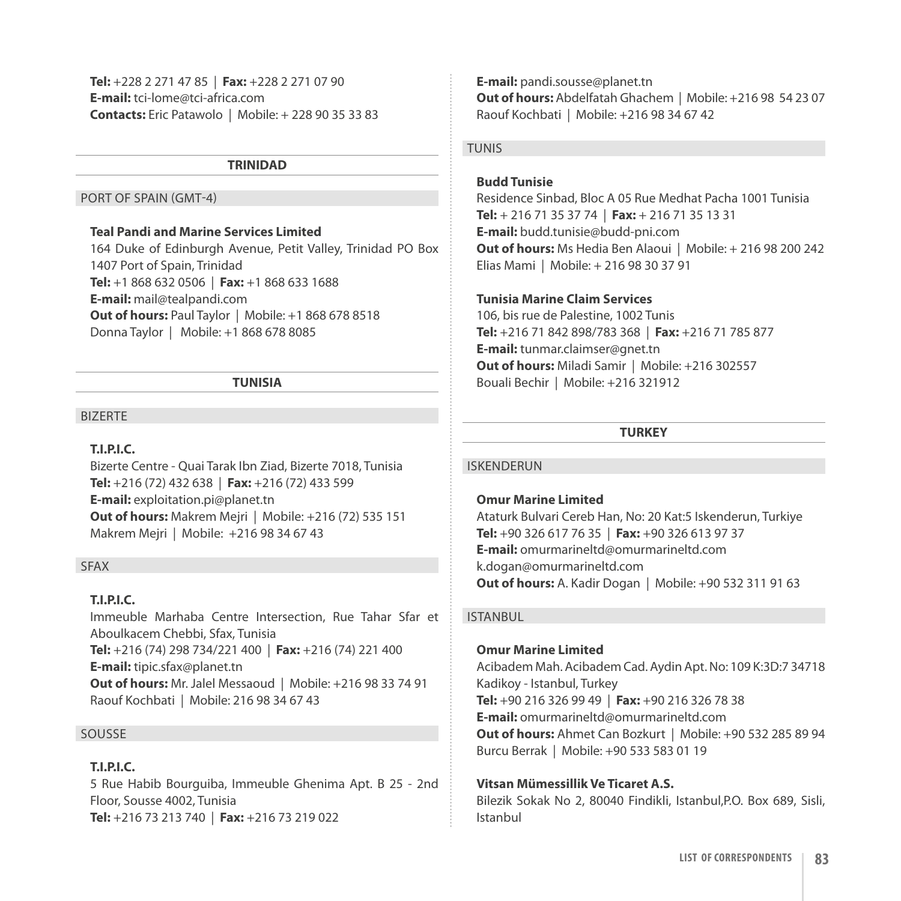**Tel:** +228 2 271 47 85 | **Fax:** +228 2 271 07 90
**E-mail:** tci-lome@tci-africa.com
**Contacts:** Eric Patawolo | Mobile: + 228 90 35 33 83

## TRINIDAD

### PORT OF SPAIN (GMT-4)

**Teal Pandi and Marine Services Limited**
164 Duke of Edinburgh Avenue, Petit Valley, Trinidad PO Box 1407 Port of Spain, Trinidad
**Tel:** +1 868 632 0506 | **Fax:** +1 868 633 1688
**E-mail:** mail@tealpandi.com
**Out of hours:** Paul Taylor | Mobile: +1 868 678 8518
Donna Taylor | Mobile: +1 868 678 8085

## TUNISIA

### BIZERTE

**T.I.P.I.C.**
Bizerte Centre - Quai Tarak Ibn Ziad, Bizerte 7018, Tunisia
**Tel:** +216 (72) 432 638 | **Fax:** +216 (72) 433 599
**E-mail:** exploitation.pi@planet.tn
**Out of hours:** Makrem Mejri | Mobile: +216 (72) 535 151
Makrem Mejri | Mobile: +216 98 34 67 43

### SFAX

**T.I.P.I.C.**
Immeuble Marhaba Centre Intersection, Rue Tahar Sfar et Aboulkacem Chebbi, Sfax, Tunisia
**Tel:** +216 (74) 298 734/221 400 | **Fax:** +216 (74) 221 400
**E-mail:** tipic.sfax@planet.tn
**Out of hours:** Mr. Jalel Messaoud | Mobile: +216 98 33 74 91
Raouf Kochbati | Mobile: 216 98 34 67 43

### SOUSSE

**T.I.P.I.C.**
5 Rue Habib Bourguiba, Immeuble Ghenima Apt. B 25 - 2nd Floor, Sousse 4002, Tunisia
**Tel:** +216 73 213 740 | **Fax:** +216 73 219 022
**E-mail:** pandi.sousse@planet.tn
**Out of hours:** Abdelfatah Ghachem | Mobile: +216 98 54 23 07
Raouf Kochbati | Mobile: +216 98 34 67 42

### TUNIS

**Budd Tunisie**
Residence Sinbad, Bloc A 05 Rue Medhat Pacha 1001 Tunisia
**Tel:** + 216 71 35 37 74 | **Fax:** + 216 71 35 13 31
**E-mail:** budd.tunisie@budd-pni.com
**Out of hours:** Ms Hedia Ben Alaoui | Mobile: + 216 98 200 242
Elias Mami | Mobile: + 216 98 30 37 91

**Tunisia Marine Claim Services**
106, bis rue de Palestine, 1002 Tunis
**Tel:** +216 71 842 898/783 368 | **Fax:** +216 71 785 877
**E-mail:** tunmar.claimser@gnet.tn
**Out of hours:** Miladi Samir | Mobile: +216 302557
Bouali Bechir | Mobile: +216 321912

## TURKEY

### ISKENDERUN

**Omur Marine Limited**
Ataturk Bulvari Cereb Han, No: 20 Kat:5 Iskenderun, Turkiye
**Tel:** +90 326 617 76 35 | **Fax:** +90 326 613 97 37
**E-mail:** omurmarineltd@omurmarineltd.com
k.dogan@omurmarineltd.com
**Out of hours:** A. Kadir Dogan | Mobile: +90 532 311 91 63

### ISTANBUL

**Omur Marine Limited**
Acibadem Mah. Acibadem Cad. Aydin Apt. No: 109 K:3D:7 34718 Kadikoy - Istanbul, Turkey
**Tel:** +90 216 326 99 49 | **Fax:** +90 216 326 78 38
**E-mail:** omurmarineltd@omurmarineltd.com
**Out of hours:** Ahmet Can Bozkurt | Mobile: +90 532 285 89 94
Burcu Berrak | Mobile: +90 533 583 01 19

**Vitsan Mümessillik Ve Ticaret A.S.**
Bilezik Sokak No 2, 80040 Findikli, Istanbul,P.O. Box 689, Sisli, Istanbul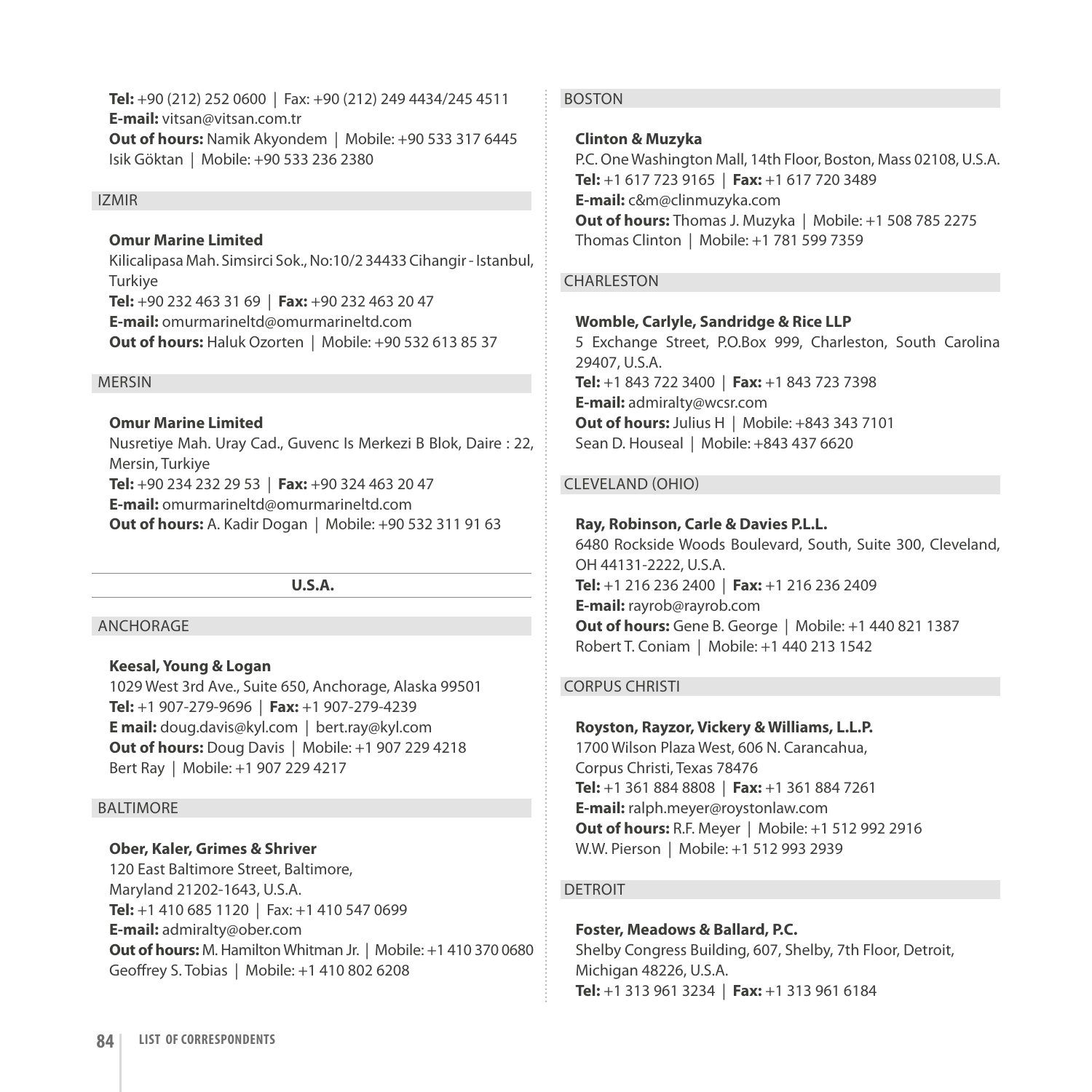**Tel:** +90 (212) 252 0600 | Fax: +90 (212) 249 4434/245 4511
**E-mail:** vitsan@vitsan.com.tr
**Out of hours:** Namik Akyondem | Mobile: +90 533 317 6445
Isik Göktan | Mobile: +90 533 236 2380

### IZMIR

**Omur Marine Limited**
Kilicalipasa Mah. Simsirci Sok., No:10/2 34433 Cihangir - Istanbul, Turkiye
**Tel:** +90 232 463 31 69 | **Fax:** +90 232 463 20 47
**E-mail:** omurmarineltd@omurmarineltd.com
**Out of hours:** Haluk Ozorten | Mobile: +90 532 613 85 37

### MERSIN

**Omur Marine Limited**
Nusretiye Mah. Uray Cad., Guvenc Is Merkezi B Blok, Daire : 22, Mersin, Turkiye
**Tel:** +90 234 232 29 53 | **Fax:** +90 324 463 20 47
**E-mail:** omurmarineltd@omurmarineltd.com
**Out of hours:** A. Kadir Dogan | Mobile: +90 532 311 91 63

## U.S.A.

### ANCHORAGE

**Keesal, Young & Logan**
1029 West 3rd Ave., Suite 650, Anchorage, Alaska 99501
**Tel:** +1 907-279-9696 | **Fax:** +1 907-279-4239
**E mail:** doug.davis@kyl.com | bert.ray@kyl.com
**Out of hours:** Doug Davis | Mobile: +1 907 229 4218
Bert Ray | Mobile: +1 907 229 4217

### BALTIMORE

**Ober, Kaler, Grimes & Shriver**
120 East Baltimore Street, Baltimore, Maryland 21202-1643, U.S.A.
**Tel:** +1 410 685 1120 | Fax: +1 410 547 0699
**E-mail:** admiralty@ober.com
**Out of hours:** M. Hamilton Whitman Jr. | Mobile: +1 410 370 0680
Geoffrey S. Tobias | Mobile: +1 410 802 6208

### BOSTON

**Clinton & Muzyka**
P.C. One Washington Mall, 14th Floor, Boston, Mass 02108, U.S.A.
**Tel:** +1 617 723 9165 | **Fax:** +1 617 720 3489
**E-mail:** c&m@clinmuzyka.com
**Out of hours:** Thomas J. Muzyka | Mobile: +1 508 785 2275
Thomas Clinton | Mobile: +1 781 599 7359

### CHARLESTON

**Womble, Carlyle, Sandridge & Rice LLP**
5 Exchange Street, P.O.Box 999, Charleston, South Carolina 29407, U.S.A.
**Tel:** +1 843 722 3400 | **Fax:** +1 843 723 7398
**E-mail:** admiralty@wcsr.com
**Out of hours:** Julius H | Mobile: +843 343 7101
Sean D. Houseal | Mobile: +843 437 6620

### CLEVELAND (OHIO)

**Ray, Robinson, Carle & Davies P.L.L.**
6480 Rockside Woods Boulevard, South, Suite 300, Cleveland, OH 44131-2222, U.S.A.
**Tel:** +1 216 236 2400 | **Fax:** +1 216 236 2409
**E-mail:** rayrob@rayrob.com
**Out of hours:** Gene B. George | Mobile: +1 440 821 1387
Robert T. Coniam | Mobile: +1 440 213 1542

### CORPUS CHRISTI

**Royston, Rayzor, Vickery & Williams, L.L.P.**
1700 Wilson Plaza West, 606 N. Carancahua, Corpus Christi, Texas 78476
**Tel:** +1 361 884 8808 | **Fax:** +1 361 884 7261
**E-mail:** ralph.meyer@roystonlaw.com
**Out of hours:** R.F. Meyer | Mobile: +1 512 992 2916
W.W. Pierson | Mobile: +1 512 993 2939

### DETROIT

**Foster, Meadows & Ballard, P.C.**
Shelby Congress Building, 607, Shelby, 7th Floor, Detroit, Michigan 48226, U.S.A.
**Tel:** +1 313 961 3234 | **Fax:** +1 313 961 6184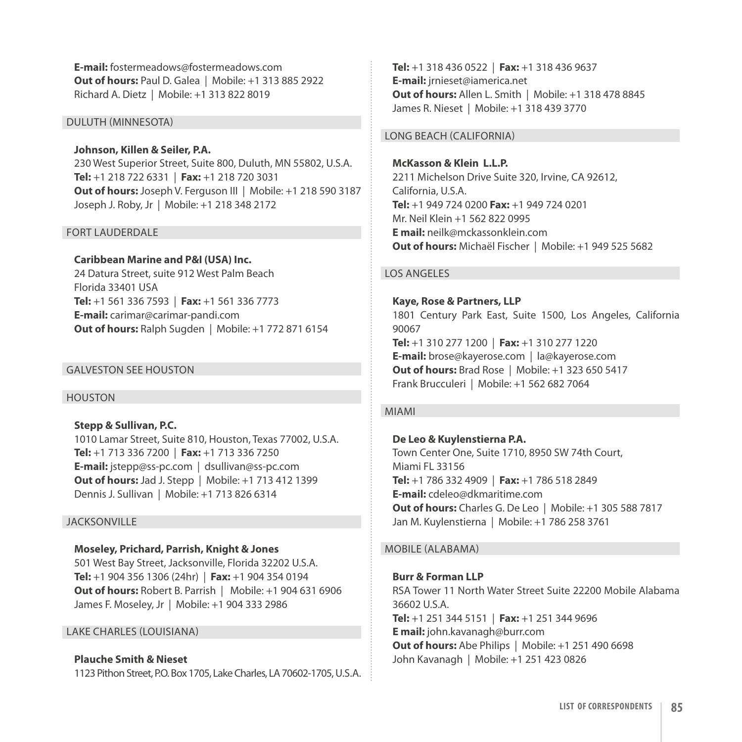**E-mail:** fostermeadows@fostermeadows.com
**Out of hours:** Paul D. Galea | Mobile: +1 313 885 2922
Richard A. Dietz | Mobile: +1 313 822 8019

## DULUTH (MINNESOTA)

**Johnson, Killen & Seiler, P.A.**
230 West Superior Street, Suite 800, Duluth, MN 55802, U.S.A.
**Tel:** +1 218 722 6331 | **Fax:** +1 218 720 3031
**Out of hours:** Joseph V. Ferguson III | Mobile: +1 218 590 3187
Joseph J. Roby, Jr | Mobile: +1 218 348 2172

## FORT LAUDERDALE

**Caribbean Marine and P&I (USA) Inc.**
24 Datura Street, suite 912 West Palm Beach
Florida 33401 USA
**Tel:** +1 561 336 7593 | **Fax:** +1 561 336 7773
**E-mail:** carimar@carimar-pandi.com
**Out of hours:** Ralph Sugden | Mobile: +1 772 871 6154

## GALVESTON SEE HOUSTON

## HOUSTON

**Stepp & Sullivan, P.C.**
1010 Lamar Street, Suite 810, Houston, Texas 77002, U.S.A.
**Tel:** +1 713 336 7200 | **Fax:** +1 713 336 7250
**E-mail:** jstepp@ss-pc.com | dsullivan@ss-pc.com
**Out of hours:** Jad J. Stepp | Mobile: +1 713 412 1399
Dennis J. Sullivan | Mobile: +1 713 826 6314

## JACKSONVILLE

**Moseley, Prichard, Parrish, Knight & Jones**
501 West Bay Street, Jacksonville, Florida 32202 U.S.A.
**Tel:** +1 904 356 1306 (24hr) | **Fax:** +1 904 354 0194
**Out of hours:** Robert B. Parrish | Mobile: +1 904 631 6906
James F. Moseley, Jr | Mobile: +1 904 333 2986

## LAKE CHARLES (LOUISIANA)

**Plauche Smith & Nieset**
1123 Pithon Street, P.O. Box 1705, Lake Charles, LA 70602-1705, U.S.A.
**Tel:** +1 318 436 0522 | **Fax:** +1 318 436 9637
**E-mail:** jrnieset@iamerica.net
**Out of hours:** Allen L. Smith | Mobile: +1 318 478 8845
James R. Nieset | Mobile: +1 318 439 3770

## LONG BEACH (CALIFORNIA)

**McKasson & Klein L.L.P.**
2211 Michelson Drive Suite 320, Irvine, CA 92612,
California, U.S.A.
**Tel:** +1 949 724 0200 **Fax:** +1 949 724 0201
Mr. Neil Klein +1 562 822 0995
**E mail:** neilk@mckassonklein.com
**Out of hours:** Michaël Fischer | Mobile: +1 949 525 5682

## LOS ANGELES

**Kaye, Rose & Partners, LLP**
1801 Century Park East, Suite 1500, Los Angeles, California 90067
**Tel:** +1 310 277 1200 | **Fax:** +1 310 277 1220
**E-mail:** brose@kayerose.com | la@kayerose.com
**Out of hours:** Brad Rose | Mobile: +1 323 650 5417
Frank Brucculeri | Mobile: +1 562 682 7064

## MIAMI

**De Leo & Kuylenstierna P.A.**
Town Center One, Suite 1710, 8950 SW 74th Court,
Miami FL 33156
**Tel:** +1 786 332 4909 | **Fax:** +1 786 518 2849
**E-mail:** cdeleo@dkmaritime.com
**Out of hours:** Charles G. De Leo | Mobile: +1 305 588 7817
Jan M. Kuylenstierna | Mobile: +1 786 258 3761

## MOBILE (ALABAMA)

**Burr & Forman LLP**
RSA Tower 11 North Water Street Suite 22200 Mobile Alabama 36602 U.S.A.
**Tel:** +1 251 344 5151 | **Fax:** +1 251 344 9696
**E mail:** john.kavanagh@burr.com
**Out of hours:** Abe Philips | Mobile: +1 251 490 6698
John Kavanagh | Mobile: +1 251 423 0826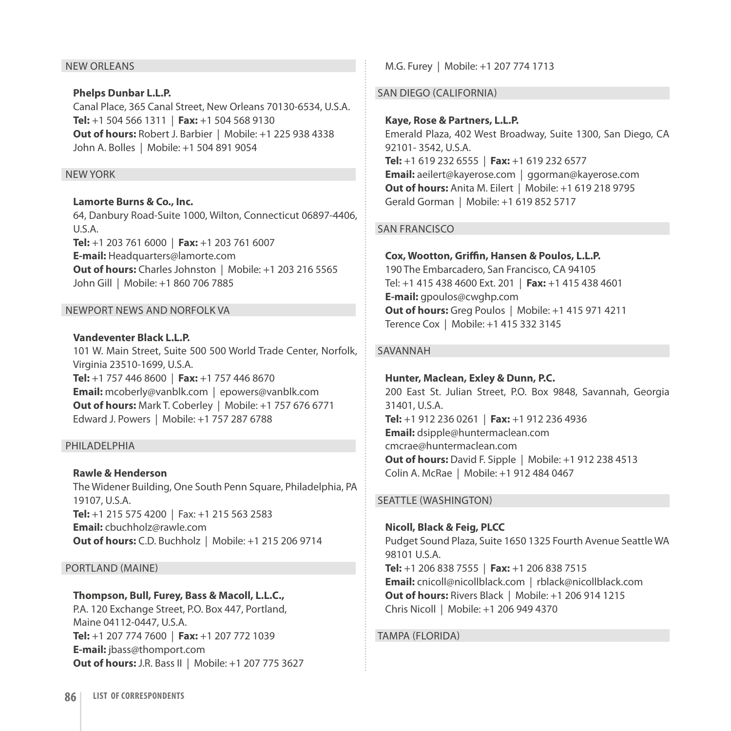## NEW ORLEANS

**Phelps Dunbar L.L.P.**
Canal Place, 365 Canal Street, New Orleans 70130-6534, U.S.A.
**Tel:** +1 504 566 1311 | **Fax:** +1 504 568 9130
**Out of hours:** Robert J. Barbier | Mobile: +1 225 938 4338
John A. Bolles | Mobile: +1 504 891 9054

## NEW YORK

**Lamorte Burns & Co., Inc.**
64, Danbury Road-Suite 1000, Wilton, Connecticut 06897-4406, U.S.A.
**Tel:** +1 203 761 6000 | **Fax:** +1 203 761 6007
**E-mail:** Headquarters@lamorte.com
**Out of hours:** Charles Johnston | Mobile: +1 203 216 5565
John Gill | Mobile: +1 860 706 7885

## NEWPORT NEWS AND NORFOLK VA

**Vandeventer Black L.L.P.**
101 W. Main Street, Suite 500 500 World Trade Center, Norfolk, Virginia 23510-1699, U.S.A.
**Tel:** +1 757 446 8600 | **Fax:** +1 757 446 8670
**Email:** mcoberly@vanblk.com | epowers@vanblk.com
**Out of hours:** Mark T. Coberley | Mobile: +1 757 676 6771
Edward J. Powers | Mobile: +1 757 287 6788

## PHILADELPHIA

**Rawle & Henderson**
The Widener Building, One South Penn Square, Philadelphia, PA 19107, U.S.A.
**Tel:** +1 215 575 4200 | Fax: +1 215 563 2583
**Email:** cbuchholz@rawle.com
**Out of hours:** C.D. Buchholz | Mobile: +1 215 206 9714

## PORTLAND (MAINE)

**Thompson, Bull, Furey, Bass & Macoll, L.L.C.,**
P.A. 120 Exchange Street, P.O. Box 447, Portland, Maine 04112-0447, U.S.A.
**Tel:** +1 207 774 7600 | **Fax:** +1 207 772 1039
**E-mail:** jbass@thomport.com
**Out of hours:** J.R. Bass II | Mobile: +1 207 775 3627
M.G. Furey | Mobile: +1 207 774 1713

## SAN DIEGO (CALIFORNIA)

**Kaye, Rose & Partners, L.L.P.**
Emerald Plaza, 402 West Broadway, Suite 1300, San Diego, CA 92101- 3542, U.S.A.
**Tel:** +1 619 232 6555 | **Fax:** +1 619 232 6577
**Email:** aeilert@kayerose.com | ggorman@kayerose.com
**Out of hours:** Anita M. Eilert | Mobile: +1 619 218 9795
Gerald Gorman | Mobile: +1 619 852 5717

## SAN FRANCISCO

**Cox, Wootton, Griffin, Hansen & Poulos, L.L.P.**
190 The Embarcadero, San Francisco, CA 94105
Tel: +1 415 438 4600 Ext. 201 | **Fax:** +1 415 438 4601
**E-mail:** gpoulos@cwghp.com
**Out of hours:** Greg Poulos | Mobile: +1 415 971 4211
Terence Cox | Mobile: +1 415 332 3145

## SAVANNAH

**Hunter, Maclean, Exley & Dunn, P.C.**
200 East St. Julian Street, P.O. Box 9848, Savannah, Georgia 31401, U.S.A.
**Tel:** +1 912 236 0261 | **Fax:** +1 912 236 4936
**Email:** dsipple@huntermaclean.com
cmcrae@huntermaclean.com
**Out of hours:** David F. Sipple | Mobile: +1 912 238 4513
Colin A. McRae | Mobile: +1 912 484 0467

## SEATTLE (WASHINGTON)

**Nicoll, Black & Feig, PLCC**
Pudget Sound Plaza, Suite 1650 1325 Fourth Avenue Seattle WA 98101 U.S.A.
**Tel:** +1 206 838 7555 | **Fax:** +1 206 838 7515
**Email:** cnicoll@nicollblack.com | rblack@nicollblack.com
**Out of hours:** Rivers Black | Mobile: +1 206 914 1215
Chris Nicoll | Mobile: +1 206 949 4370

## TAMPA (FLORIDA)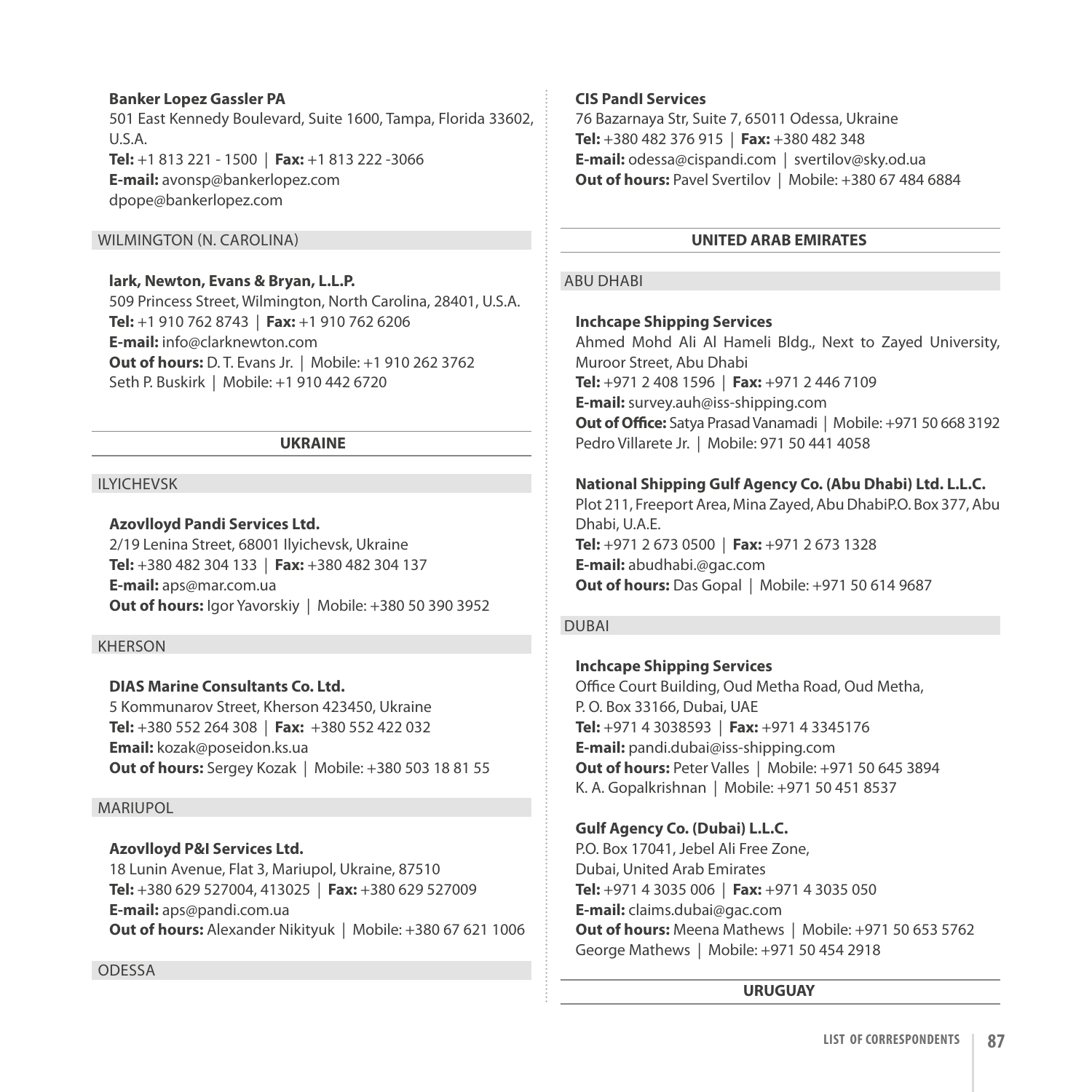**Banker Lopez Gassler PA**
501 East Kennedy Boulevard, Suite 1600, Tampa, Florida 33602, U.S.A.
**Tel:** +1 813 221 - 1500 | **Fax:** +1 813 222 -3066
**E-mail:** avonsp@bankerlopez.com
dpope@bankerlopez.com

### WILMINGTON (N. CAROLINA)

**lark, Newton, Evans & Bryan, L.L.P.**
509 Princess Street, Wilmington, North Carolina, 28401, U.S.A.
**Tel:** +1 910 762 8743 | **Fax:** +1 910 762 6206
**E-mail:** info@clarknewton.com
**Out of hours:** D. T. Evans Jr. | Mobile: +1 910 262 3762
Seth P. Buskirk | Mobile: +1 910 442 6720

## UKRAINE

### ILYICHEVSK

**Azovlloyd Pandi Services Ltd.**
2/19 Lenina Street, 68001 Ilyichevsk, Ukraine
**Tel:** +380 482 304 133 | **Fax:** +380 482 304 137
**E-mail:** aps@mar.com.ua
**Out of hours:** Igor Yavorskiy | Mobile: +380 50 390 3952

### KHERSON

**DIAS Marine Consultants Co. Ltd.**
5 Kommunarov Street, Kherson 423450, Ukraine
**Tel:** +380 552 264 308 | **Fax:** +380 552 422 032
**Email:** kozak@poseidon.ks.ua
**Out of hours:** Sergey Kozak | Mobile: +380 503 18 81 55

### MARIUPOL

**Azovlloyd P&I Services Ltd.**
18 Lunin Avenue, Flat 3, Mariupol, Ukraine, 87510
**Tel:** +380 629 527004, 413025 | **Fax:** +380 629 527009
**E-mail:** aps@pandi.com.ua
**Out of hours:** Alexander Nikityuk | Mobile: +380 67 621 1006

### ODESSA

**CIS PandI Services**
76 Bazarnaya Str, Suite 7, 65011 Odessa, Ukraine
**Tel:** +380 482 376 915 | **Fax:** +380 482 348
**E-mail:** odessa@cispandi.com | svertilov@sky.od.ua
**Out of hours:** Pavel Svertilov | Mobile: +380 67 484 6884

## UNITED ARAB EMIRATES

### ABU DHABI

**Inchcape Shipping Services**
Ahmed Mohd Ali Al Hameli Bldg., Next to Zayed University, Muroor Street, Abu Dhabi
**Tel:** +971 2 408 1596 | **Fax:** +971 2 446 7109
**E-mail:** survey.auh@iss-shipping.com
**Out of Office:** Satya Prasad Vanamadi | Mobile: +971 50 668 3192
Pedro Villarete Jr. | Mobile: 971 50 441 4058

**National Shipping Gulf Agency Co. (Abu Dhabi) Ltd. L.L.C.**
Plot 211, Freeport Area, Mina Zayed, Abu DhabiP.O. Box 377, Abu Dhabi, U.A.E.
**Tel:** +971 2 673 0500 | **Fax:** +971 2 673 1328
**E-mail:** abudhabi.@gac.com
**Out of hours:** Das Gopal | Mobile: +971 50 614 9687

### DUBAI

**Inchcape Shipping Services**
Office Court Building, Oud Metha Road, Oud Metha,
P. O. Box 33166, Dubai, UAE
**Tel:** +971 4 3038593 | **Fax:** +971 4 3345176
**E-mail:** pandi.dubai@iss-shipping.com
**Out of hours:** Peter Valles | Mobile: +971 50 645 3894
K. A. Gopalkrishnan | Mobile: +971 50 451 8537

**Gulf Agency Co. (Dubai) L.L.C.**
P.O. Box 17041, Jebel Ali Free Zone,
Dubai, United Arab Emirates
**Tel:** +971 4 3035 006 | **Fax:** +971 4 3035 050
**E-mail:** claims.dubai@gac.com
**Out of hours:** Meena Mathews | Mobile: +971 50 653 5762
George Mathews | Mobile: +971 50 454 2918

## URUGUAY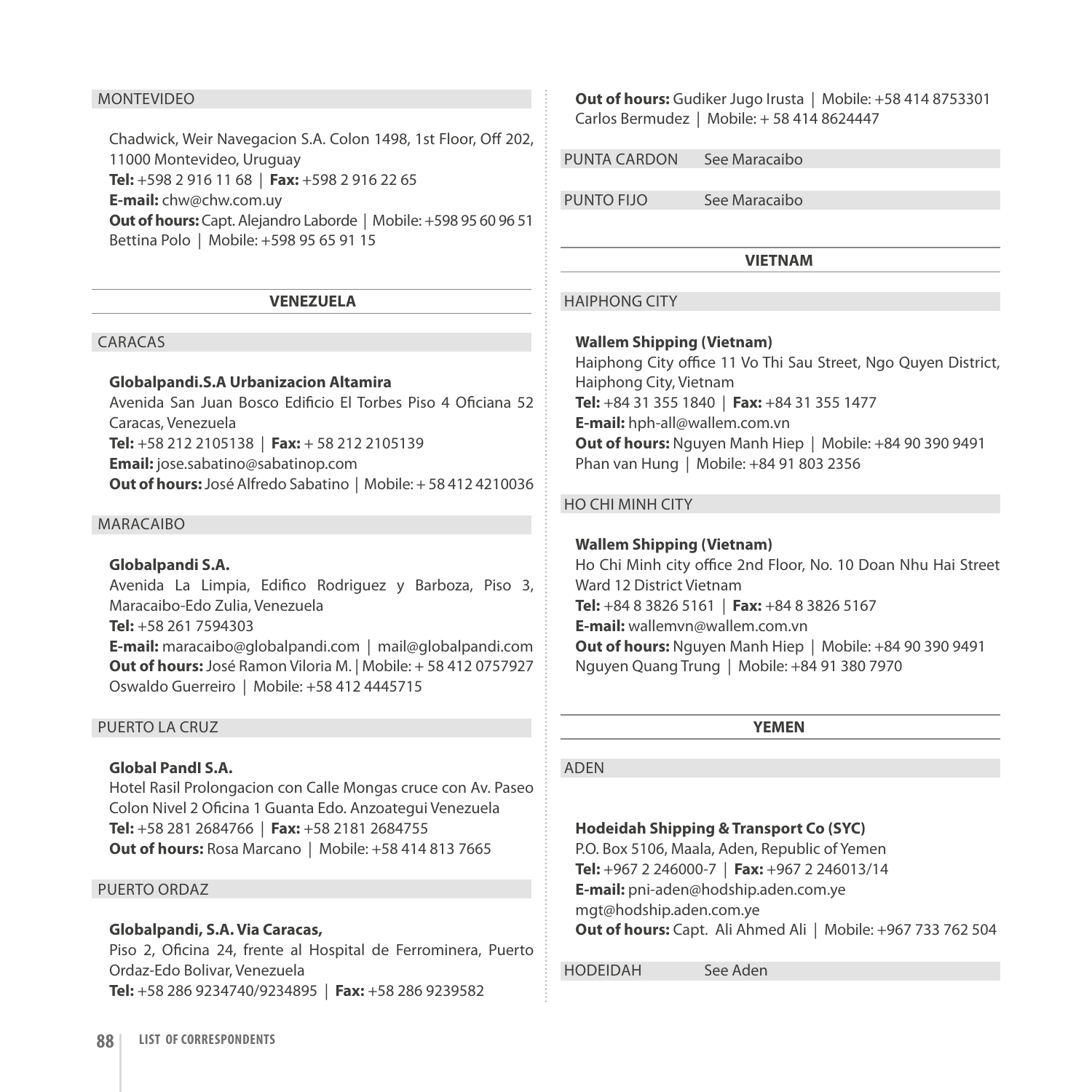MONTEVIDEO

Chadwick, Weir Navegacion S.A. Colon 1498, 1st Floor, Off 202, 11000 Montevideo, Uruguay
**Tel:** +598 2 916 11 68 | **Fax:** +598 2 916 22 65
**E-mail:** chw@chw.com.uy
**Out of hours:** Capt. Alejandro Laborde | Mobile: +598 95 60 96 51
Bettina Polo | Mobile: +598 95 65 91 15

## VENEZUELA

CARACAS

**Globalpandi.S.A Urbanizacion Altamira**
Avenida San Juan Bosco Edificio El Torbes Piso 4 Oficiana 52 Caracas, Venezuela
**Tel:** +58 212 2105138 | **Fax:** + 58 212 2105139
**Email:** jose.sabatino@sabatinop.com
**Out of hours:** José Alfredo Sabatino | Mobile: + 58 412 4210036

MARACAIBO

**Globalpandi S.A.**
Avenida La Limpia, Edifico Rodriguez y Barboza, Piso 3, Maracaibo-Edo Zulia, Venezuela
**Tel:** +58 261 7594303
**E-mail:** maracaibo@globalpandi.com | mail@globalpandi.com
**Out of hours:** José Ramon Viloria M. | Mobile: + 58 412 0757927
Oswaldo Guerreiro | Mobile: +58 412 4445715

PUERTO LA CRUZ

**Global PandI S.A.**
Hotel Rasil Prolongacion con Calle Mongas cruce con Av. Paseo Colon Nivel 2 Oficina 1 Guanta Edo. Anzoategui Venezuela
**Tel:** +58 281 2684766 | **Fax:** +58 2181 2684755
**Out of hours:** Rosa Marcano | Mobile: +58 414 813 7665

PUERTO ORDAZ

**Globalpandi, S.A. Via Caracas,**
Piso 2, Oficina 24, frente al Hospital de Ferrominera, Puerto Ordaz-Edo Bolivar, Venezuela
**Tel:** +58 286 9234740/9234895 | **Fax:** +58 286 9239582
**Out of hours:** Gudiker Jugo Irusta | Mobile: +58 414 8753301
Carlos Bermudez | Mobile: + 58 414 8624447

PUNTA CARDON See Maracaibo

PUNTO FIJO See Maracaibo

## VIETNAM

HAIPHONG CITY

**Wallem Shipping (Vietnam)**
Haiphong City office 11 Vo Thi Sau Street, Ngo Quyen District, Haiphong City, Vietnam
**Tel:** +84 31 355 1840 | **Fax:** +84 31 355 1477
**E-mail:** hph-all@wallem.com.vn
**Out of hours:** Nguyen Manh Hiep | Mobile: +84 90 390 9491
Phan van Hung | Mobile: +84 91 803 2356

HO CHI MINH CITY

**Wallem Shipping (Vietnam)**
Ho Chi Minh city office 2nd Floor, No. 10 Doan Nhu Hai Street Ward 12 District Vietnam
**Tel:** +84 8 3826 5161 | **Fax:** +84 8 3826 5167
**E-mail:** wallemvn@wallem.com.vn
**Out of hours:** Nguyen Manh Hiep | Mobile: +84 90 390 9491
Nguyen Quang Trung | Mobile: +84 91 380 7970

## YEMEN

ADEN

**Hodeidah Shipping & Transport Co (SYC)**
P.O. Box 5106, Maala, Aden, Republic of Yemen
**Tel:** +967 2 246000-7 | **Fax:** +967 2 246013/14
**E-mail:** pni-aden@hodship.aden.com.ye
mgt@hodship.aden.com.ye
**Out of hours:** Capt. Ali Ahmed Ali | Mobile: +967 733 762 504

HODEIDAH See Aden